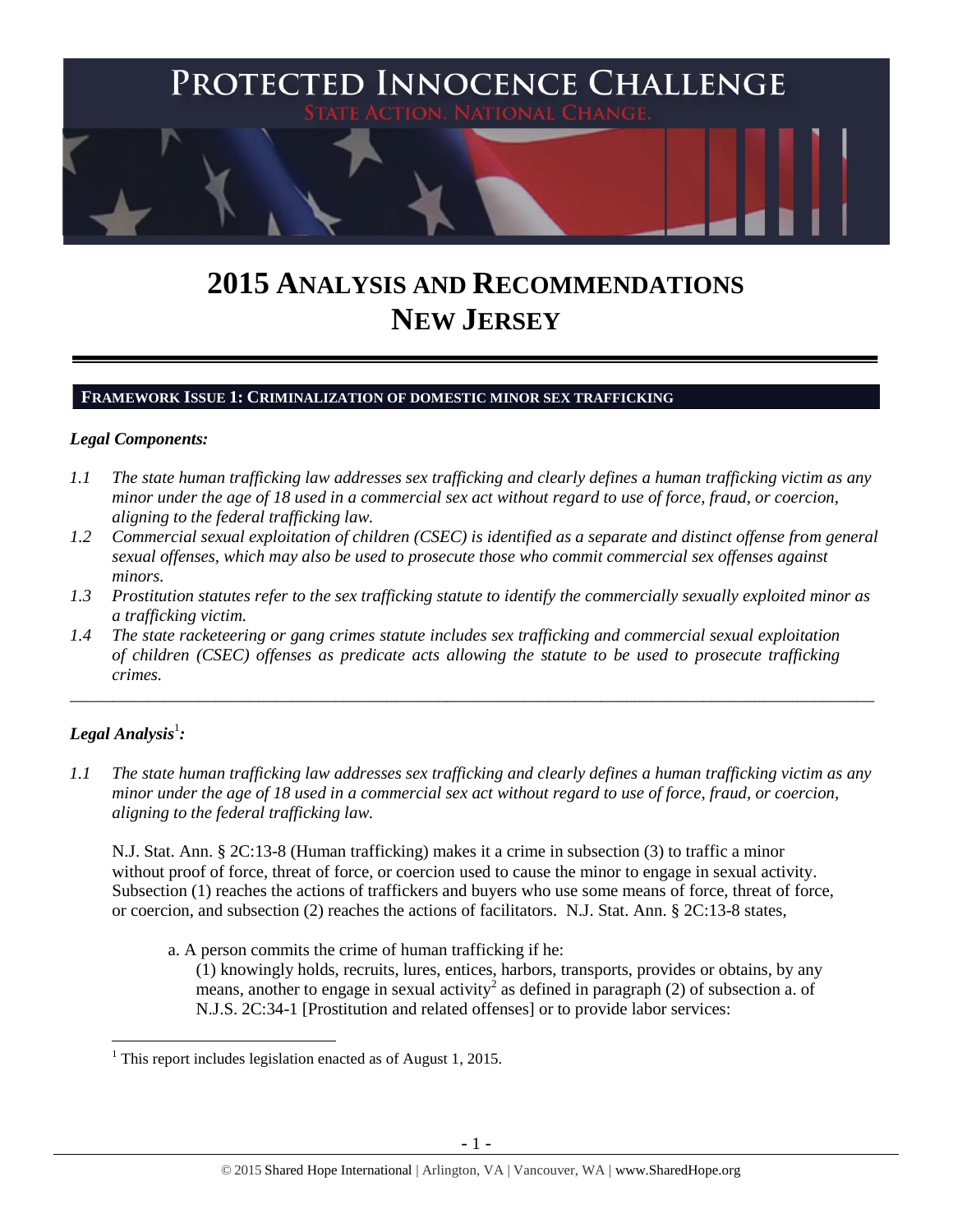# PROTECTED INNOCENCE CHALLENGE

STATE ACTION. NATIONAL CHANGE.

# 2015 ANALYSIS AND RECOMMENDATIONS NEW JERSEY

## FRAMEWORK ISSUE 1: CRIMINALIZATION OF DOMESTIC MINOR SEX TRAFFICKING

### *Legal Components:*

*1.1 The state human trafficking law addresses sex trafficking and clearly defines a human trafficking victim as any minor under the age of 18 used in a commercial sex act without regard to use of force, fraud, or coercion, aligning to the federal trafficking law.*

*1.2 Commercial sexual exploitation of children (CSEC) is identified as a separate and distinct offense from general sexual offenses, which may also be used to prosecute those who commit commercial sex offenses against minors.*

*1.3 Prostitution statutes refer to the sex trafficking statute to identify the commercially sexually exploited minor as a trafficking victim.*

*1.4 The state racketeering or gang crimes statute includes sex trafficking and commercial sexual exploitation of children (CSEC) offenses as predicate acts allowing the statute to be used to prosecute trafficking crimes.*

---

### *Legal Analysis*[1]*:*

*1.1 The state human trafficking law addresses sex trafficking and clearly defines a human trafficking victim as any minor under the age of 18 used in a commercial sex act without regard to use of force, fraud, or coercion, aligning to the federal trafficking law.*

N.J. Stat. Ann. § 2C:13-8 (Human trafficking) makes it a crime in subsection (3) to traffic a minor without proof of force, threat of force, or coercion used to cause the minor to engage in sexual activity. Subsection (1) reaches the actions of traffickers and buyers who use some means of force, threat of force, or coercion, and subsection (2) reaches the actions of facilitators. N.J. Stat. Ann. § 2C:13-8 states,

> a. A person commits the crime of human trafficking if he:
>
> (1) knowingly holds, recruits, lures, entices, harbors, transports, provides or obtains, by any means, another to engage in sexual activity[2] as defined in paragraph (2) of subsection a. of N.J.S. 2C:34-1 [Prostitution and related offenses] or to provide labor services:

---

[1] This report includes legislation enacted as of August 1, 2015.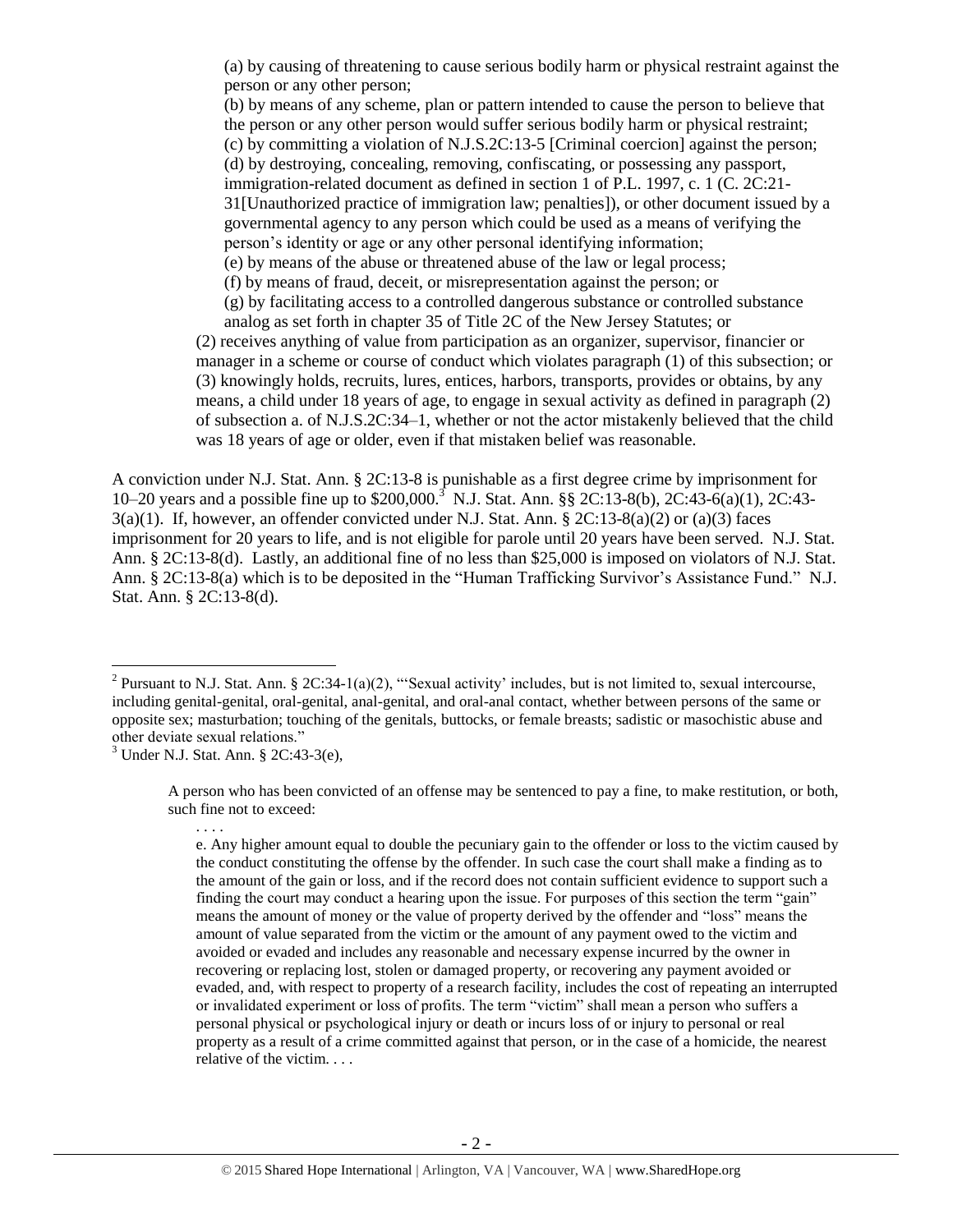(a) by causing of threatening to cause serious bodily harm or physical restraint against the person or any other person;

(b) by means of any scheme, plan or pattern intended to cause the person to believe that the person or any other person would suffer serious bodily harm or physical restraint;

(c) by committing a violation of N.J.S.2C:13-5 [Criminal coercion] against the person;

(d) by destroying, concealing, removing, confiscating, or possessing any passport, immigration-related document as defined in section 1 of P.L. 1997, c. 1 (C. 2C:21-31[Unauthorized practice of immigration law; penalties]), or other document issued by a governmental agency to any person which could be used as a means of verifying the person's identity or age or any other personal identifying information;

(e) by means of the abuse or threatened abuse of the law or legal process;

(f) by means of fraud, deceit, or misrepresentation against the person; or

(g) by facilitating access to a controlled dangerous substance or controlled substance analog as set forth in chapter 35 of Title 2C of the New Jersey Statutes; or

(2) receives anything of value from participation as an organizer, supervisor, financier or manager in a scheme or course of conduct which violates paragraph (1) of this subsection; or

(3) knowingly holds, recruits, lures, entices, harbors, transports, provides or obtains, by any means, a child under 18 years of age, to engage in sexual activity as defined in paragraph (2) of subsection a. of N.J.S.2C:34–1, whether or not the actor mistakenly believed that the child was 18 years of age or older, even if that mistaken belief was reasonable.

A conviction under N.J. Stat. Ann. § 2C:13-8 is punishable as a first degree crime by imprisonment for 10–20 years and a possible fine up to $200,000.[3] N.J. Stat. Ann. §§ 2C:13-8(b), 2C:43-6(a)(1), 2C:43-3(a)(1). If, however, an offender convicted under N.J. Stat. Ann. § 2C:13-8(a)(2) or (a)(3) faces imprisonment for 20 years to life, and is not eligible for parole until 20 years have been served. N.J. Stat. Ann. § 2C:13-8(d). Lastly, an additional fine of no less than $25,000 is imposed on violators of N.J. Stat. Ann. § 2C:13-8(a) which is to be deposited in the "Human Trafficking Survivor's Assistance Fund." N.J. Stat. Ann. § 2C:13-8(d).

---

[2] Pursuant to N.J. Stat. Ann. § 2C:34-1(a)(2), "'Sexual activity' includes, but is not limited to, sexual intercourse, including genital-genital, oral-genital, anal-genital, and oral-anal contact, whether between persons of the same or opposite sex; masturbation; touching of the genitals, buttocks, or female breasts; sadistic or masochistic abuse and other deviate sexual relations."

[3] Under N.J. Stat. Ann. § 2C:43-3(e),

> A person who has been convicted of an offense may be sentenced to pay a fine, to make restitution, or both, such fine not to exceed:
>
> . . . .
>
> e. Any higher amount equal to double the pecuniary gain to the offender or loss to the victim caused by the conduct constituting the offense by the offender. In such case the court shall make a finding as to the amount of the gain or loss, and if the record does not contain sufficient evidence to support such a finding the court may conduct a hearing upon the issue. For purposes of this section the term "gain" means the amount of money or the value of property derived by the offender and "loss" means the amount of value separated from the victim or the amount of any payment owed to the victim and avoided or evaded and includes any reasonable and necessary expense incurred by the owner in recovering or replacing lost, stolen or damaged property, or recovering any payment avoided or evaded, and, with respect to property of a research facility, includes the cost of repeating an interrupted or invalidated experiment or loss of profits. The term "victim" shall mean a person who suffers a personal physical or psychological injury or death or incurs loss of or injury to personal or real property as a result of a crime committed against that person, or in the case of a homicide, the nearest relative of the victim. . . .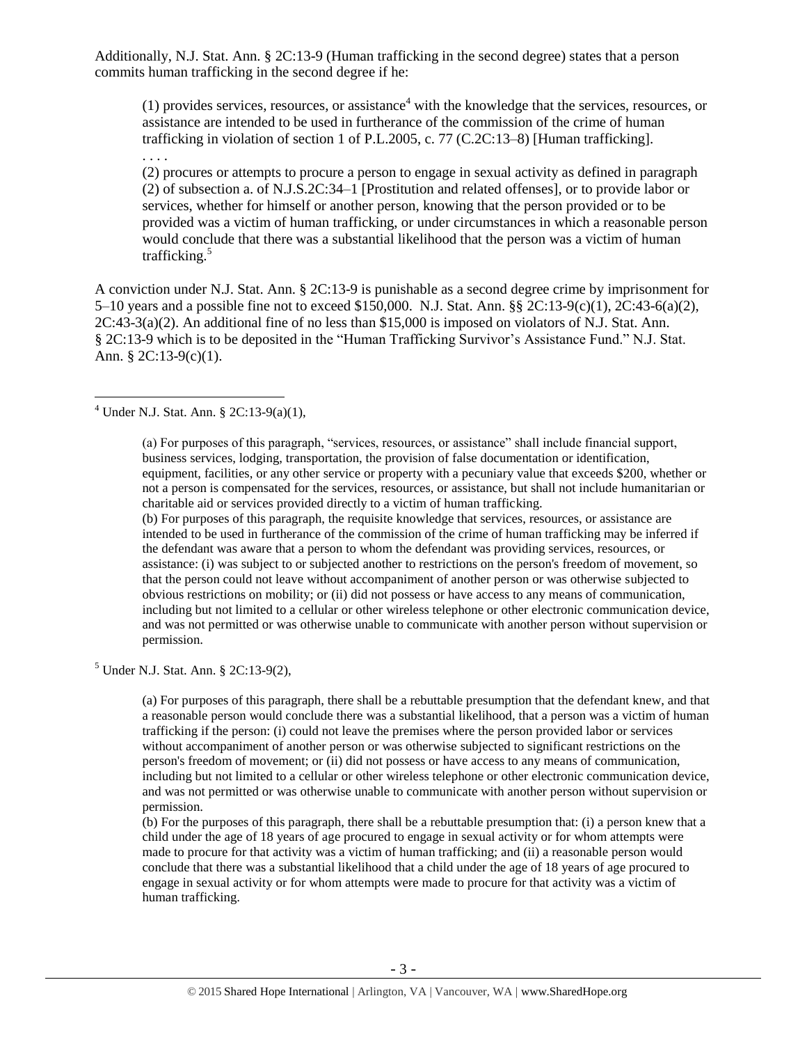Additionally, N.J. Stat. Ann. § 2C:13-9 (Human trafficking in the second degree) states that a person commits human trafficking in the second degree if he:

> (1) provides services, resources, or assistance[4] with the knowledge that the services, resources, or assistance are intended to be used in furtherance of the commission of the crime of human trafficking in violation of section 1 of P.L.2005, c. 77 (C.2C:13–8) [Human trafficking].
>
> . . . .
>
> (2) procures or attempts to procure a person to engage in sexual activity as defined in paragraph (2) of subsection a. of N.J.S.2C:34–1 [Prostitution and related offenses], or to provide labor or services, whether for himself or another person, knowing that the person provided or to be provided was a victim of human trafficking, or under circumstances in which a reasonable person would conclude that there was a substantial likelihood that the person was a victim of human trafficking.[5]

A conviction under N.J. Stat. Ann. § 2C:13-9 is punishable as a second degree crime by imprisonment for 5–10 years and a possible fine not to exceed $150,000. N.J. Stat. Ann. §§ 2C:13-9(c)(1), 2C:43-6(a)(2), 2C:43-3(a)(2). An additional fine of no less than $15,000 is imposed on violators of N.J. Stat. Ann. § 2C:13-9 which is to be deposited in the "Human Trafficking Survivor's Assistance Fund." N.J. Stat. Ann. § 2C:13-9(c)(1).

---

[4] Under N.J. Stat. Ann. § 2C:13-9(a)(1),

> (a) For purposes of this paragraph, "services, resources, or assistance" shall include financial support, business services, lodging, transportation, the provision of false documentation or identification, equipment, facilities, or any other service or property with a pecuniary value that exceeds $200, whether or not a person is compensated for the services, resources, or assistance, but shall not include humanitarian or charitable aid or services provided directly to a victim of human trafficking.
>
> (b) For purposes of this paragraph, the requisite knowledge that services, resources, or assistance are intended to be used in furtherance of the commission of the crime of human trafficking may be inferred if the defendant was aware that a person to whom the defendant was providing services, resources, or assistance: (i) was subject to or subjected another to restrictions on the person's freedom of movement, so that the person could not leave without accompaniment of another person or was otherwise subjected to obvious restrictions on mobility; or (ii) did not possess or have access to any means of communication, including but not limited to a cellular or other wireless telephone or other electronic communication device, and was not permitted or was otherwise unable to communicate with another person without supervision or permission.

[5] Under N.J. Stat. Ann. § 2C:13-9(2),

> (a) For purposes of this paragraph, there shall be a rebuttable presumption that the defendant knew, and that a reasonable person would conclude there was a substantial likelihood, that a person was a victim of human trafficking if the person: (i) could not leave the premises where the person provided labor or services without accompaniment of another person or was otherwise subjected to significant restrictions on the person's freedom of movement; or (ii) did not possess or have access to any means of communication, including but not limited to a cellular or other wireless telephone or other electronic communication device, and was not permitted or was otherwise unable to communicate with another person without supervision or permission.
>
> (b) For the purposes of this paragraph, there shall be a rebuttable presumption that: (i) a person knew that a child under the age of 18 years of age procured to engage in sexual activity or for whom attempts were made to procure for that activity was a victim of human trafficking; and (ii) a reasonable person would conclude that there was a substantial likelihood that a child under the age of 18 years of age procured to engage in sexual activity or for whom attempts were made to procure for that activity was a victim of human trafficking.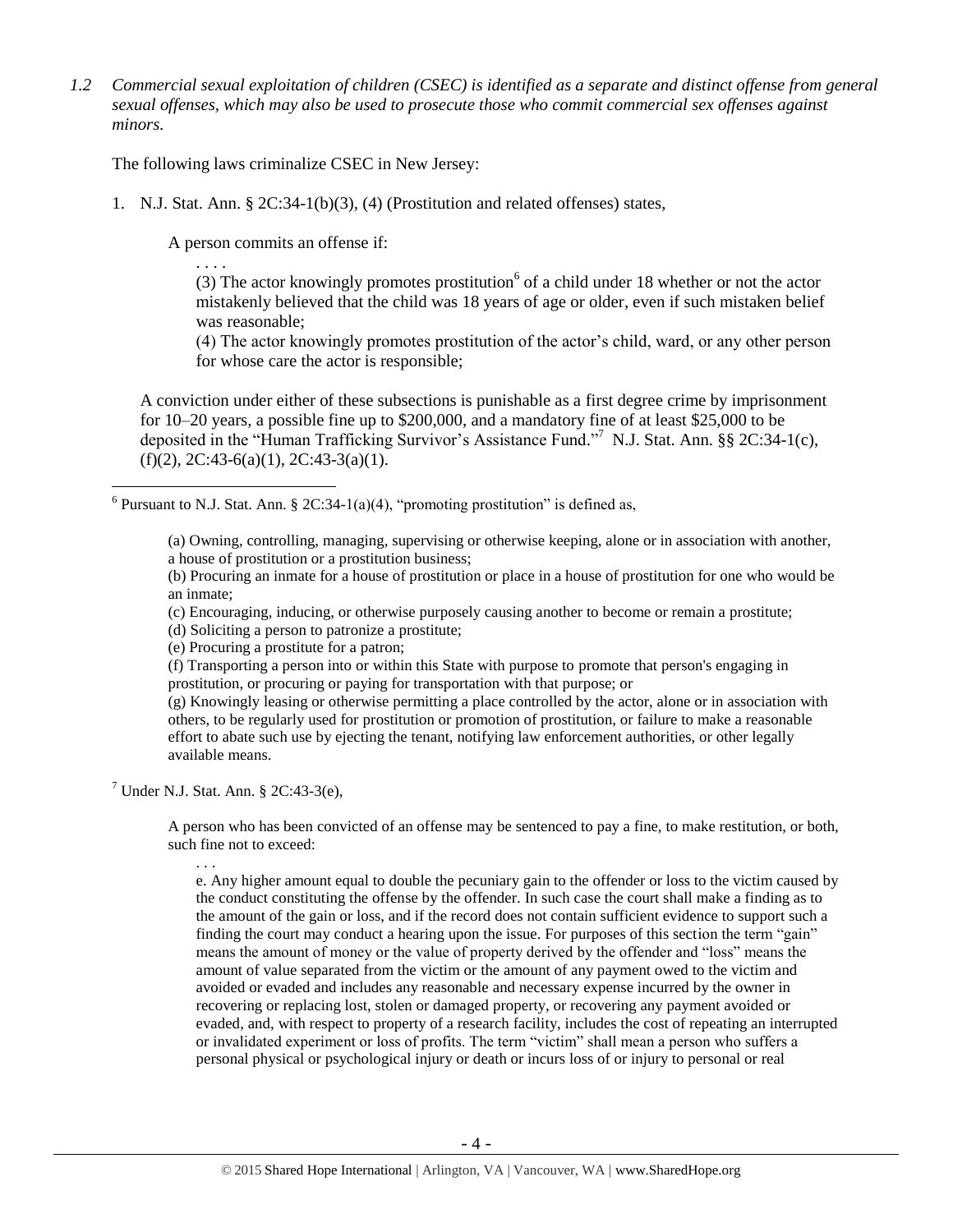*1.2 Commercial sexual exploitation of children (CSEC) is identified as a separate and distinct offense from general sexual offenses, which may also be used to prosecute those who commit commercial sex offenses against minors.*

The following laws criminalize CSEC in New Jersey:

1. N.J. Stat. Ann. § 2C:34-1(b)(3), (4) (Prostitution and related offenses) states,

   A person commits an offense if:

   . . . .

   (3) The actor knowingly promotes prostitution[6] of a child under 18 whether or not the actor mistakenly believed that the child was 18 years of age or older, even if such mistaken belief was reasonable;

   (4) The actor knowingly promotes prostitution of the actor's child, ward, or any other person for whose care the actor is responsible;

   A conviction under either of these subsections is punishable as a first degree crime by imprisonment for 10–20 years, a possible fine up to $200,000, and a mandatory fine of at least $25,000 to be deposited in the "Human Trafficking Survivor's Assistance Fund."[7] N.J. Stat. Ann. §§ 2C:34-1(c), (f)(2), 2C:43-6(a)(1), 2C:43-3(a)(1).

---

[6] Pursuant to N.J. Stat. Ann. § 2C:34-1(a)(4), "promoting prostitution" is defined as,

> (a) Owning, controlling, managing, supervising or otherwise keeping, alone or in association with another, a house of prostitution or a prostitution business;
>
> (b) Procuring an inmate for a house of prostitution or place in a house of prostitution for one who would be an inmate;
>
> (c) Encouraging, inducing, or otherwise purposely causing another to become or remain a prostitute;
>
> (d) Soliciting a person to patronize a prostitute;
>
> (e) Procuring a prostitute for a patron;
>
> (f) Transporting a person into or within this State with purpose to promote that person's engaging in prostitution, or procuring or paying for transportation with that purpose; or
>
> (g) Knowingly leasing or otherwise permitting a place controlled by the actor, alone or in association with others, to be regularly used for prostitution or promotion of prostitution, or failure to make a reasonable effort to abate such use by ejecting the tenant, notifying law enforcement authorities, or other legally available means.

[7] Under N.J. Stat. Ann. § 2C:43-3(e),

> A person who has been convicted of an offense may be sentenced to pay a fine, to make restitution, or both, such fine not to exceed:
>
> . . .
>
> e. Any higher amount equal to double the pecuniary gain to the offender or loss to the victim caused by the conduct constituting the offense by the offender. In such case the court shall make a finding as to the amount of the gain or loss, and if the record does not contain sufficient evidence to support such a finding the court may conduct a hearing upon the issue. For purposes of this section the term "gain" means the amount of money or the value of property derived by the offender and "loss" means the amount of value separated from the victim or the amount of any payment owed to the victim and avoided or evaded and includes any reasonable and necessary expense incurred by the owner in recovering or replacing lost, stolen or damaged property, or recovering any payment avoided or evaded, and, with respect to property of a research facility, includes the cost of repeating an interrupted or invalidated experiment or loss of profits. The term "victim" shall mean a person who suffers a personal physical or psychological injury or death or incurs loss of or injury to personal or real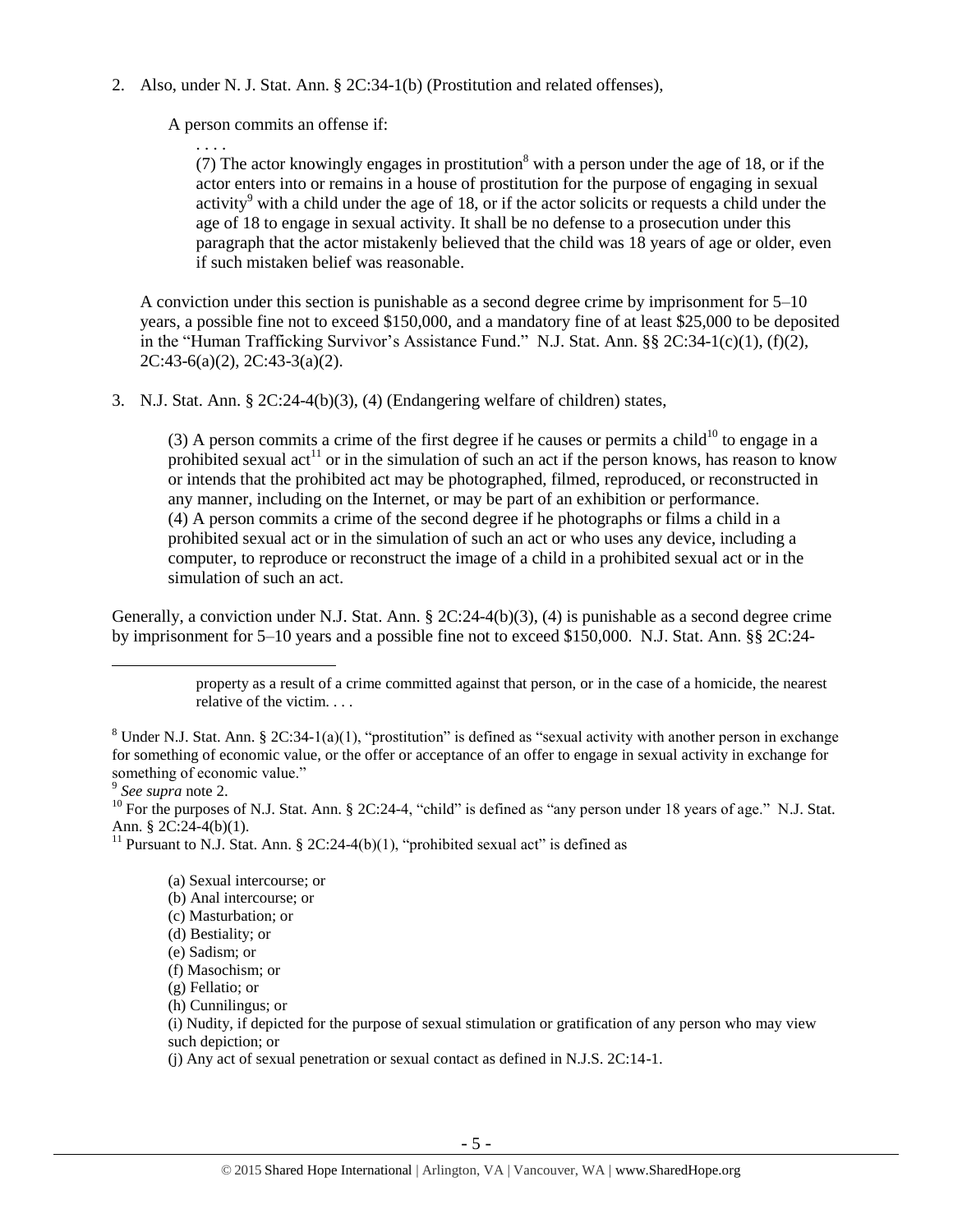2. Also, under N. J. Stat. Ann. § 2C:34-1(b) (Prostitution and related offenses),

   A person commits an offense if:

   > . . . .
   >
   > (7) The actor knowingly engages in prostitution[8] with a person under the age of 18, or if the actor enters into or remains in a house of prostitution for the purpose of engaging in sexual activity[9] with a child under the age of 18, or if the actor solicits or requests a child under the age of 18 to engage in sexual activity. It shall be no defense to a prosecution under this paragraph that the actor mistakenly believed that the child was 18 years of age or older, even if such mistaken belief was reasonable.

   A conviction under this section is punishable as a second degree crime by imprisonment for 5–10 years, a possible fine not to exceed $150,000, and a mandatory fine of at least $25,000 to be deposited in the "Human Trafficking Survivor's Assistance Fund." N.J. Stat. Ann. §§ 2C:34-1(c)(1), (f)(2), 2C:43-6(a)(2), 2C:43-3(a)(2).

3. N.J. Stat. Ann. § 2C:24-4(b)(3), (4) (Endangering welfare of children) states,

   > (3) A person commits a crime of the first degree if he causes or permits a child[10] to engage in a prohibited sexual act[11] or in the simulation of such an act if the person knows, has reason to know or intends that the prohibited act may be photographed, filmed, reproduced, or reconstructed in any manner, including on the Internet, or may be part of an exhibition or performance.
   >
   > (4) A person commits a crime of the second degree if he photographs or films a child in a prohibited sexual act or in the simulation of such an act or who uses any device, including a computer, to reproduce or reconstruct the image of a child in a prohibited sexual act or in the simulation of such an act.

Generally, a conviction under N.J. Stat. Ann. § 2C:24-4(b)(3), (4) is punishable as a second degree crime by imprisonment for 5–10 years and a possible fine not to exceed $150,000. N.J. Stat. Ann. §§ 2C:24-

---

> property as a result of a crime committed against that person, or in the case of a homicide, the nearest relative of the victim. . . .

[8] Under N.J. Stat. Ann. § 2C:34-1(a)(1), "prostitution" is defined as "sexual activity with another person in exchange for something of economic value, or the offer or acceptance of an offer to engage in sexual activity in exchange for something of economic value."

[9] *See supra* note 2.

[10] For the purposes of N.J. Stat. Ann. § 2C:24-4, "child" is defined as "any person under 18 years of age." N.J. Stat. Ann. § 2C:24-4(b)(1).

[11] Pursuant to N.J. Stat. Ann. § 2C:24-4(b)(1), "prohibited sexual act" is defined as

> (a) Sexual intercourse; or
> (b) Anal intercourse; or
> (c) Masturbation; or
> (d) Bestiality; or
> (e) Sadism; or
> (f) Masochism; or
> (g) Fellatio; or
> (h) Cunnilingus; or
> (i) Nudity, if depicted for the purpose of sexual stimulation or gratification of any person who may view such depiction; or
> (j) Any act of sexual penetration or sexual contact as defined in N.J.S. 2C:14-1.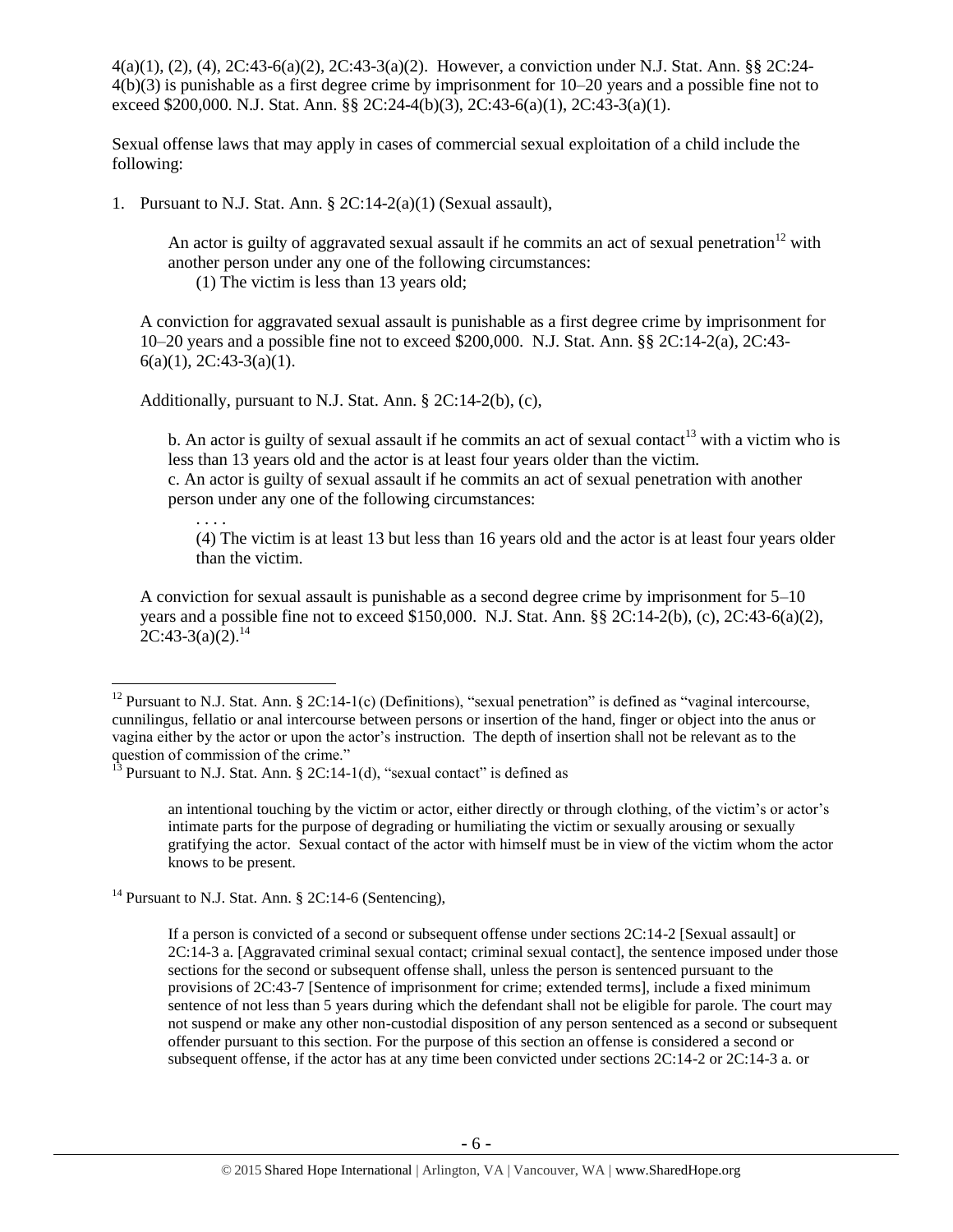4(a)(1), (2), (4), 2C:43-6(a)(2), 2C:43-3(a)(2). However, a conviction under N.J. Stat. Ann. §§ 2C:24-4(b)(3) is punishable as a first degree crime by imprisonment for 10–20 years and a possible fine not to exceed $200,000. N.J. Stat. Ann. §§ 2C:24-4(b)(3), 2C:43-6(a)(1), 2C:43-3(a)(1).

Sexual offense laws that may apply in cases of commercial sexual exploitation of a child include the following:

1. Pursuant to N.J. Stat. Ann. § 2C:14-2(a)(1) (Sexual assault),

   > An actor is guilty of aggravated sexual assault if he commits an act of sexual penetration[12] with another person under any one of the following circumstances:
   > (1) The victim is less than 13 years old;

   A conviction for aggravated sexual assault is punishable as a first degree crime by imprisonment for 10–20 years and a possible fine not to exceed $200,000. N.J. Stat. Ann. §§ 2C:14-2(a), 2C:43-6(a)(1), 2C:43-3(a)(1).

   Additionally, pursuant to N.J. Stat. Ann. § 2C:14-2(b), (c),

   > b. An actor is guilty of sexual assault if he commits an act of sexual contact[13] with a victim who is less than 13 years old and the actor is at least four years older than the victim.
   > c. An actor is guilty of sexual assault if he commits an act of sexual penetration with another person under any one of the following circumstances:
   > . . . .
   > (4) The victim is at least 13 but less than 16 years old and the actor is at least four years older than the victim.

   A conviction for sexual assault is punishable as a second degree crime by imprisonment for 5–10 years and a possible fine not to exceed $150,000. N.J. Stat. Ann. §§ 2C:14-2(b), (c), 2C:43-6(a)(2), 2C:43-3(a)(2).[14]

---

[12] Pursuant to N.J. Stat. Ann. § 2C:14-1(c) (Definitions), "sexual penetration" is defined as "vaginal intercourse, cunnilingus, fellatio or anal intercourse between persons or insertion of the hand, finger or object into the anus or vagina either by the actor or upon the actor's instruction. The depth of insertion shall not be relevant as to the question of commission of the crime."

[13] Pursuant to N.J. Stat. Ann. § 2C:14-1(d), "sexual contact" is defined as

> an intentional touching by the victim or actor, either directly or through clothing, of the victim's or actor's intimate parts for the purpose of degrading or humiliating the victim or sexually arousing or sexually gratifying the actor. Sexual contact of the actor with himself must be in view of the victim whom the actor knows to be present.

[14] Pursuant to N.J. Stat. Ann. § 2C:14-6 (Sentencing),

> If a person is convicted of a second or subsequent offense under sections 2C:14-2 [Sexual assault] or 2C:14-3 a. [Aggravated criminal sexual contact; criminal sexual contact], the sentence imposed under those sections for the second or subsequent offense shall, unless the person is sentenced pursuant to the provisions of 2C:43-7 [Sentence of imprisonment for crime; extended terms], include a fixed minimum sentence of not less than 5 years during which the defendant shall not be eligible for parole. The court may not suspend or make any other non-custodial disposition of any person sentenced as a second or subsequent offender pursuant to this section. For the purpose of this section an offense is considered a second or subsequent offense, if the actor has at any time been convicted under sections 2C:14-2 or 2C:14-3 a. or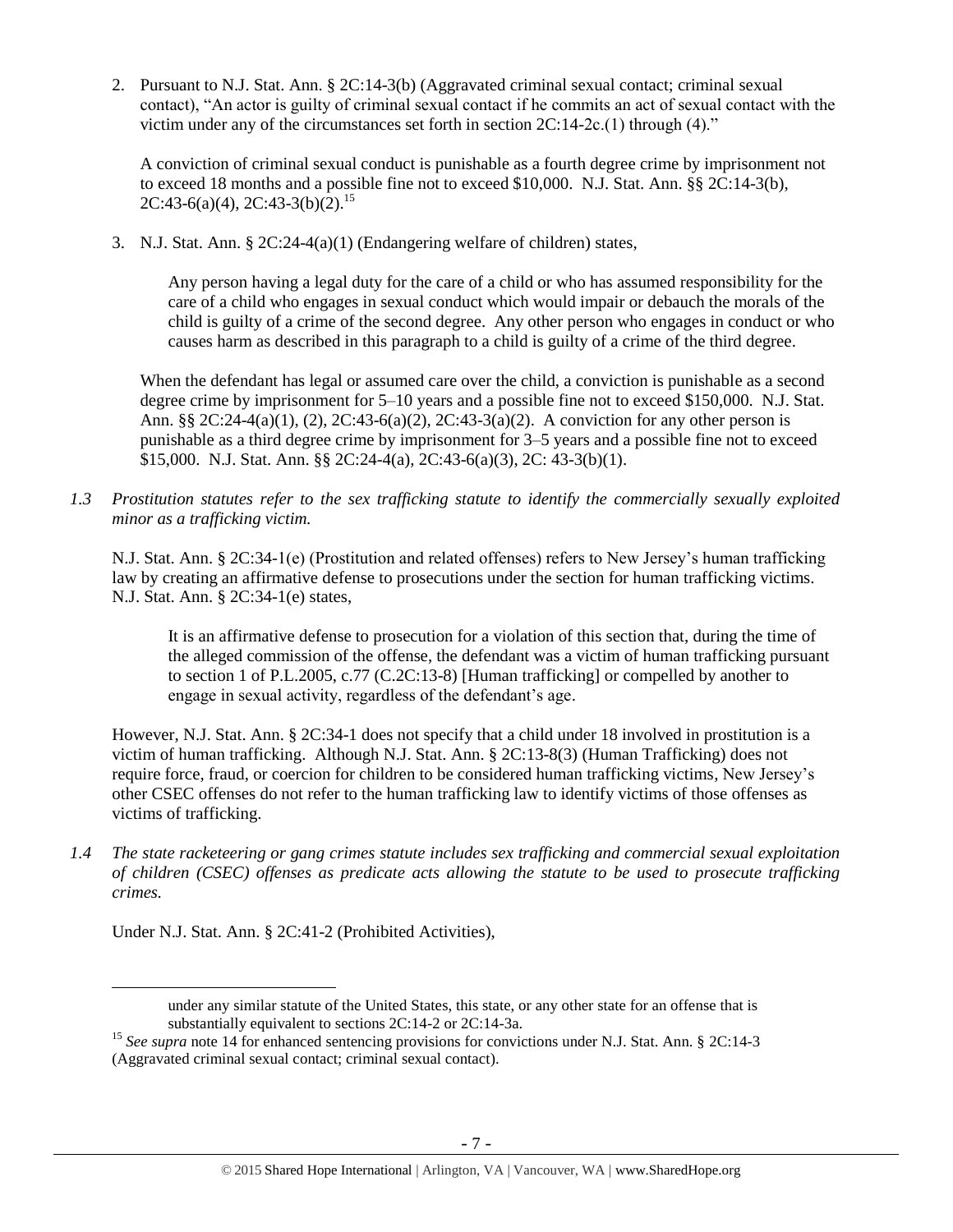2. Pursuant to N.J. Stat. Ann. § 2C:14-3(b) (Aggravated criminal sexual contact; criminal sexual contact), "An actor is guilty of criminal sexual contact if he commits an act of sexual contact with the victim under any of the circumstances set forth in section 2C:14-2c.(1) through (4)."

   A conviction of criminal sexual conduct is punishable as a fourth degree crime by imprisonment not to exceed 18 months and a possible fine not to exceed $10,000. N.J. Stat. Ann. §§ 2C:14-3(b), 2C:43-6(a)(4), 2C:43-3(b)(2).[15]

3. N.J. Stat. Ann. § 2C:24-4(a)(1) (Endangering welfare of children) states,

   > Any person having a legal duty for the care of a child or who has assumed responsibility for the care of a child who engages in sexual conduct which would impair or debauch the morals of the child is guilty of a crime of the second degree. Any other person who engages in conduct or who causes harm as described in this paragraph to a child is guilty of a crime of the third degree.

   When the defendant has legal or assumed care over the child, a conviction is punishable as a second degree crime by imprisonment for 5–10 years and a possible fine not to exceed $150,000. N.J. Stat. Ann. §§ 2C:24-4(a)(1), (2), 2C:43-6(a)(2), 2C:43-3(a)(2). A conviction for any other person is punishable as a third degree crime by imprisonment for 3–5 years and a possible fine not to exceed $15,000. N.J. Stat. Ann. §§ 2C:24-4(a), 2C:43-6(a)(3), 2C: 43-3(b)(1).

*1.3 Prostitution statutes refer to the sex trafficking statute to identify the commercially sexually exploited minor as a trafficking victim.*

N.J. Stat. Ann. § 2C:34-1(e) (Prostitution and related offenses) refers to New Jersey's human trafficking law by creating an affirmative defense to prosecutions under the section for human trafficking victims. N.J. Stat. Ann. § 2C:34-1(e) states,

> It is an affirmative defense to prosecution for a violation of this section that, during the time of the alleged commission of the offense, the defendant was a victim of human trafficking pursuant to section 1 of P.L.2005, c.77 (C.2C:13-8) [Human trafficking] or compelled by another to engage in sexual activity, regardless of the defendant's age.

However, N.J. Stat. Ann. § 2C:34-1 does not specify that a child under 18 involved in prostitution is a victim of human trafficking. Although N.J. Stat. Ann. § 2C:13-8(3) (Human Trafficking) does not require force, fraud, or coercion for children to be considered human trafficking victims, New Jersey's other CSEC offenses do not refer to the human trafficking law to identify victims of those offenses as victims of trafficking.

*1.4 The state racketeering or gang crimes statute includes sex trafficking and commercial sexual exploitation of children (CSEC) offenses as predicate acts allowing the statute to be used to prosecute trafficking crimes.*

Under N.J. Stat. Ann. § 2C:41-2 (Prohibited Activities),

---

under any similar statute of the United States, this state, or any other state for an offense that is substantially equivalent to sections 2C:14-2 or 2C:14-3a.

[15] *See supra* note 14 for enhanced sentencing provisions for convictions under N.J. Stat. Ann. § 2C:14-3 (Aggravated criminal sexual contact; criminal sexual contact).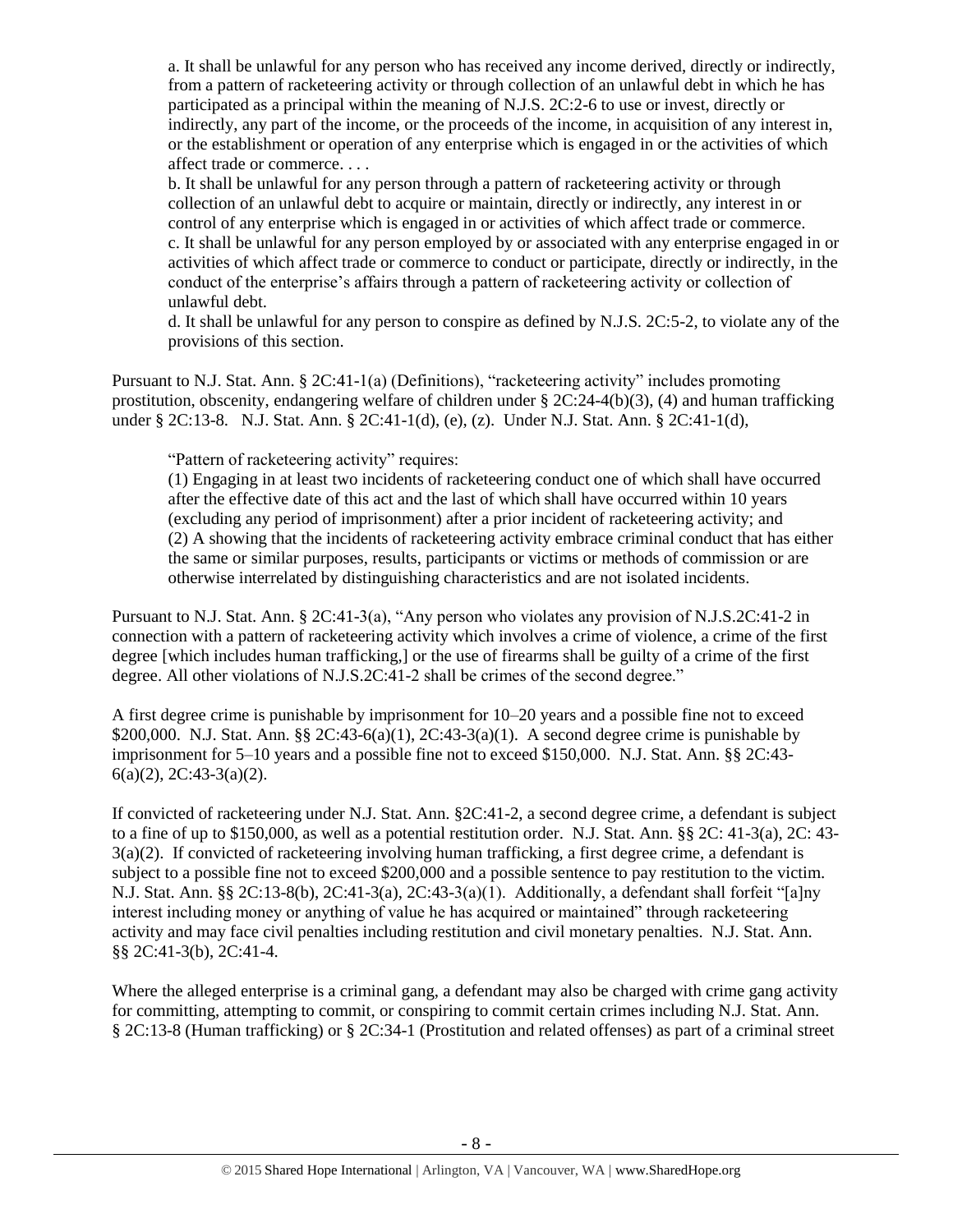a. It shall be unlawful for any person who has received any income derived, directly or indirectly, from a pattern of racketeering activity or through collection of an unlawful debt in which he has participated as a principal within the meaning of N.J.S. 2C:2-6 to use or invest, directly or indirectly, any part of the income, or the proceeds of the income, in acquisition of any interest in, or the establishment or operation of any enterprise which is engaged in or the activities of which affect trade or commerce. . . .

b. It shall be unlawful for any person through a pattern of racketeering activity or through collection of an unlawful debt to acquire or maintain, directly or indirectly, any interest in or control of any enterprise which is engaged in or activities of which affect trade or commerce.

c. It shall be unlawful for any person employed by or associated with any enterprise engaged in or activities of which affect trade or commerce to conduct or participate, directly or indirectly, in the conduct of the enterprise's affairs through a pattern of racketeering activity or collection of unlawful debt.

d. It shall be unlawful for any person to conspire as defined by N.J.S. 2C:5-2, to violate any of the provisions of this section.

Pursuant to N.J. Stat. Ann. § 2C:41-1(a) (Definitions), "racketeering activity" includes promoting prostitution, obscenity, endangering welfare of children under § 2C:24-4(b)(3), (4) and human trafficking under § 2C:13-8. N.J. Stat. Ann. § 2C:41-1(d), (e), (z). Under N.J. Stat. Ann. § 2C:41-1(d),

"Pattern of racketeering activity" requires:

(1) Engaging in at least two incidents of racketeering conduct one of which shall have occurred after the effective date of this act and the last of which shall have occurred within 10 years (excluding any period of imprisonment) after a prior incident of racketeering activity; and

(2) A showing that the incidents of racketeering activity embrace criminal conduct that has either the same or similar purposes, results, participants or victims or methods of commission or are otherwise interrelated by distinguishing characteristics and are not isolated incidents.

Pursuant to N.J. Stat. Ann. § 2C:41-3(a), "Any person who violates any provision of N.J.S.2C:41-2 in connection with a pattern of racketeering activity which involves a crime of violence, a crime of the first degree [which includes human trafficking,] or the use of firearms shall be guilty of a crime of the first degree. All other violations of N.J.S.2C:41-2 shall be crimes of the second degree."

A first degree crime is punishable by imprisonment for 10–20 years and a possible fine not to exceed $200,000. N.J. Stat. Ann. §§ 2C:43-6(a)(1), 2C:43-3(a)(1). A second degree crime is punishable by imprisonment for 5–10 years and a possible fine not to exceed $150,000. N.J. Stat. Ann. §§ 2C:43-6(a)(2), 2C:43-3(a)(2).

If convicted of racketeering under N.J. Stat. Ann. §2C:41-2, a second degree crime, a defendant is subject to a fine of up to $150,000, as well as a potential restitution order. N.J. Stat. Ann. §§ 2C: 41-3(a), 2C: 43-3(a)(2). If convicted of racketeering involving human trafficking, a first degree crime, a defendant is subject to a possible fine not to exceed $200,000 and a possible sentence to pay restitution to the victim. N.J. Stat. Ann. §§ 2C:13-8(b), 2C:41-3(a), 2C:43-3(a)(1). Additionally, a defendant shall forfeit "[a]ny interest including money or anything of value he has acquired or maintained" through racketeering activity and may face civil penalties including restitution and civil monetary penalties. N.J. Stat. Ann. §§ 2C:41-3(b), 2C:41-4.

Where the alleged enterprise is a criminal gang, a defendant may also be charged with crime gang activity for committing, attempting to commit, or conspiring to commit certain crimes including N.J. Stat. Ann. § 2C:13-8 (Human trafficking) or § 2C:34-1 (Prostitution and related offenses) as part of a criminal street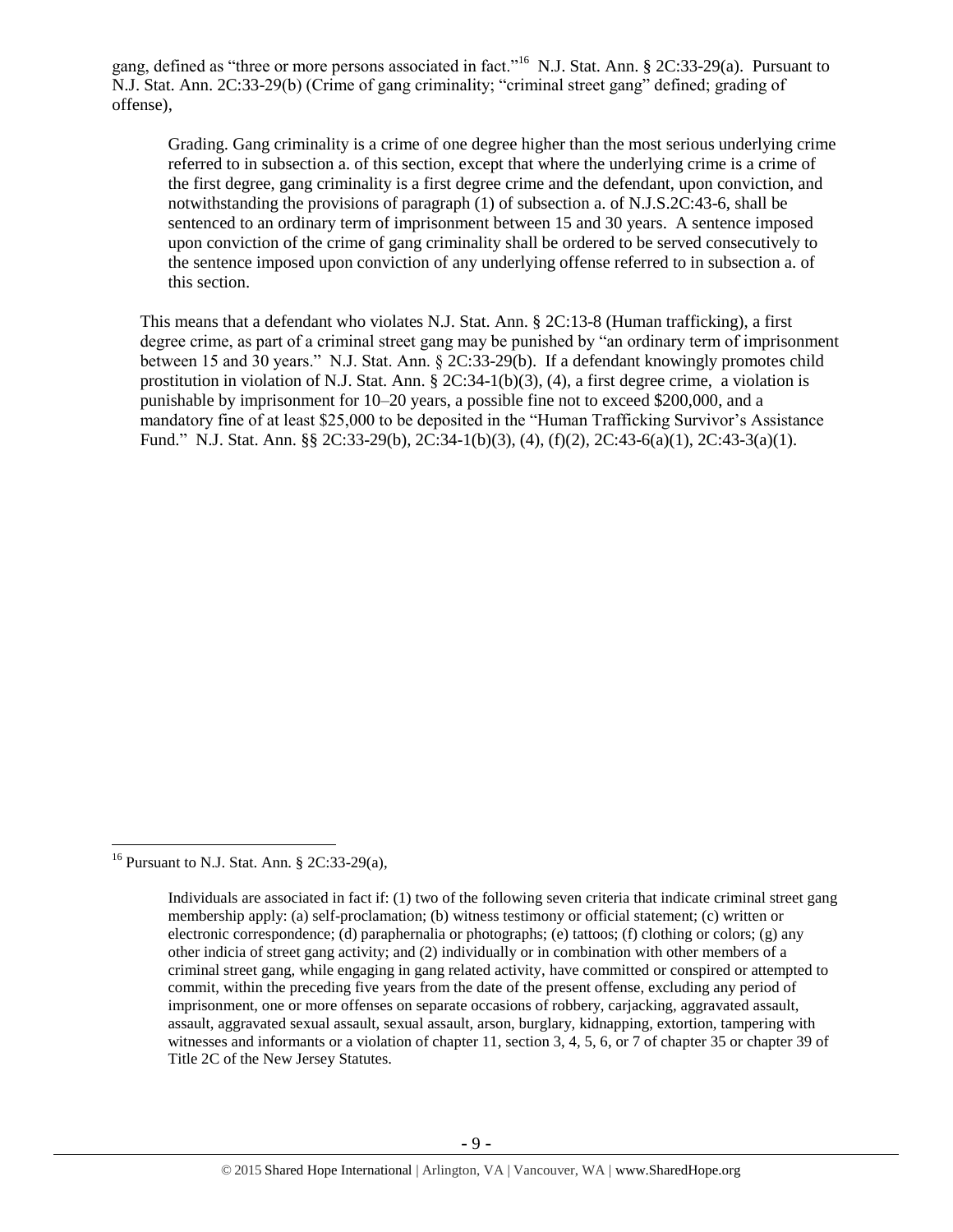gang, defined as "three or more persons associated in fact."[16] N.J. Stat. Ann. § 2C:33-29(a). Pursuant to N.J. Stat. Ann. 2C:33-29(b) (Crime of gang criminality; "criminal street gang" defined; grading of offense),

> Grading. Gang criminality is a crime of one degree higher than the most serious underlying crime referred to in subsection a. of this section, except that where the underlying crime is a crime of the first degree, gang criminality is a first degree crime and the defendant, upon conviction, and notwithstanding the provisions of paragraph (1) of subsection a. of N.J.S.2C:43-6, shall be sentenced to an ordinary term of imprisonment between 15 and 30 years. A sentence imposed upon conviction of the crime of gang criminality shall be ordered to be served consecutively to the sentence imposed upon conviction of any underlying offense referred to in subsection a. of this section.

This means that a defendant who violates N.J. Stat. Ann. § 2C:13-8 (Human trafficking), a first degree crime, as part of a criminal street gang may be punished by "an ordinary term of imprisonment between 15 and 30 years." N.J. Stat. Ann. § 2C:33-29(b). If a defendant knowingly promotes child prostitution in violation of N.J. Stat. Ann. § 2C:34-1(b)(3), (4), a first degree crime, a violation is punishable by imprisonment for 10–20 years, a possible fine not to exceed $200,000, and a mandatory fine of at least $25,000 to be deposited in the "Human Trafficking Survivor's Assistance Fund." N.J. Stat. Ann. §§ 2C:33-29(b), 2C:34-1(b)(3), (4), (f)(2), 2C:43-6(a)(1), 2C:43-3(a)(1).

---

[16] Pursuant to N.J. Stat. Ann. § 2C:33-29(a),

> Individuals are associated in fact if: (1) two of the following seven criteria that indicate criminal street gang membership apply: (a) self-proclamation; (b) witness testimony or official statement; (c) written or electronic correspondence; (d) paraphernalia or photographs; (e) tattoos; (f) clothing or colors; (g) any other indicia of street gang activity; and (2) individually or in combination with other members of a criminal street gang, while engaging in gang related activity, have committed or conspired or attempted to commit, within the preceding five years from the date of the present offense, excluding any period of imprisonment, one or more offenses on separate occasions of robbery, carjacking, aggravated assault, assault, aggravated sexual assault, sexual assault, arson, burglary, kidnapping, extortion, tampering with witnesses and informants or a violation of chapter 11, section 3, 4, 5, 6, or 7 of chapter 35 or chapter 39 of Title 2C of the New Jersey Statutes.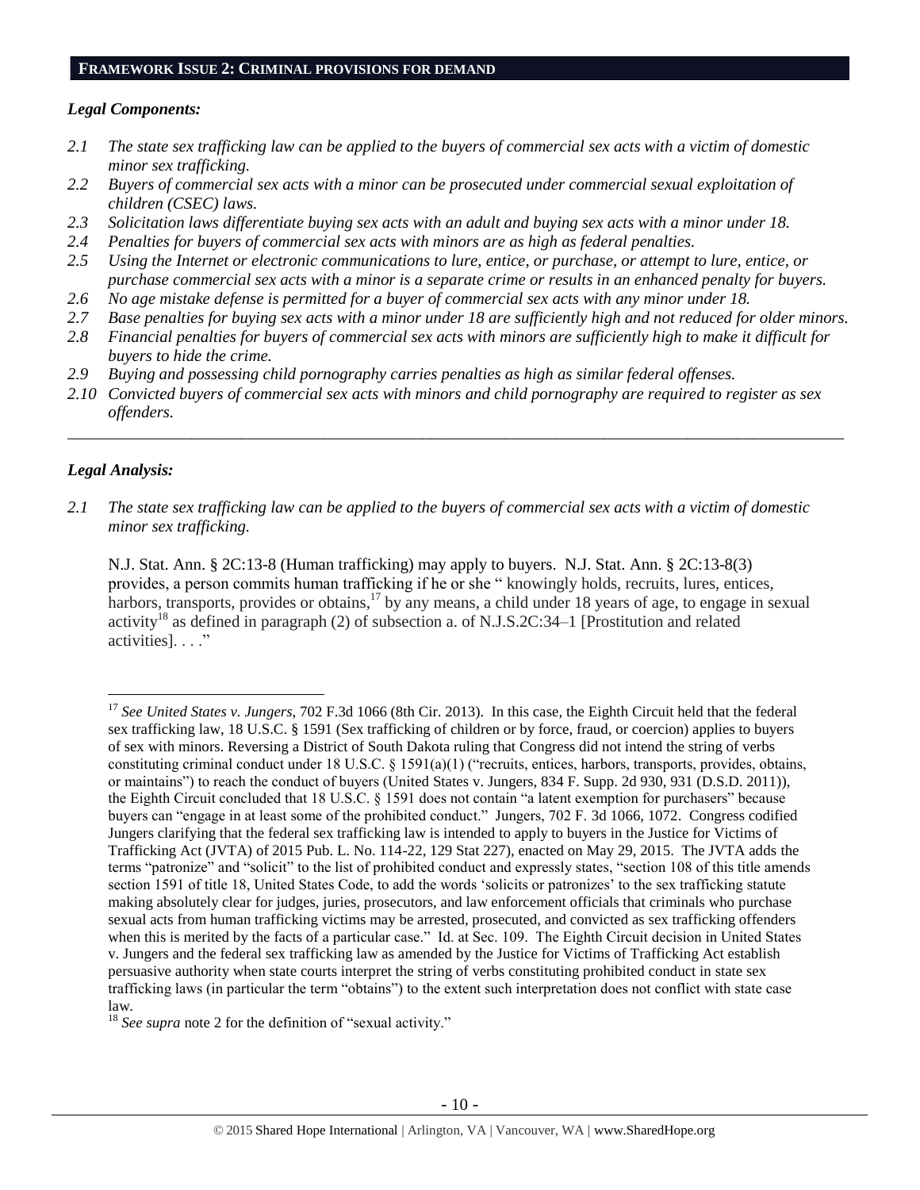## FRAMEWORK ISSUE 2: CRIMINAL PROVISIONS FOR DEMAND

### *Legal Components:*

*2.1 The state sex trafficking law can be applied to the buyers of commercial sex acts with a victim of domestic minor sex trafficking.*

*2.2 Buyers of commercial sex acts with a minor can be prosecuted under commercial sexual exploitation of children (CSEC) laws.*

*2.3 Solicitation laws differentiate buying sex acts with an adult and buying sex acts with a minor under 18.*

*2.4 Penalties for buyers of commercial sex acts with minors are as high as federal penalties.*

*2.5 Using the Internet or electronic communications to lure, entice, or purchase, or attempt to lure, entice, or purchase commercial sex acts with a minor is a separate crime or results in an enhanced penalty for buyers.*

*2.6 No age mistake defense is permitted for a buyer of commercial sex acts with any minor under 18.*

*2.7 Base penalties for buying sex acts with a minor under 18 are sufficiently high and not reduced for older minors.*

*2.8 Financial penalties for buyers of commercial sex acts with minors are sufficiently high to make it difficult for buyers to hide the crime.*

*2.9 Buying and possessing child pornography carries penalties as high as similar federal offenses.*

*2.10 Convicted buyers of commercial sex acts with minors and child pornography are required to register as sex offenders.*

---

### *Legal Analysis:*

*2.1 The state sex trafficking law can be applied to the buyers of commercial sex acts with a victim of domestic minor sex trafficking.*

N.J. Stat. Ann. § 2C:13-8 (Human trafficking) may apply to buyers. N.J. Stat. Ann. § 2C:13-8(3) provides, a person commits human trafficking if he or she " knowingly holds, recruits, lures, entices, harbors, transports, provides or obtains,[17] by any means, a child under 18 years of age, to engage in sexual activity[18] as defined in paragraph (2) of subsection a. of N.J.S.2C:34–1 [Prostitution and related activities]. . . ."

---

[17] *See United States v. Jungers*, 702 F.3d 1066 (8th Cir. 2013). In this case, the Eighth Circuit held that the federal sex trafficking law, 18 U.S.C. § 1591 (Sex trafficking of children or by force, fraud, or coercion) applies to buyers of sex with minors. Reversing a District of South Dakota ruling that Congress did not intend the string of verbs constituting criminal conduct under 18 U.S.C. § 1591(a)(1) ("recruits, entices, harbors, transports, provides, obtains, or maintains") to reach the conduct of buyers (United States v. Jungers, 834 F. Supp. 2d 930, 931 (D.S.D. 2011)), the Eighth Circuit concluded that 18 U.S.C. § 1591 does not contain "a latent exemption for purchasers" because buyers can "engage in at least some of the prohibited conduct." Jungers, 702 F. 3d 1066, 1072. Congress codified Jungers clarifying that the federal sex trafficking law is intended to apply to buyers in the Justice for Victims of Trafficking Act (JVTA) of 2015 Pub. L. No. 114-22, 129 Stat 227), enacted on May 29, 2015. The JVTA adds the terms "patronize" and "solicit" to the list of prohibited conduct and expressly states, "section 108 of this title amends section 1591 of title 18, United States Code, to add the words 'solicits or patronizes' to the sex trafficking statute making absolutely clear for judges, juries, prosecutors, and law enforcement officials that criminals who purchase sexual acts from human trafficking victims may be arrested, prosecuted, and convicted as sex trafficking offenders when this is merited by the facts of a particular case." Id. at Sec. 109. The Eighth Circuit decision in United States v. Jungers and the federal sex trafficking law as amended by the Justice for Victims of Trafficking Act establish persuasive authority when state courts interpret the string of verbs constituting prohibited conduct in state sex trafficking laws (in particular the term "obtains") to the extent such interpretation does not conflict with state case law.

[18] *See supra* note 2 for the definition of "sexual activity."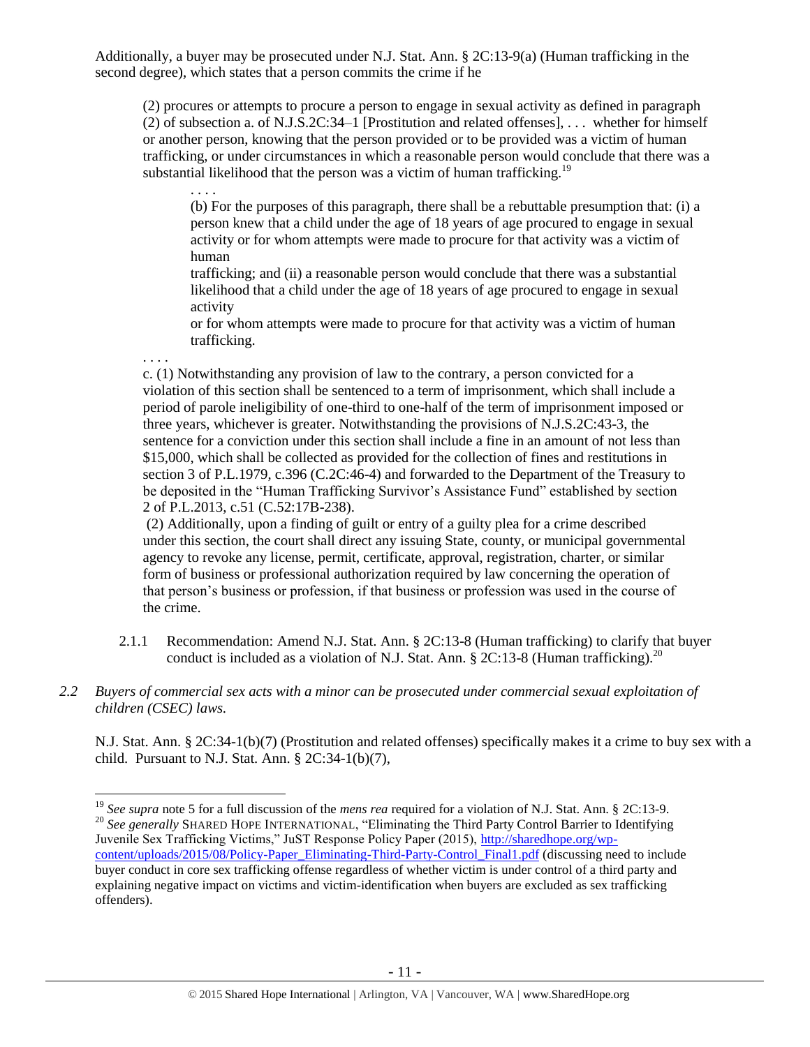Additionally, a buyer may be prosecuted under N.J. Stat. Ann. § 2C:13-9(a) (Human trafficking in the second degree), which states that a person commits the crime if he

> (2) procures or attempts to procure a person to engage in sexual activity as defined in paragraph (2) of subsection a. of N.J.S.2C:34–1 [Prostitution and related offenses], . . . whether for himself or another person, knowing that the person provided or to be provided was a victim of human trafficking, or under circumstances in which a reasonable person would conclude that there was a substantial likelihood that the person was a victim of human trafficking.[19]
>
> > . . . .
> >
> > (b) For the purposes of this paragraph, there shall be a rebuttable presumption that: (i) a person knew that a child under the age of 18 years of age procured to engage in sexual activity or for whom attempts were made to procure for that activity was a victim of human trafficking; and (ii) a reasonable person would conclude that there was a substantial likelihood that a child under the age of 18 years of age procured to engage in sexual activity or for whom attempts were made to procure for that activity was a victim of human trafficking.
>
> . . . .
>
> c. (1) Notwithstanding any provision of law to the contrary, a person convicted for a violation of this section shall be sentenced to a term of imprisonment, which shall include a period of parole ineligibility of one-third to one-half of the term of imprisonment imposed or three years, whichever is greater. Notwithstanding the provisions of N.J.S.2C:43-3, the sentence for a conviction under this section shall include a fine in an amount of not less than $15,000, which shall be collected as provided for the collection of fines and restitutions in section 3 of P.L.1979, c.396 (C.2C:46-4) and forwarded to the Department of the Treasury to be deposited in the "Human Trafficking Survivor's Assistance Fund" established by section 2 of P.L.2013, c.51 (C.52:17B-238).
>
> (2) Additionally, upon a finding of guilt or entry of a guilty plea for a crime described under this section, the court shall direct any issuing State, county, or municipal governmental agency to revoke any license, permit, certificate, approval, registration, charter, or similar form of business or professional authorization required by law concerning the operation of that person's business or profession, if that business or profession was used in the course of the crime.

2.1.1 Recommendation: Amend N.J. Stat. Ann. § 2C:13-8 (Human trafficking) to clarify that buyer conduct is included as a violation of N.J. Stat. Ann. § 2C:13-8 (Human trafficking).[20]

*2.2 Buyers of commercial sex acts with a minor can be prosecuted under commercial sexual exploitation of children (CSEC) laws.*

N.J. Stat. Ann. § 2C:34-1(b)(7) (Prostitution and related offenses) specifically makes it a crime to buy sex with a child. Pursuant to N.J. Stat. Ann. § 2C:34-1(b)(7),

---

[19] *See supra* note 5 for a full discussion of the *mens rea* required for a violation of N.J. Stat. Ann. § 2C:13-9.

[20] *See generally* SHARED HOPE INTERNATIONAL, "Eliminating the Third Party Control Barrier to Identifying Juvenile Sex Trafficking Victims," JuST Response Policy Paper (2015), http://sharedhope.org/wp-content/uploads/2015/08/Policy-Paper_Eliminating-Third-Party-Control_Final1.pdf (discussing need to include buyer conduct in core sex trafficking offense regardless of whether victim is under control of a third party and explaining negative impact on victims and victim-identification when buyers are excluded as sex trafficking offenders).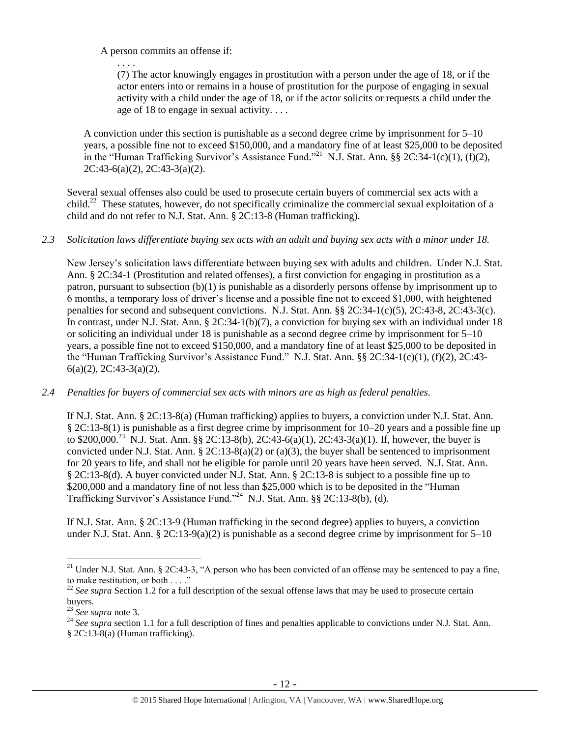A person commits an offense if:

. . . .

(7) The actor knowingly engages in prostitution with a person under the age of 18, or if the actor enters into or remains in a house of prostitution for the purpose of engaging in sexual activity with a child under the age of 18, or if the actor solicits or requests a child under the age of 18 to engage in sexual activity. . . .

A conviction under this section is punishable as a second degree crime by imprisonment for 5–10 years, a possible fine not to exceed $150,000, and a mandatory fine of at least $25,000 to be deposited in the "Human Trafficking Survivor's Assistance Fund."[21] N.J. Stat. Ann. §§ 2C:34-1(c)(1), (f)(2), 2C:43-6(a)(2), 2C:43-3(a)(2).

Several sexual offenses also could be used to prosecute certain buyers of commercial sex acts with a child.[22] These statutes, however, do not specifically criminalize the commercial sexual exploitation of a child and do not refer to N.J. Stat. Ann. § 2C:13-8 (Human trafficking).

*2.3 Solicitation laws differentiate buying sex acts with an adult and buying sex acts with a minor under 18.*

New Jersey's solicitation laws differentiate between buying sex with adults and children. Under N.J. Stat. Ann. § 2C:34-1 (Prostitution and related offenses), a first conviction for engaging in prostitution as a patron, pursuant to subsection (b)(1) is punishable as a disorderly persons offense by imprisonment up to 6 months, a temporary loss of driver's license and a possible fine not to exceed $1,000, with heightened penalties for second and subsequent convictions. N.J. Stat. Ann. §§ 2C:34-1(c)(5), 2C:43-8, 2C:43-3(c). In contrast, under N.J. Stat. Ann. § 2C:34-1(b)(7), a conviction for buying sex with an individual under 18 or soliciting an individual under 18 is punishable as a second degree crime by imprisonment for 5–10 years, a possible fine not to exceed $150,000, and a mandatory fine of at least $25,000 to be deposited in the "Human Trafficking Survivor's Assistance Fund." N.J. Stat. Ann. §§ 2C:34-1(c)(1), (f)(2), 2C:43-6(a)(2), 2C:43-3(a)(2).

*2.4 Penalties for buyers of commercial sex acts with minors are as high as federal penalties.*

If N.J. Stat. Ann. § 2C:13-8(a) (Human trafficking) applies to buyers, a conviction under N.J. Stat. Ann. § 2C:13-8(1) is punishable as a first degree crime by imprisonment for 10–20 years and a possible fine up to $200,000.[23] N.J. Stat. Ann. §§ 2C:13-8(b), 2C:43-6(a)(1), 2C:43-3(a)(1). If, however, the buyer is convicted under N.J. Stat. Ann. § 2C:13-8(a)(2) or (a)(3), the buyer shall be sentenced to imprisonment for 20 years to life, and shall not be eligible for parole until 20 years have been served. N.J. Stat. Ann. § 2C:13-8(d). A buyer convicted under N.J. Stat. Ann. § 2C:13-8 is subject to a possible fine up to $200,000 and a mandatory fine of not less than $25,000 which is to be deposited in the "Human Trafficking Survivor's Assistance Fund."[24] N.J. Stat. Ann. §§ 2C:13-8(b), (d).

If N.J. Stat. Ann. § 2C:13-9 (Human trafficking in the second degree) applies to buyers, a conviction under N.J. Stat. Ann. § 2C:13-9(a)(2) is punishable as a second degree crime by imprisonment for 5–10

---

[21] Under N.J. Stat. Ann. § 2C:43-3, "A person who has been convicted of an offense may be sentenced to pay a fine, to make restitution, or both . . . ."

[22] *See supra* Section 1.2 for a full description of the sexual offense laws that may be used to prosecute certain buyers.

[23] *See supra* note 3.

[24] *See supra* section 1.1 for a full description of fines and penalties applicable to convictions under N.J. Stat. Ann. § 2C:13-8(a) (Human trafficking).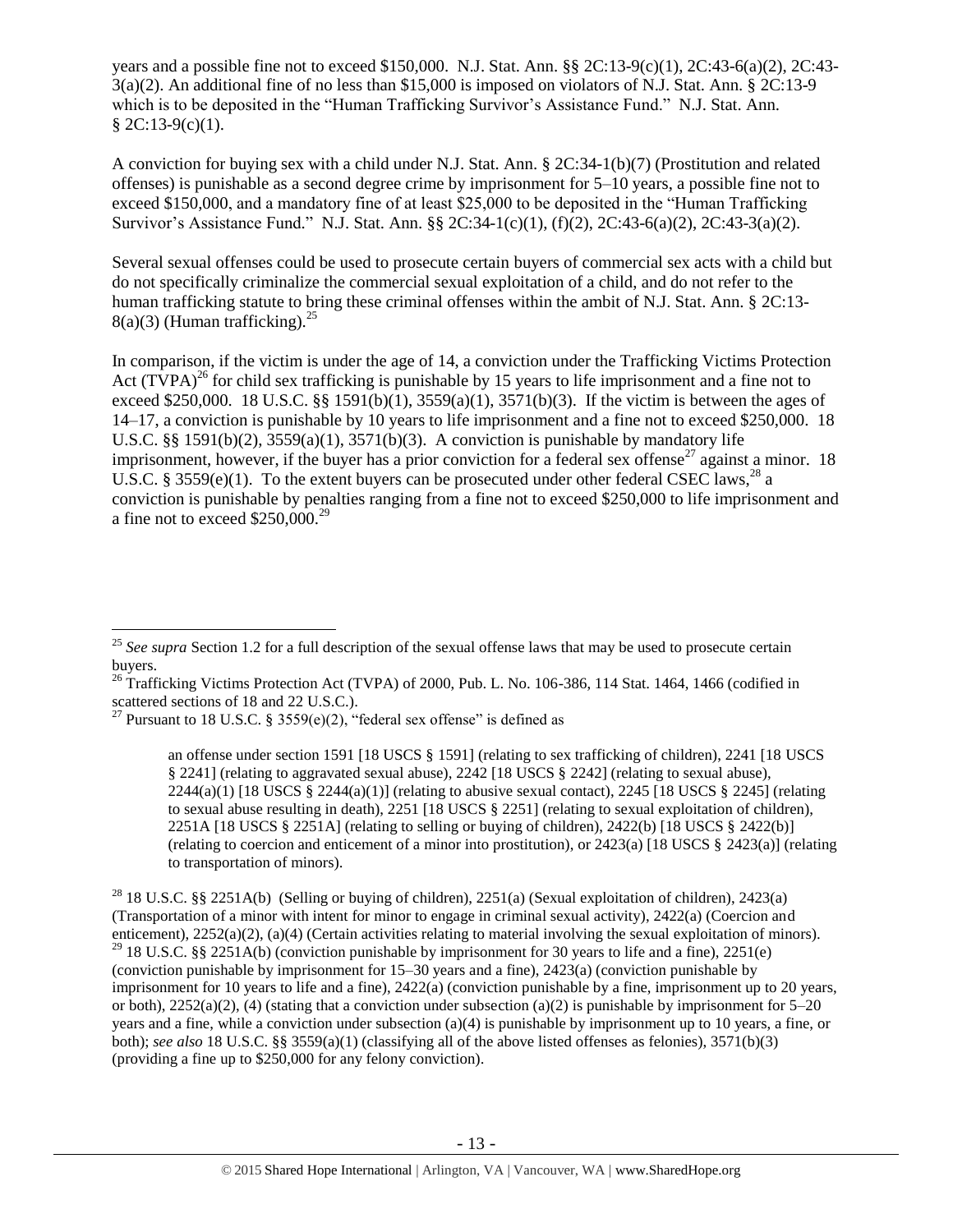years and a possible fine not to exceed $150,000. N.J. Stat. Ann. §§ 2C:13-9(c)(1), 2C:43-6(a)(2), 2C:43-3(a)(2). An additional fine of no less than $15,000 is imposed on violators of N.J. Stat. Ann. § 2C:13-9 which is to be deposited in the "Human Trafficking Survivor's Assistance Fund." N.J. Stat. Ann. § 2C:13-9(c)(1).

A conviction for buying sex with a child under N.J. Stat. Ann. § 2C:34-1(b)(7) (Prostitution and related offenses) is punishable as a second degree crime by imprisonment for 5–10 years, a possible fine not to exceed $150,000, and a mandatory fine of at least $25,000 to be deposited in the "Human Trafficking Survivor's Assistance Fund." N.J. Stat. Ann. §§ 2C:34-1(c)(1), (f)(2), 2C:43-6(a)(2), 2C:43-3(a)(2).

Several sexual offenses could be used to prosecute certain buyers of commercial sex acts with a child but do not specifically criminalize the commercial sexual exploitation of a child, and do not refer to the human trafficking statute to bring these criminal offenses within the ambit of N.J. Stat. Ann. § 2C:13-8(a)(3) (Human trafficking).[25]

In comparison, if the victim is under the age of 14, a conviction under the Trafficking Victims Protection Act (TVPA)[26] for child sex trafficking is punishable by 15 years to life imprisonment and a fine not to exceed $250,000. 18 U.S.C. §§ 1591(b)(1), 3559(a)(1), 3571(b)(3). If the victim is between the ages of 14–17, a conviction is punishable by 10 years to life imprisonment and a fine not to exceed $250,000. 18 U.S.C. §§ 1591(b)(2), 3559(a)(1), 3571(b)(3). A conviction is punishable by mandatory life imprisonment, however, if the buyer has a prior conviction for a federal sex offense[27] against a minor. 18 U.S.C. § 3559(e)(1). To the extent buyers can be prosecuted under other federal CSEC laws,[28] a conviction is punishable by penalties ranging from a fine not to exceed $250,000 to life imprisonment and a fine not to exceed $250,000.[29]

---

[25] *See supra* Section 1.2 for a full description of the sexual offense laws that may be used to prosecute certain buyers.

[26] Trafficking Victims Protection Act (TVPA) of 2000, Pub. L. No. 106-386, 114 Stat. 1464, 1466 (codified in scattered sections of 18 and 22 U.S.C.).

[27] Pursuant to 18 U.S.C. § 3559(e)(2), "federal sex offense" is defined as

> an offense under section 1591 [18 USCS § 1591] (relating to sex trafficking of children), 2241 [18 USCS § 2241] (relating to aggravated sexual abuse), 2242 [18 USCS § 2242] (relating to sexual abuse), 2244(a)(1) [18 USCS § 2244(a)(1)] (relating to abusive sexual contact), 2245 [18 USCS § 2245] (relating to sexual abuse resulting in death), 2251 [18 USCS § 2251] (relating to sexual exploitation of children), 2251A [18 USCS § 2251A] (relating to selling or buying of children), 2422(b) [18 USCS § 2422(b)] (relating to coercion and enticement of a minor into prostitution), or 2423(a) [18 USCS § 2423(a)] (relating to transportation of minors).

[28] 18 U.S.C. §§ 2251A(b) (Selling or buying of children), 2251(a) (Sexual exploitation of children), 2423(a) (Transportation of a minor with intent for minor to engage in criminal sexual activity), 2422(a) (Coercion and enticement), 2252(a)(2), (a)(4) (Certain activities relating to material involving the sexual exploitation of minors).

[29] 18 U.S.C. §§ 2251A(b) (conviction punishable by imprisonment for 30 years to life and a fine), 2251(e) (conviction punishable by imprisonment for 15–30 years and a fine), 2423(a) (conviction punishable by imprisonment for 10 years to life and a fine), 2422(a) (conviction punishable by a fine, imprisonment up to 20 years, or both), 2252(a)(2), (4) (stating that a conviction under subsection (a)(2) is punishable by imprisonment for 5–20 years and a fine, while a conviction under subsection (a)(4) is punishable by imprisonment up to 10 years, a fine, or both); *see also* 18 U.S.C. §§ 3559(a)(1) (classifying all of the above listed offenses as felonies), 3571(b)(3) (providing a fine up to $250,000 for any felony conviction).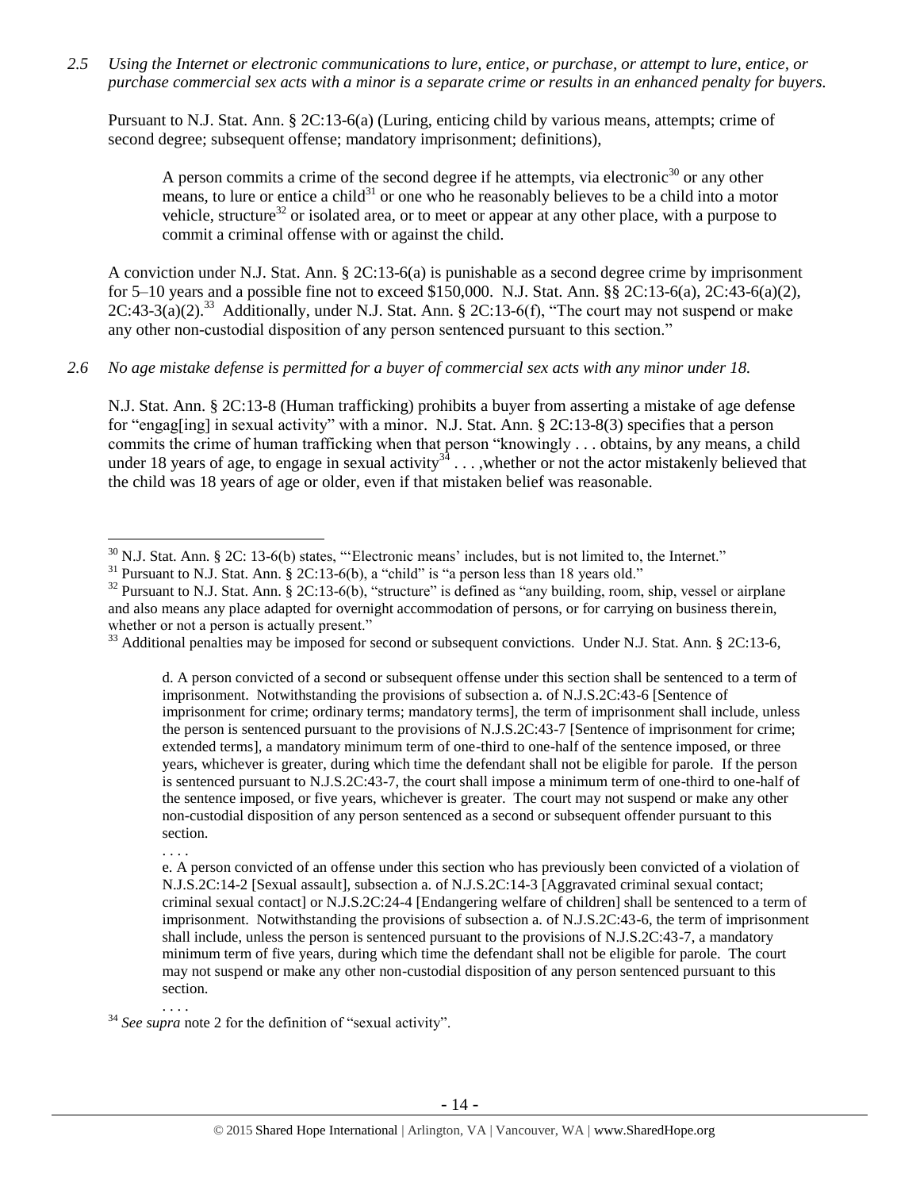*2.5 Using the Internet or electronic communications to lure, entice, or purchase, or attempt to lure, entice, or purchase commercial sex acts with a minor is a separate crime or results in an enhanced penalty for buyers.*

Pursuant to N.J. Stat. Ann. § 2C:13-6(a) (Luring, enticing child by various means, attempts; crime of second degree; subsequent offense; mandatory imprisonment; definitions),

> A person commits a crime of the second degree if he attempts, via electronic[30] or any other means, to lure or entice a child[31] or one who he reasonably believes to be a child into a motor vehicle, structure[32] or isolated area, or to meet or appear at any other place, with a purpose to commit a criminal offense with or against the child.

A conviction under N.J. Stat. Ann. § 2C:13-6(a) is punishable as a second degree crime by imprisonment for 5–10 years and a possible fine not to exceed $150,000. N.J. Stat. Ann. §§ 2C:13-6(a), 2C:43-6(a)(2), 2C:43-3(a)(2).[33] Additionally, under N.J. Stat. Ann. § 2C:13-6(f), "The court may not suspend or make any other non-custodial disposition of any person sentenced pursuant to this section."

*2.6 No age mistake defense is permitted for a buyer of commercial sex acts with any minor under 18.*

N.J. Stat. Ann. § 2C:13-8 (Human trafficking) prohibits a buyer from asserting a mistake of age defense for "engag[ing] in sexual activity" with a minor. N.J. Stat. Ann. § 2C:13-8(3) specifies that a person commits the crime of human trafficking when that person "knowingly . . . obtains, by any means, a child under 18 years of age, to engage in sexual activity[34] . . . ,whether or not the actor mistakenly believed that the child was 18 years of age or older, even if that mistaken belief was reasonable.

---

[30] N.J. Stat. Ann. § 2C: 13-6(b) states, "'Electronic means' includes, but is not limited to, the Internet."

[31] Pursuant to N.J. Stat. Ann. § 2C:13-6(b), a "child" is "a person less than 18 years old."

[32] Pursuant to N.J. Stat. Ann. § 2C:13-6(b), "structure" is defined as "any building, room, ship, vessel or airplane and also means any place adapted for overnight accommodation of persons, or for carrying on business therein, whether or not a person is actually present."

[33] Additional penalties may be imposed for second or subsequent convictions. Under N.J. Stat. Ann. § 2C:13-6,

> d. A person convicted of a second or subsequent offense under this section shall be sentenced to a term of imprisonment. Notwithstanding the provisions of subsection a. of N.J.S.2C:43-6 [Sentence of imprisonment for crime; ordinary terms; mandatory terms], the term of imprisonment shall include, unless the person is sentenced pursuant to the provisions of N.J.S.2C:43-7 [Sentence of imprisonment for crime; extended terms], a mandatory minimum term of one-third to one-half of the sentence imposed, or three years, whichever is greater, during which time the defendant shall not be eligible for parole. If the person is sentenced pursuant to N.J.S.2C:43-7, the court shall impose a minimum term of one-third to one-half of the sentence imposed, or five years, whichever is greater. The court may not suspend or make any other non-custodial disposition of any person sentenced as a second or subsequent offender pursuant to this section.
>
> . . . .
>
> e. A person convicted of an offense under this section who has previously been convicted of a violation of N.J.S.2C:14-2 [Sexual assault], subsection a. of N.J.S.2C:14-3 [Aggravated criminal sexual contact; criminal sexual contact] or N.J.S.2C:24-4 [Endangering welfare of children] shall be sentenced to a term of imprisonment. Notwithstanding the provisions of subsection a. of N.J.S.2C:43-6, the term of imprisonment shall include, unless the person is sentenced pursuant to the provisions of N.J.S.2C:43-7, a mandatory minimum term of five years, during which time the defendant shall not be eligible for parole. The court may not suspend or make any other non-custodial disposition of any person sentenced pursuant to this section.
>
> . . . .

[34] *See supra* note 2 for the definition of "sexual activity".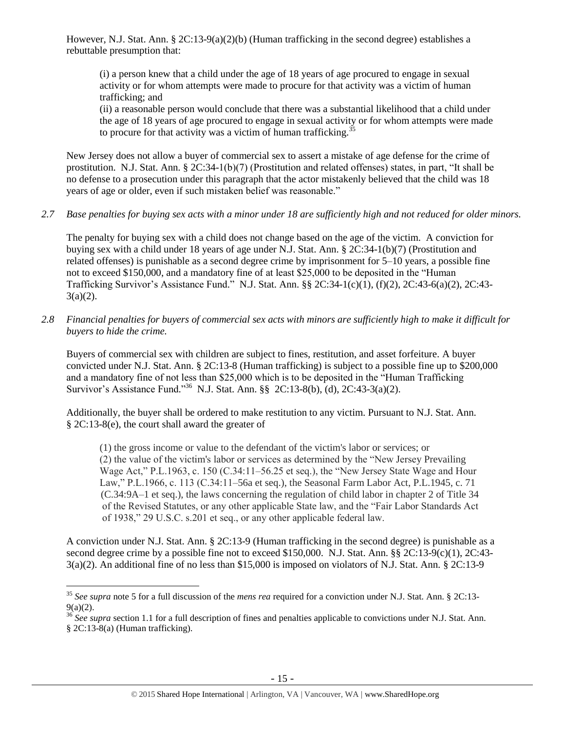However, N.J. Stat. Ann. § 2C:13-9(a)(2)(b) (Human trafficking in the second degree) establishes a rebuttable presumption that:

> (i) a person knew that a child under the age of 18 years of age procured to engage in sexual activity or for whom attempts were made to procure for that activity was a victim of human trafficking; and
> (ii) a reasonable person would conclude that there was a substantial likelihood that a child under the age of 18 years of age procured to engage in sexual activity or for whom attempts were made to procure for that activity was a victim of human trafficking.[35]

New Jersey does not allow a buyer of commercial sex to assert a mistake of age defense for the crime of prostitution. N.J. Stat. Ann. § 2C:34-1(b)(7) (Prostitution and related offenses) states, in part, "It shall be no defense to a prosecution under this paragraph that the actor mistakenly believed that the child was 18 years of age or older, even if such mistaken belief was reasonable."

*2.7 Base penalties for buying sex acts with a minor under 18 are sufficiently high and not reduced for older minors.*

The penalty for buying sex with a child does not change based on the age of the victim. A conviction for buying sex with a child under 18 years of age under N.J. Stat. Ann. § 2C:34-1(b)(7) (Prostitution and related offenses) is punishable as a second degree crime by imprisonment for 5–10 years, a possible fine not to exceed $150,000, and a mandatory fine of at least $25,000 to be deposited in the "Human Trafficking Survivor's Assistance Fund." N.J. Stat. Ann. §§ 2C:34-1(c)(1), (f)(2), 2C:43-6(a)(2), 2C:43-3(a)(2).

*2.8 Financial penalties for buyers of commercial sex acts with minors are sufficiently high to make it difficult for buyers to hide the crime.*

Buyers of commercial sex with children are subject to fines, restitution, and asset forfeiture. A buyer convicted under N.J. Stat. Ann. § 2C:13-8 (Human trafficking) is subject to a possible fine up to $200,000 and a mandatory fine of not less than $25,000 which is to be deposited in the "Human Trafficking Survivor's Assistance Fund."[36] N.J. Stat. Ann. §§ 2C:13-8(b), (d), 2C:43-3(a)(2).

Additionally, the buyer shall be ordered to make restitution to any victim. Pursuant to N.J. Stat. Ann. § 2C:13-8(e), the court shall award the greater of

> (1) the gross income or value to the defendant of the victim's labor or services; or
> (2) the value of the victim's labor or services as determined by the "New Jersey Prevailing Wage Act," P.L.1963, c. 150 (C.34:11–56.25 et seq.), the "New Jersey State Wage and Hour Law," P.L.1966, c. 113 (C.34:11–56a et seq.), the Seasonal Farm Labor Act, P.L.1945, c. 71 (C.34:9A–1 et seq.), the laws concerning the regulation of child labor in chapter 2 of Title 34 of the Revised Statutes, or any other applicable State law, and the "Fair Labor Standards Act of 1938," 29 U.S.C. s.201 et seq., or any other applicable federal law.

A conviction under N.J. Stat. Ann. § 2C:13-9 (Human trafficking in the second degree) is punishable as a second degree crime by a possible fine not to exceed $150,000. N.J. Stat. Ann. §§ 2C:13-9(c)(1), 2C:43-3(a)(2). An additional fine of no less than $15,000 is imposed on violators of N.J. Stat. Ann. § 2C:13-9

---

[35] *See supra* note 5 for a full discussion of the *mens rea* required for a conviction under N.J. Stat. Ann. § 2C:13-9(a)(2).

[36] *See supra* section 1.1 for a full description of fines and penalties applicable to convictions under N.J. Stat. Ann. § 2C:13-8(a) (Human trafficking).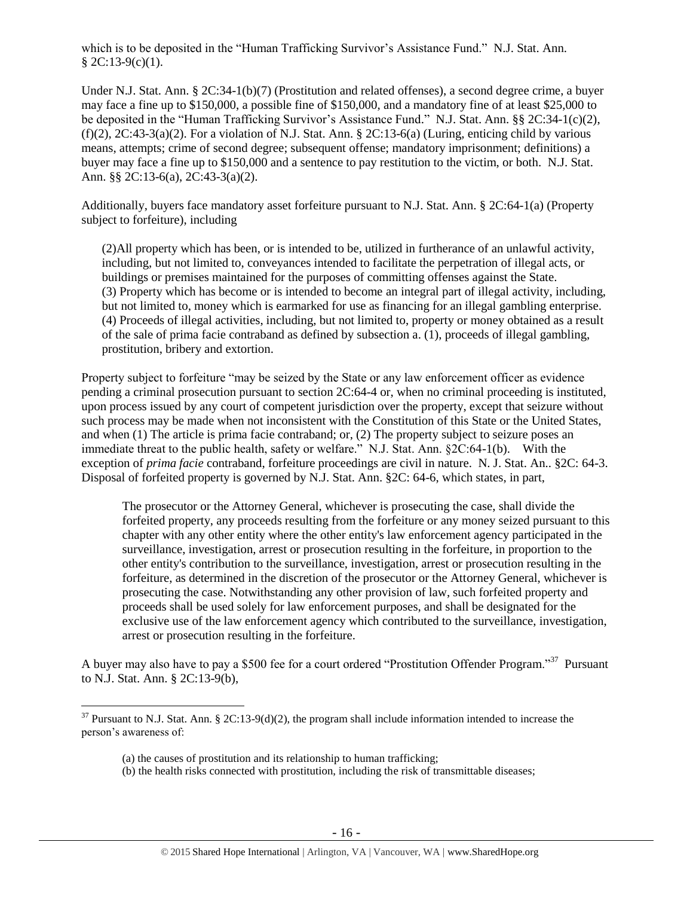which is to be deposited in the "Human Trafficking Survivor's Assistance Fund." N.J. Stat. Ann. § 2C:13-9(c)(1).

Under N.J. Stat. Ann. § 2C:34-1(b)(7) (Prostitution and related offenses), a second degree crime, a buyer may face a fine up to $150,000, a possible fine of $150,000, and a mandatory fine of at least $25,000 to be deposited in the "Human Trafficking Survivor's Assistance Fund." N.J. Stat. Ann. §§ 2C:34-1(c)(2), (f)(2), 2C:43-3(a)(2). For a violation of N.J. Stat. Ann. § 2C:13-6(a) (Luring, enticing child by various means, attempts; crime of second degree; subsequent offense; mandatory imprisonment; definitions) a buyer may face a fine up to $150,000 and a sentence to pay restitution to the victim, or both. N.J. Stat. Ann. §§ 2C:13-6(a), 2C:43-3(a)(2).

Additionally, buyers face mandatory asset forfeiture pursuant to N.J. Stat. Ann. § 2C:64-1(a) (Property subject to forfeiture), including

> (2)All property which has been, or is intended to be, utilized in furtherance of an unlawful activity, including, but not limited to, conveyances intended to facilitate the perpetration of illegal acts, or buildings or premises maintained for the purposes of committing offenses against the State.
> (3) Property which has become or is intended to become an integral part of illegal activity, including, but not limited to, money which is earmarked for use as financing for an illegal gambling enterprise.
> (4) Proceeds of illegal activities, including, but not limited to, property or money obtained as a result of the sale of prima facie contraband as defined by subsection a. (1), proceeds of illegal gambling, prostitution, bribery and extortion.

Property subject to forfeiture "may be seized by the State or any law enforcement officer as evidence pending a criminal prosecution pursuant to section 2C:64-4 or, when no criminal proceeding is instituted, upon process issued by any court of competent jurisdiction over the property, except that seizure without such process may be made when not inconsistent with the Constitution of this State or the United States, and when (1) The article is prima facie contraband; or, (2) The property subject to seizure poses an immediate threat to the public health, safety or welfare." N.J. Stat. Ann. §2C:64-1(b). With the exception of *prima facie* contraband, forfeiture proceedings are civil in nature. N. J. Stat. An.. §2C: 64-3. Disposal of forfeited property is governed by N.J. Stat. Ann. §2C: 64-6, which states, in part,

> The prosecutor or the Attorney General, whichever is prosecuting the case, shall divide the forfeited property, any proceeds resulting from the forfeiture or any money seized pursuant to this chapter with any other entity where the other entity's law enforcement agency participated in the surveillance, investigation, arrest or prosecution resulting in the forfeiture, in proportion to the other entity's contribution to the surveillance, investigation, arrest or prosecution resulting in the forfeiture, as determined in the discretion of the prosecutor or the Attorney General, whichever is prosecuting the case. Notwithstanding any other provision of law, such forfeited property and proceeds shall be used solely for law enforcement purposes, and shall be designated for the exclusive use of the law enforcement agency which contributed to the surveillance, investigation, arrest or prosecution resulting in the forfeiture.

A buyer may also have to pay a $500 fee for a court ordered "Prostitution Offender Program."[37] Pursuant to N.J. Stat. Ann. § 2C:13-9(b),

---

[37] Pursuant to N.J. Stat. Ann. § 2C:13-9(d)(2), the program shall include information intended to increase the person's awareness of:

> (a) the causes of prostitution and its relationship to human trafficking;
> (b) the health risks connected with prostitution, including the risk of transmittable diseases;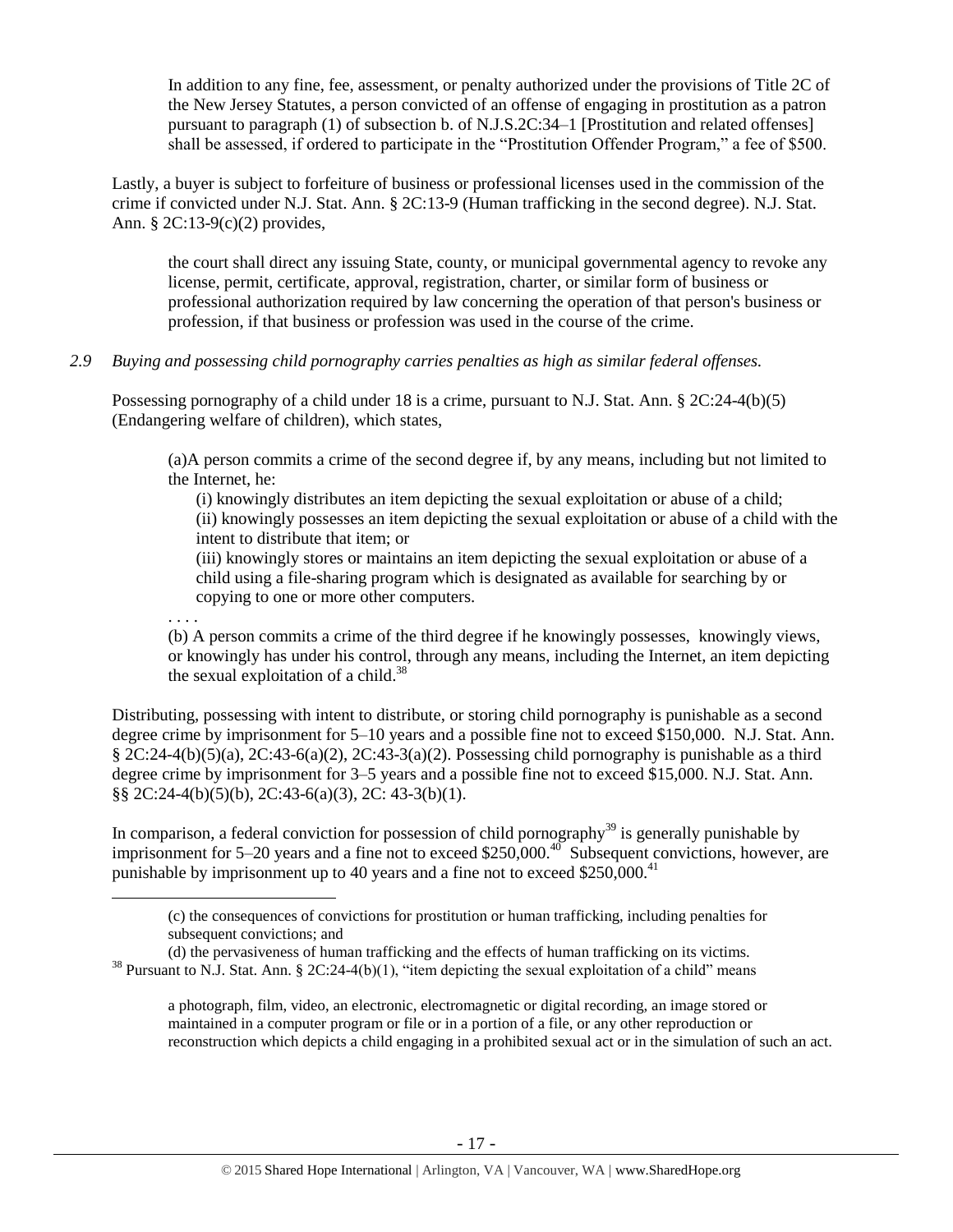In addition to any fine, fee, assessment, or penalty authorized under the provisions of Title 2C of the New Jersey Statutes, a person convicted of an offense of engaging in prostitution as a patron pursuant to paragraph (1) of subsection b. of N.J.S.2C:34–1 [Prostitution and related offenses] shall be assessed, if ordered to participate in the "Prostitution Offender Program," a fee of $500.

Lastly, a buyer is subject to forfeiture of business or professional licenses used in the commission of the crime if convicted under N.J. Stat. Ann. § 2C:13-9 (Human trafficking in the second degree). N.J. Stat. Ann. § 2C:13-9(c)(2) provides,

> the court shall direct any issuing State, county, or municipal governmental agency to revoke any license, permit, certificate, approval, registration, charter, or similar form of business or professional authorization required by law concerning the operation of that person's business or profession, if that business or profession was used in the course of the crime.

*2.9 Buying and possessing child pornography carries penalties as high as similar federal offenses.*

Possessing pornography of a child under 18 is a crime, pursuant to N.J. Stat. Ann. § 2C:24-4(b)(5) (Endangering welfare of children), which states,

> (a)A person commits a crime of the second degree if, by any means, including but not limited to the Internet, he:
>
> (i) knowingly distributes an item depicting the sexual exploitation or abuse of a child;
> (ii) knowingly possesses an item depicting the sexual exploitation or abuse of a child with the intent to distribute that item; or
> (iii) knowingly stores or maintains an item depicting the sexual exploitation or abuse of a child using a file-sharing program which is designated as available for searching by or copying to one or more other computers.
>
> . . . .
>
> (b) A person commits a crime of the third degree if he knowingly possesses, knowingly views, or knowingly has under his control, through any means, including the Internet, an item depicting the sexual exploitation of a child.[38]

Distributing, possessing with intent to distribute, or storing child pornography is punishable as a second degree crime by imprisonment for 5–10 years and a possible fine not to exceed $150,000. N.J. Stat. Ann. § 2C:24-4(b)(5)(a), 2C:43-6(a)(2), 2C:43-3(a)(2). Possessing child pornography is punishable as a third degree crime by imprisonment for 3–5 years and a possible fine not to exceed $15,000. N.J. Stat. Ann. §§ 2C:24-4(b)(5)(b), 2C:43-6(a)(3), 2C: 43-3(b)(1).

In comparison, a federal conviction for possession of child pornography[39] is generally punishable by imprisonment for 5–20 years and a fine not to exceed $250,000.[40] Subsequent convictions, however, are punishable by imprisonment up to 40 years and a fine not to exceed $250,000.[41]

---

> (c) the consequences of convictions for prostitution or human trafficking, including penalties for subsequent convictions; and
> (d) the pervasiveness of human trafficking and the effects of human trafficking on its victims.

[38] Pursuant to N.J. Stat. Ann. § 2C:24-4(b)(1), "item depicting the sexual exploitation of a child" means

> a photograph, film, video, an electronic, electromagnetic or digital recording, an image stored or maintained in a computer program or file or in a portion of a file, or any other reproduction or reconstruction which depicts a child engaging in a prohibited sexual act or in the simulation of such an act.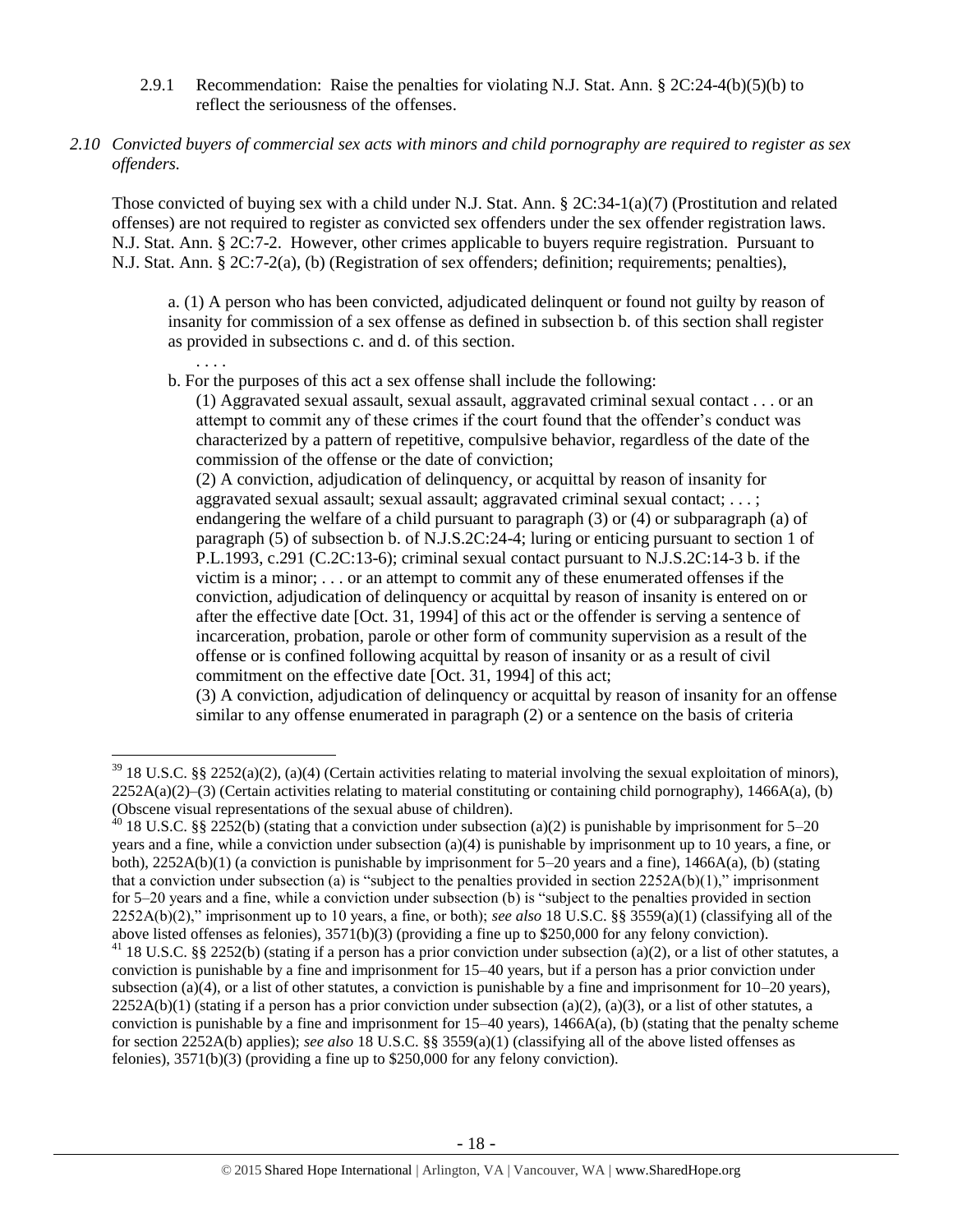2.9.1 Recommendation: Raise the penalties for violating N.J. Stat. Ann. § 2C:24-4(b)(5)(b) to reflect the seriousness of the offenses.

*2.10 Convicted buyers of commercial sex acts with minors and child pornography are required to register as sex offenders.*

Those convicted of buying sex with a child under N.J. Stat. Ann. § 2C:34-1(a)(7) (Prostitution and related offenses) are not required to register as convicted sex offenders under the sex offender registration laws. N.J. Stat. Ann. § 2C:7-2. However, other crimes applicable to buyers require registration. Pursuant to N.J. Stat. Ann. § 2C:7-2(a), (b) (Registration of sex offenders; definition; requirements; penalties),

> a. (1) A person who has been convicted, adjudicated delinquent or found not guilty by reason of insanity for commission of a sex offense as defined in subsection b. of this section shall register as provided in subsections c. and d. of this section.
>
> . . . .
>
> b. For the purposes of this act a sex offense shall include the following:
>
> (1) Aggravated sexual assault, sexual assault, aggravated criminal sexual contact . . . or an attempt to commit any of these crimes if the court found that the offender's conduct was characterized by a pattern of repetitive, compulsive behavior, regardless of the date of the commission of the offense or the date of conviction;
>
> (2) A conviction, adjudication of delinquency, or acquittal by reason of insanity for aggravated sexual assault; sexual assault; aggravated criminal sexual contact; . . . ; endangering the welfare of a child pursuant to paragraph (3) or (4) or subparagraph (a) of paragraph (5) of subsection b. of N.J.S.2C:24-4; luring or enticing pursuant to section 1 of P.L.1993, c.291 (C.2C:13-6); criminal sexual contact pursuant to N.J.S.2C:14-3 b. if the victim is a minor; . . . or an attempt to commit any of these enumerated offenses if the conviction, adjudication of delinquency or acquittal by reason of insanity is entered on or after the effective date [Oct. 31, 1994] of this act or the offender is serving a sentence of incarceration, probation, parole or other form of community supervision as a result of the offense or is confined following acquittal by reason of insanity or as a result of civil commitment on the effective date [Oct. 31, 1994] of this act;
>
> (3) A conviction, adjudication of delinquency or acquittal by reason of insanity for an offense similar to any offense enumerated in paragraph (2) or a sentence on the basis of criteria

---

[39] 18 U.S.C. §§ 2252(a)(2), (a)(4) (Certain activities relating to material involving the sexual exploitation of minors), 2252A(a)(2)–(3) (Certain activities relating to material constituting or containing child pornography), 1466A(a), (b) (Obscene visual representations of the sexual abuse of children).

[40] 18 U.S.C. §§ 2252(b) (stating that a conviction under subsection (a)(2) is punishable by imprisonment for 5–20 years and a fine, while a conviction under subsection (a)(4) is punishable by imprisonment up to 10 years, a fine, or both), 2252A(b)(1) (a conviction is punishable by imprisonment for 5–20 years and a fine), 1466A(a), (b) (stating that a conviction under subsection (a) is "subject to the penalties provided in section 2252A(b)(1)," imprisonment for 5–20 years and a fine, while a conviction under subsection (b) is "subject to the penalties provided in section 2252A(b)(2)," imprisonment up to 10 years, a fine, or both); *see also* 18 U.S.C. §§ 3559(a)(1) (classifying all of the above listed offenses as felonies), 3571(b)(3) (providing a fine up to $250,000 for any felony conviction).

[41] 18 U.S.C. §§ 2252(b) (stating if a person has a prior conviction under subsection (a)(2), or a list of other statutes, a conviction is punishable by a fine and imprisonment for 15–40 years, but if a person has a prior conviction under subsection (a)(4), or a list of other statutes, a conviction is punishable by a fine and imprisonment for 10–20 years), 2252A(b)(1) (stating if a person has a prior conviction under subsection (a)(2), (a)(3), or a list of other statutes, a conviction is punishable by a fine and imprisonment for 15–40 years), 1466A(a), (b) (stating that the penalty scheme for section 2252A(b) applies); *see also* 18 U.S.C. §§ 3559(a)(1) (classifying all of the above listed offenses as felonies), 3571(b)(3) (providing a fine up to $250,000 for any felony conviction).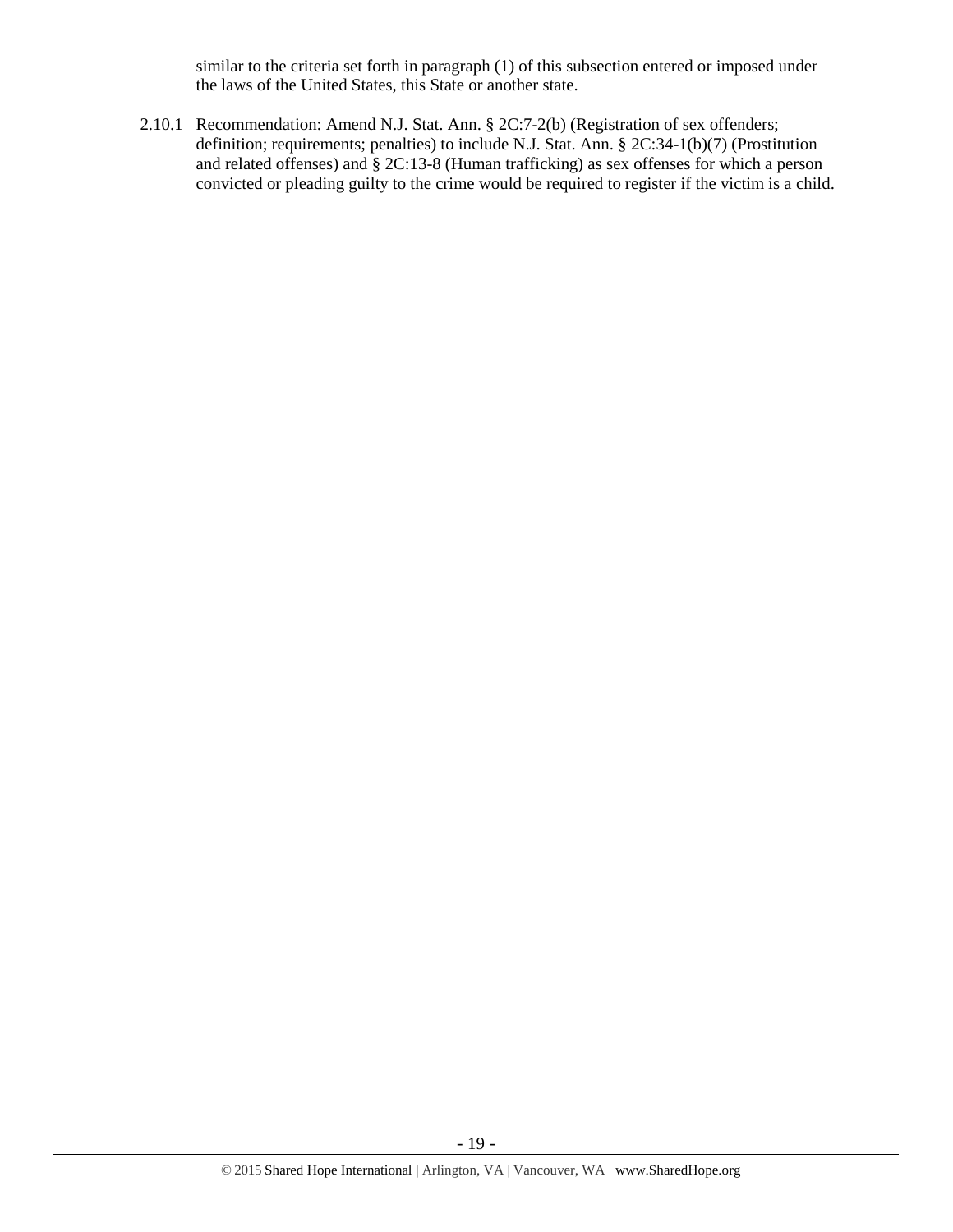similar to the criteria set forth in paragraph (1) of this subsection entered or imposed under the laws of the United States, this State or another state.

2.10.1 Recommendation: Amend N.J. Stat. Ann. § 2C:7-2(b) (Registration of sex offenders; definition; requirements; penalties) to include N.J. Stat. Ann. § 2C:34-1(b)(7) (Prostitution and related offenses) and § 2C:13-8 (Human trafficking) as sex offenses for which a person convicted or pleading guilty to the crime would be required to register if the victim is a child.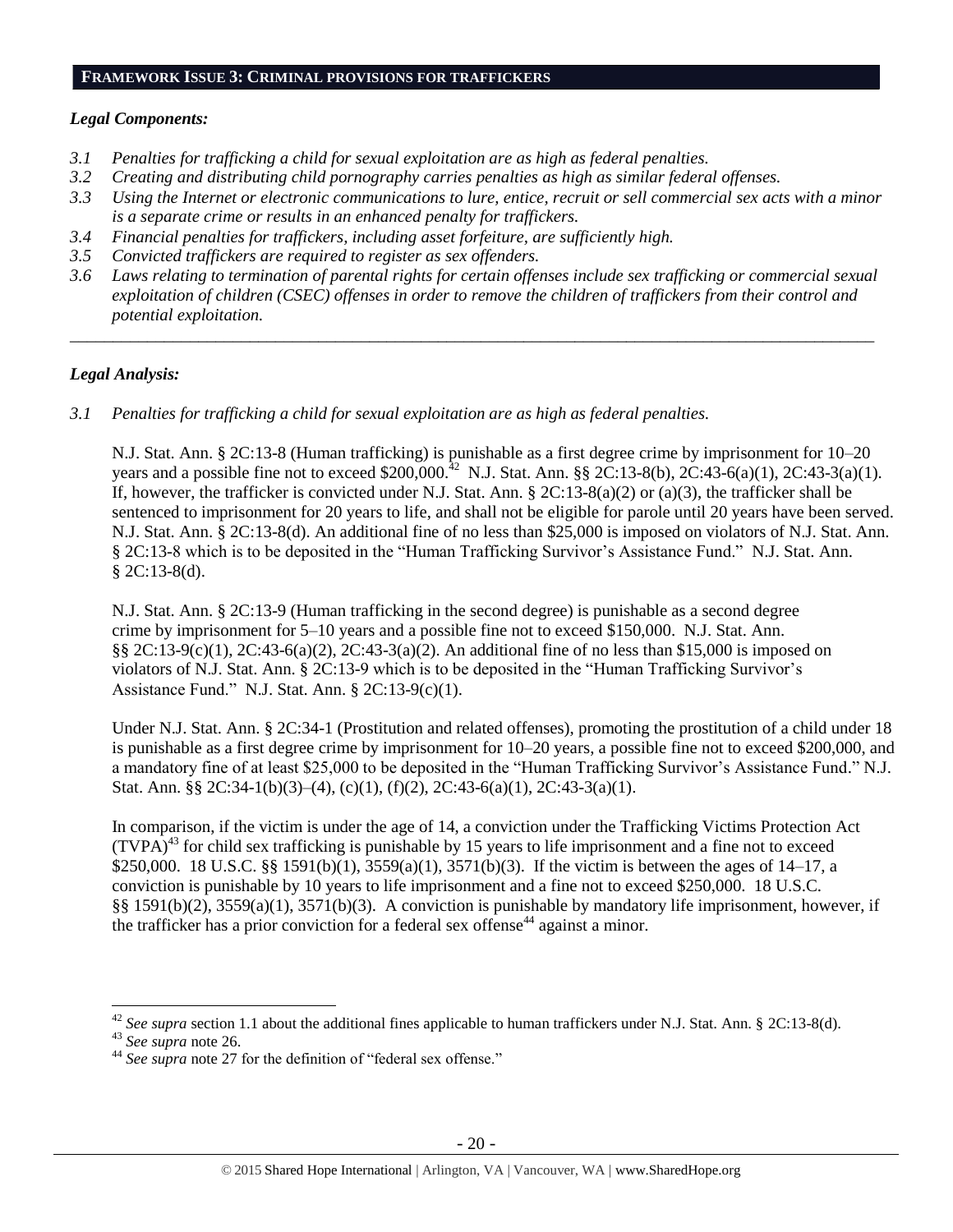## FRAMEWORK ISSUE 3: CRIMINAL PROVISIONS FOR TRAFFICKERS

### *Legal Components:*

*3.1 Penalties for trafficking a child for sexual exploitation are as high as federal penalties.*
*3.2 Creating and distributing child pornography carries penalties as high as similar federal offenses.*
*3.3 Using the Internet or electronic communications to lure, entice, recruit or sell commercial sex acts with a minor is a separate crime or results in an enhanced penalty for traffickers.*
*3.4 Financial penalties for traffickers, including asset forfeiture, are sufficiently high.*
*3.5 Convicted traffickers are required to register as sex offenders.*
*3.6 Laws relating to termination of parental rights for certain offenses include sex trafficking or commercial sexual exploitation of children (CSEC) offenses in order to remove the children of traffickers from their control and potential exploitation.*

---

### *Legal Analysis:*

*3.1 Penalties for trafficking a child for sexual exploitation are as high as federal penalties.*

N.J. Stat. Ann. § 2C:13-8 (Human trafficking) is punishable as a first degree crime by imprisonment for 10–20 years and a possible fine not to exceed $200,000.[42] N.J. Stat. Ann. §§ 2C:13-8(b), 2C:43-6(a)(1), 2C:43-3(a)(1). If, however, the trafficker is convicted under N.J. Stat. Ann. § 2C:13-8(a)(2) or (a)(3), the trafficker shall be sentenced to imprisonment for 20 years to life, and shall not be eligible for parole until 20 years have been served. N.J. Stat. Ann. § 2C:13-8(d). An additional fine of no less than $25,000 is imposed on violators of N.J. Stat. Ann. § 2C:13-8 which is to be deposited in the "Human Trafficking Survivor's Assistance Fund." N.J. Stat. Ann. § 2C:13-8(d).

N.J. Stat. Ann. § 2C:13-9 (Human trafficking in the second degree) is punishable as a second degree crime by imprisonment for 5–10 years and a possible fine not to exceed $150,000. N.J. Stat. Ann. §§ 2C:13-9(c)(1), 2C:43-6(a)(2), 2C:43-3(a)(2). An additional fine of no less than $15,000 is imposed on violators of N.J. Stat. Ann. § 2C:13-9 which is to be deposited in the "Human Trafficking Survivor's Assistance Fund." N.J. Stat. Ann. § 2C:13-9(c)(1).

Under N.J. Stat. Ann. § 2C:34-1 (Prostitution and related offenses), promoting the prostitution of a child under 18 is punishable as a first degree crime by imprisonment for 10–20 years, a possible fine not to exceed $200,000, and a mandatory fine of at least $25,000 to be deposited in the "Human Trafficking Survivor's Assistance Fund." N.J. Stat. Ann. §§ 2C:34-1(b)(3)–(4), (c)(1), (f)(2), 2C:43-6(a)(1), 2C:43-3(a)(1).

In comparison, if the victim is under the age of 14, a conviction under the Trafficking Victims Protection Act (TVPA)[43] for child sex trafficking is punishable by 15 years to life imprisonment and a fine not to exceed $250,000. 18 U.S.C. §§ 1591(b)(1), 3559(a)(1), 3571(b)(3). If the victim is between the ages of 14–17, a conviction is punishable by 10 years to life imprisonment and a fine not to exceed $250,000. 18 U.S.C. §§ 1591(b)(2), 3559(a)(1), 3571(b)(3). A conviction is punishable by mandatory life imprisonment, however, if the trafficker has a prior conviction for a federal sex offense[44] against a minor.

---

[42] *See supra* section 1.1 about the additional fines applicable to human traffickers under N.J. Stat. Ann. § 2C:13-8(d).
[43] *See supra* note 26.
[44] *See supra* note 27 for the definition of "federal sex offense."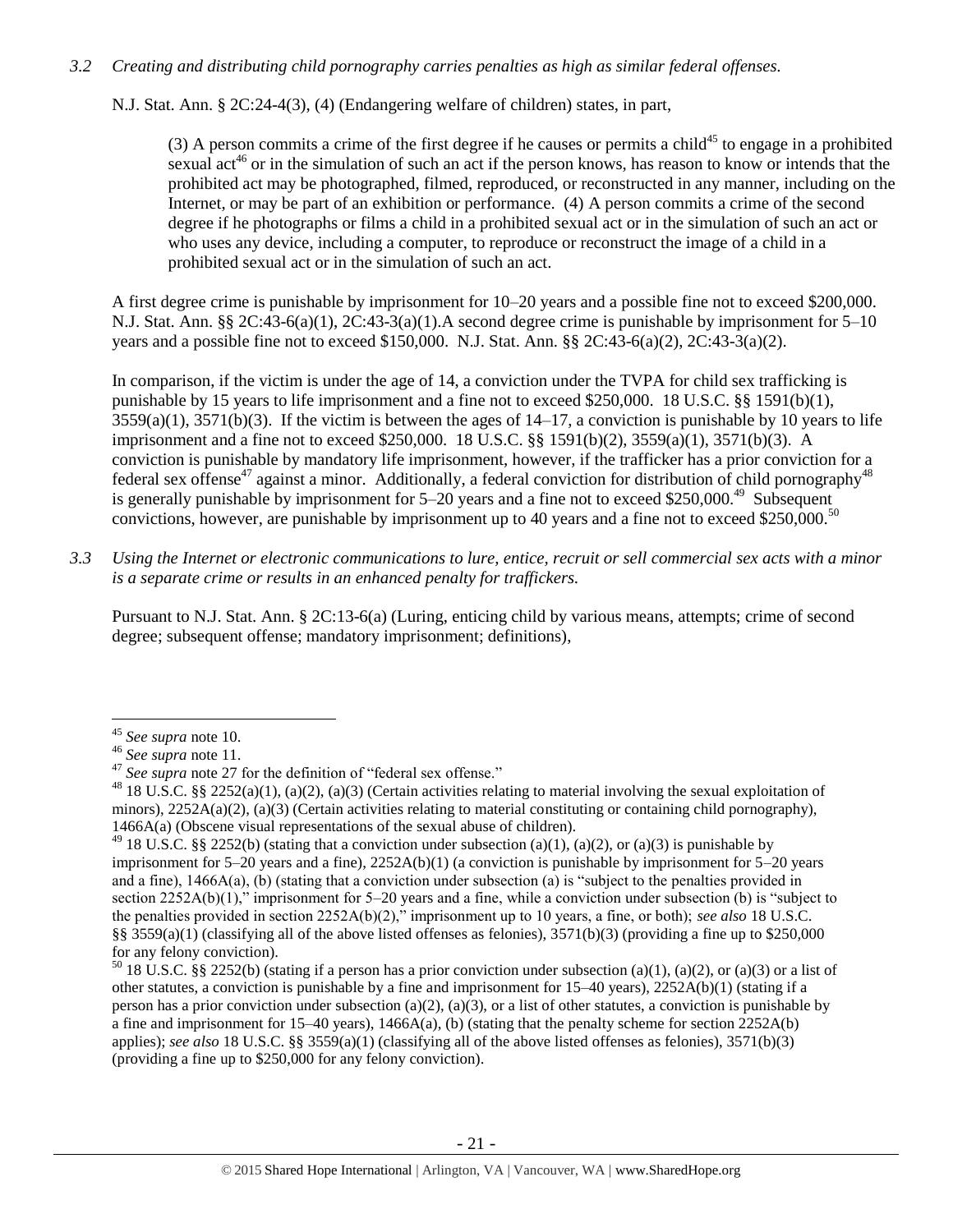*3.2 Creating and distributing child pornography carries penalties as high as similar federal offenses.*

N.J. Stat. Ann. § 2C:24-4(3), (4) (Endangering welfare of children) states, in part,

> (3) A person commits a crime of the first degree if he causes or permits a child[45] to engage in a prohibited sexual act[46] or in the simulation of such an act if the person knows, has reason to know or intends that the prohibited act may be photographed, filmed, reproduced, or reconstructed in any manner, including on the Internet, or may be part of an exhibition or performance. (4) A person commits a crime of the second degree if he photographs or films a child in a prohibited sexual act or in the simulation of such an act or who uses any device, including a computer, to reproduce or reconstruct the image of a child in a prohibited sexual act or in the simulation of such an act.

A first degree crime is punishable by imprisonment for 10–20 years and a possible fine not to exceed $200,000. N.J. Stat. Ann. §§ 2C:43-6(a)(1), 2C:43-3(a)(1).A second degree crime is punishable by imprisonment for 5–10 years and a possible fine not to exceed $150,000. N.J. Stat. Ann. §§ 2C:43-6(a)(2), 2C:43-3(a)(2).

In comparison, if the victim is under the age of 14, a conviction under the TVPA for child sex trafficking is punishable by 15 years to life imprisonment and a fine not to exceed $250,000. 18 U.S.C. §§ 1591(b)(1), 3559(a)(1), 3571(b)(3). If the victim is between the ages of 14–17, a conviction is punishable by 10 years to life imprisonment and a fine not to exceed $250,000. 18 U.S.C. §§ 1591(b)(2), 3559(a)(1), 3571(b)(3). A conviction is punishable by mandatory life imprisonment, however, if the trafficker has a prior conviction for a federal sex offense[47] against a minor. Additionally, a federal conviction for distribution of child pornography[48] is generally punishable by imprisonment for 5–20 years and a fine not to exceed $250,000.[49] Subsequent convictions, however, are punishable by imprisonment up to 40 years and a fine not to exceed $250,000.[50]

*3.3 Using the Internet or electronic communications to lure, entice, recruit or sell commercial sex acts with a minor is a separate crime or results in an enhanced penalty for traffickers.*

Pursuant to N.J. Stat. Ann. § 2C:13-6(a) (Luring, enticing child by various means, attempts; crime of second degree; subsequent offense; mandatory imprisonment; definitions),

---

[45] *See supra* note 10.

[46] *See supra* note 11.

[47] *See supra* note 27 for the definition of "federal sex offense."

[48] 18 U.S.C. §§ 2252(a)(1), (a)(2), (a)(3) (Certain activities relating to material involving the sexual exploitation of minors), 2252A(a)(2), (a)(3) (Certain activities relating to material constituting or containing child pornography), 1466A(a) (Obscene visual representations of the sexual abuse of children).

[49] 18 U.S.C. §§ 2252(b) (stating that a conviction under subsection (a)(1), (a)(2), or (a)(3) is punishable by imprisonment for 5–20 years and a fine), 2252A(b)(1) (a conviction is punishable by imprisonment for 5–20 years and a fine), 1466A(a), (b) (stating that a conviction under subsection (a) is "subject to the penalties provided in section 2252A(b)(1)," imprisonment for 5–20 years and a fine, while a conviction under subsection (b) is "subject to the penalties provided in section 2252A(b)(2)," imprisonment up to 10 years, a fine, or both); *see also* 18 U.S.C. §§ 3559(a)(1) (classifying all of the above listed offenses as felonies), 3571(b)(3) (providing a fine up to $250,000 for any felony conviction).

[50] 18 U.S.C. §§ 2252(b) (stating if a person has a prior conviction under subsection (a)(1), (a)(2), or (a)(3) or a list of other statutes, a conviction is punishable by a fine and imprisonment for 15–40 years), 2252A(b)(1) (stating if a person has a prior conviction under subsection (a)(2), (a)(3), or a list of other statutes, a conviction is punishable by a fine and imprisonment for 15–40 years), 1466A(a), (b) (stating that the penalty scheme for section 2252A(b) applies); *see also* 18 U.S.C. §§ 3559(a)(1) (classifying all of the above listed offenses as felonies), 3571(b)(3) (providing a fine up to $250,000 for any felony conviction).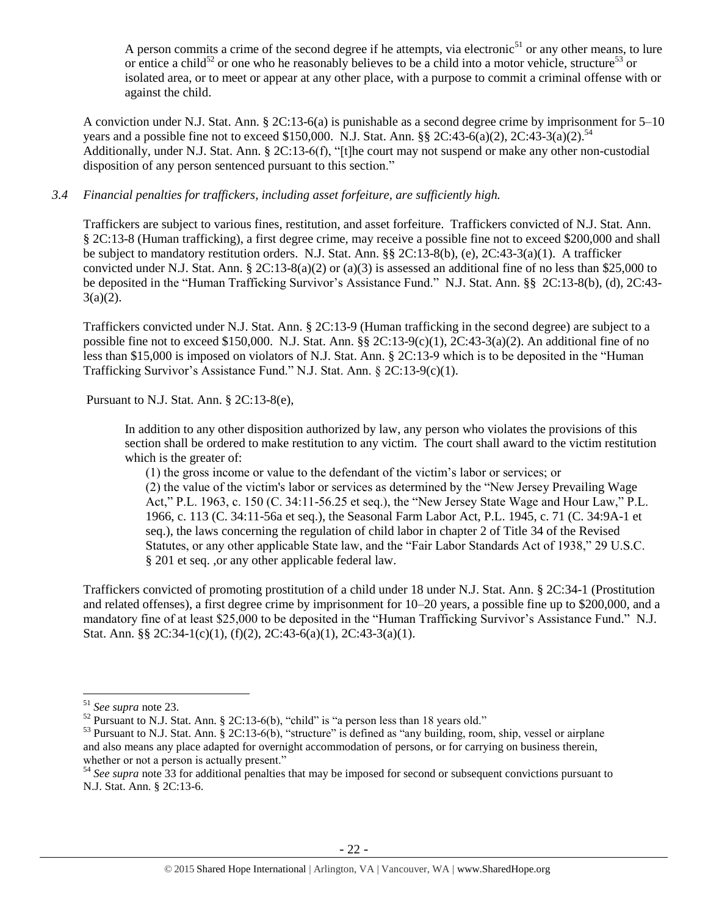> A person commits a crime of the second degree if he attempts, via electronic[51] or any other means, to lure or entice a child[52] or one who he reasonably believes to be a child into a motor vehicle, structure[53] or isolated area, or to meet or appear at any other place, with a purpose to commit a criminal offense with or against the child.

A conviction under N.J. Stat. Ann. § 2C:13-6(a) is punishable as a second degree crime by imprisonment for 5–10 years and a possible fine not to exceed $150,000. N.J. Stat. Ann. §§ 2C:43-6(a)(2), 2C:43-3(a)(2).[54] Additionally, under N.J. Stat. Ann. § 2C:13-6(f), "[t]he court may not suspend or make any other non-custodial disposition of any person sentenced pursuant to this section."

*3.4 Financial penalties for traffickers, including asset forfeiture, are sufficiently high.*

Traffickers are subject to various fines, restitution, and asset forfeiture. Traffickers convicted of N.J. Stat. Ann. § 2C:13-8 (Human trafficking), a first degree crime, may receive a possible fine not to exceed $200,000 and shall be subject to mandatory restitution orders. N.J. Stat. Ann. §§ 2C:13-8(b), (e), 2C:43-3(a)(1). A trafficker convicted under N.J. Stat. Ann. § 2C:13-8(a)(2) or (a)(3) is assessed an additional fine of no less than $25,000 to be deposited in the "Human Trafficking Survivor's Assistance Fund." N.J. Stat. Ann. §§ 2C:13-8(b), (d), 2C:43-3(a)(2).

Traffickers convicted under N.J. Stat. Ann. § 2C:13-9 (Human trafficking in the second degree) are subject to a possible fine not to exceed $150,000. N.J. Stat. Ann. §§ 2C:13-9(c)(1), 2C:43-3(a)(2). An additional fine of no less than $15,000 is imposed on violators of N.J. Stat. Ann. § 2C:13-9 which is to be deposited in the "Human Trafficking Survivor's Assistance Fund." N.J. Stat. Ann. § 2C:13-9(c)(1).

Pursuant to N.J. Stat. Ann. § 2C:13-8(e),

> In addition to any other disposition authorized by law, any person who violates the provisions of this section shall be ordered to make restitution to any victim. The court shall award to the victim restitution which is the greater of:
>
> (1) the gross income or value to the defendant of the victim's labor or services; or
>
> (2) the value of the victim's labor or services as determined by the "New Jersey Prevailing Wage Act," P.L. 1963, c. 150 (C. 34:11-56.25 et seq.), the "New Jersey State Wage and Hour Law," P.L. 1966, c. 113 (C. 34:11-56a et seq.), the Seasonal Farm Labor Act, P.L. 1945, c. 71 (C. 34:9A-1 et seq.), the laws concerning the regulation of child labor in chapter 2 of Title 34 of the Revised Statutes, or any other applicable State law, and the "Fair Labor Standards Act of 1938," 29 U.S.C. § 201 et seq. ,or any other applicable federal law.

Traffickers convicted of promoting prostitution of a child under 18 under N.J. Stat. Ann. § 2C:34-1 (Prostitution and related offenses), a first degree crime by imprisonment for 10–20 years, a possible fine up to $200,000, and a mandatory fine of at least $25,000 to be deposited in the "Human Trafficking Survivor's Assistance Fund." N.J. Stat. Ann. §§ 2C:34-1(c)(1), (f)(2), 2C:43-6(a)(1), 2C:43-3(a)(1).

---

[51] *See supra* note 23.

[52] Pursuant to N.J. Stat. Ann. § 2C:13-6(b), "child" is "a person less than 18 years old."

[53] Pursuant to N.J. Stat. Ann. § 2C:13-6(b), "structure" is defined as "any building, room, ship, vessel or airplane and also means any place adapted for overnight accommodation of persons, or for carrying on business therein, whether or not a person is actually present."

[54] *See supra* note 33 for additional penalties that may be imposed for second or subsequent convictions pursuant to N.J. Stat. Ann. § 2C:13-6.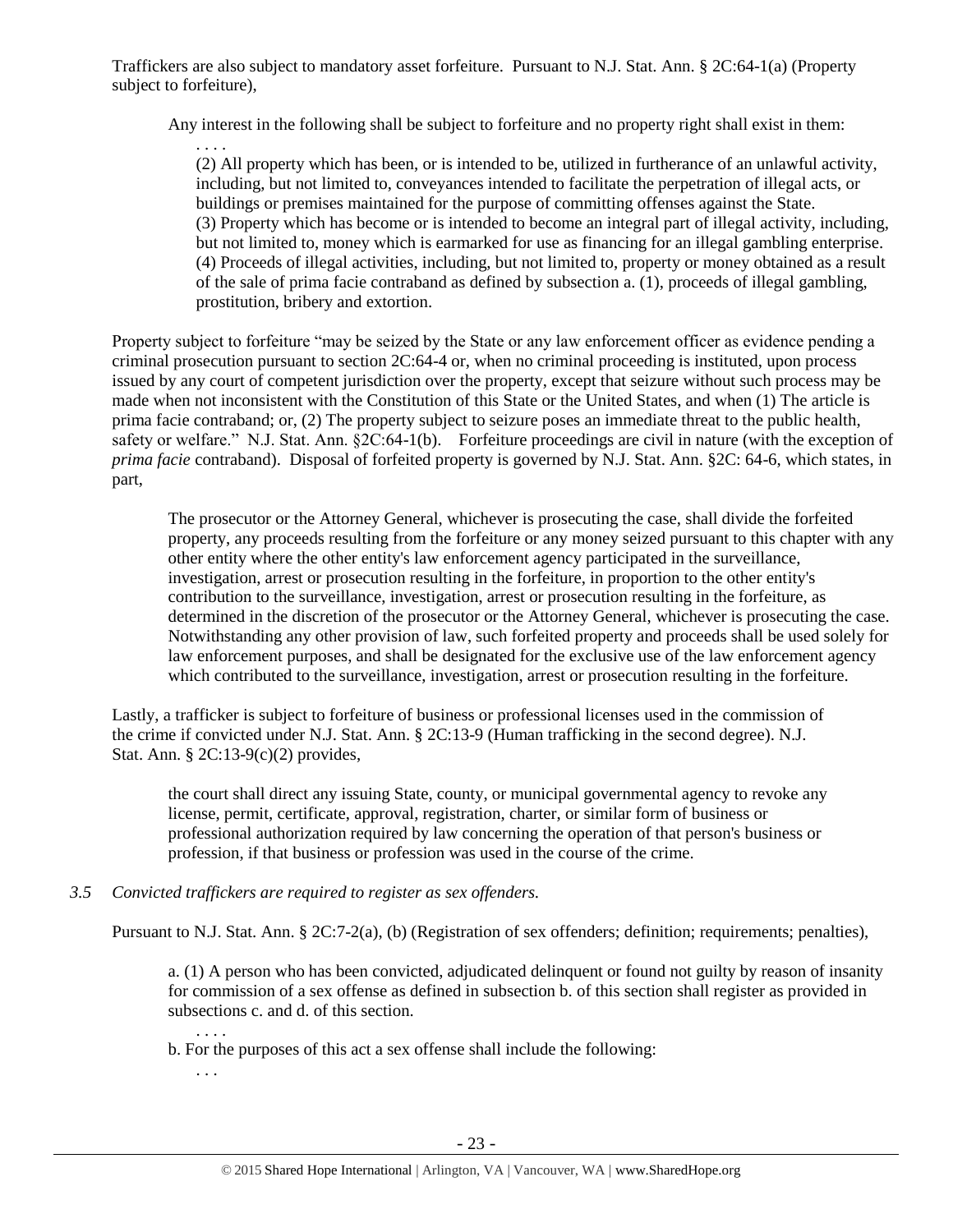Traffickers are also subject to mandatory asset forfeiture. Pursuant to N.J. Stat. Ann. § 2C:64-1(a) (Property subject to forfeiture),

> Any interest in the following shall be subject to forfeiture and no property right shall exist in them:
>
> > . . . .
> >
> > (2) All property which has been, or is intended to be, utilized in furtherance of an unlawful activity, including, but not limited to, conveyances intended to facilitate the perpetration of illegal acts, or buildings or premises maintained for the purpose of committing offenses against the State.
> >
> > (3) Property which has become or is intended to become an integral part of illegal activity, including, but not limited to, money which is earmarked for use as financing for an illegal gambling enterprise.
> >
> > (4) Proceeds of illegal activities, including, but not limited to, property or money obtained as a result of the sale of prima facie contraband as defined by subsection a. (1), proceeds of illegal gambling, prostitution, bribery and extortion.

Property subject to forfeiture "may be seized by the State or any law enforcement officer as evidence pending a criminal prosecution pursuant to section 2C:64-4 or, when no criminal proceeding is instituted, upon process issued by any court of competent jurisdiction over the property, except that seizure without such process may be made when not inconsistent with the Constitution of this State or the United States, and when (1) The article is prima facie contraband; or, (2) The property subject to seizure poses an immediate threat to the public health, safety or welfare." N.J. Stat. Ann. §2C:64-1(b). Forfeiture proceedings are civil in nature (with the exception of *prima facie* contraband). Disposal of forfeited property is governed by N.J. Stat. Ann. §2C: 64-6, which states, in part,

> The prosecutor or the Attorney General, whichever is prosecuting the case, shall divide the forfeited property, any proceeds resulting from the forfeiture or any money seized pursuant to this chapter with any other entity where the other entity's law enforcement agency participated in the surveillance, investigation, arrest or prosecution resulting in the forfeiture, in proportion to the other entity's contribution to the surveillance, investigation, arrest or prosecution resulting in the forfeiture, as determined in the discretion of the prosecutor or the Attorney General, whichever is prosecuting the case. Notwithstanding any other provision of law, such forfeited property and proceeds shall be used solely for law enforcement purposes, and shall be designated for the exclusive use of the law enforcement agency which contributed to the surveillance, investigation, arrest or prosecution resulting in the forfeiture.

Lastly, a trafficker is subject to forfeiture of business or professional licenses used in the commission of the crime if convicted under N.J. Stat. Ann. § 2C:13-9 (Human trafficking in the second degree). N.J. Stat. Ann. § 2C:13-9(c)(2) provides,

> the court shall direct any issuing State, county, or municipal governmental agency to revoke any license, permit, certificate, approval, registration, charter, or similar form of business or professional authorization required by law concerning the operation of that person's business or profession, if that business or profession was used in the course of the crime.

*3.5 Convicted traffickers are required to register as sex offenders.*

Pursuant to N.J. Stat. Ann. § 2C:7-2(a), (b) (Registration of sex offenders; definition; requirements; penalties),

> a. (1) A person who has been convicted, adjudicated delinquent or found not guilty by reason of insanity for commission of a sex offense as defined in subsection b. of this section shall register as provided in subsections c. and d. of this section.
>
> . . . .
>
> b. For the purposes of this act a sex offense shall include the following:
>
> . . .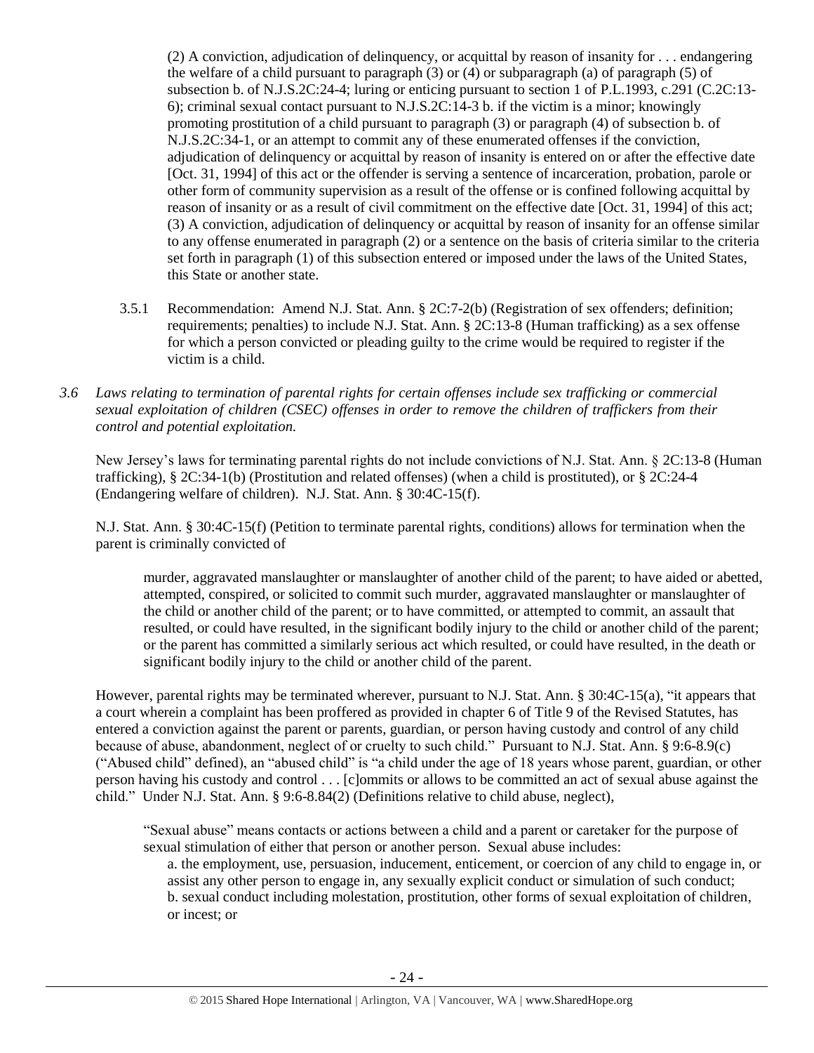(2) A conviction, adjudication of delinquency, or acquittal by reason of insanity for . . . endangering the welfare of a child pursuant to paragraph (3) or (4) or subparagraph (a) of paragraph (5) of subsection b. of N.J.S.2C:24-4; luring or enticing pursuant to section 1 of P.L.1993, c.291 (C.2C:13-6); criminal sexual contact pursuant to N.J.S.2C:14-3 b. if the victim is a minor; knowingly promoting prostitution of a child pursuant to paragraph (3) or paragraph (4) of subsection b. of N.J.S.2C:34-1, or an attempt to commit any of these enumerated offenses if the conviction, adjudication of delinquency or acquittal by reason of insanity is entered on or after the effective date [Oct. 31, 1994] of this act or the offender is serving a sentence of incarceration, probation, parole or other form of community supervision as a result of the offense or is confined following acquittal by reason of insanity or as a result of civil commitment on the effective date [Oct. 31, 1994] of this act;
(3) A conviction, adjudication of delinquency or acquittal by reason of insanity for an offense similar to any offense enumerated in paragraph (2) or a sentence on the basis of criteria similar to the criteria set forth in paragraph (1) of this subsection entered or imposed under the laws of the United States, this State or another state.

3.5.1 Recommendation: Amend N.J. Stat. Ann. § 2C:7-2(b) (Registration of sex offenders; definition; requirements; penalties) to include N.J. Stat. Ann. § 2C:13-8 (Human trafficking) as a sex offense for which a person convicted or pleading guilty to the crime would be required to register if the victim is a child.

*3.6 Laws relating to termination of parental rights for certain offenses include sex trafficking or commercial sexual exploitation of children (CSEC) offenses in order to remove the children of traffickers from their control and potential exploitation.*

New Jersey's laws for terminating parental rights do not include convictions of N.J. Stat. Ann. § 2C:13-8 (Human trafficking), § 2C:34-1(b) (Prostitution and related offenses) (when a child is prostituted), or § 2C:24-4 (Endangering welfare of children). N.J. Stat. Ann. § 30:4C-15(f).

N.J. Stat. Ann. § 30:4C-15(f) (Petition to terminate parental rights, conditions) allows for termination when the parent is criminally convicted of

> murder, aggravated manslaughter or manslaughter of another child of the parent; to have aided or abetted, attempted, conspired, or solicited to commit such murder, aggravated manslaughter or manslaughter of the child or another child of the parent; or to have committed, or attempted to commit, an assault that resulted, or could have resulted, in the significant bodily injury to the child or another child of the parent; or the parent has committed a similarly serious act which resulted, or could have resulted, in the death or significant bodily injury to the child or another child of the parent.

However, parental rights may be terminated wherever, pursuant to N.J. Stat. Ann. § 30:4C-15(a), "it appears that a court wherein a complaint has been proffered as provided in chapter 6 of Title 9 of the Revised Statutes, has entered a conviction against the parent or parents, guardian, or person having custody and control of any child because of abuse, abandonment, neglect of or cruelty to such child." Pursuant to N.J. Stat. Ann. § 9:6-8.9(c) ("Abused child" defined), an "abused child" is "a child under the age of 18 years whose parent, guardian, or other person having his custody and control . . . [c]ommits or allows to be committed an act of sexual abuse against the child." Under N.J. Stat. Ann. § 9:6-8.84(2) (Definitions relative to child abuse, neglect),

> "Sexual abuse" means contacts or actions between a child and a parent or caretaker for the purpose of sexual stimulation of either that person or another person. Sexual abuse includes:
> a. the employment, use, persuasion, inducement, enticement, or coercion of any child to engage in, or assist any other person to engage in, any sexually explicit conduct or simulation of such conduct;
> b. sexual conduct including molestation, prostitution, other forms of sexual exploitation of children, or incest; or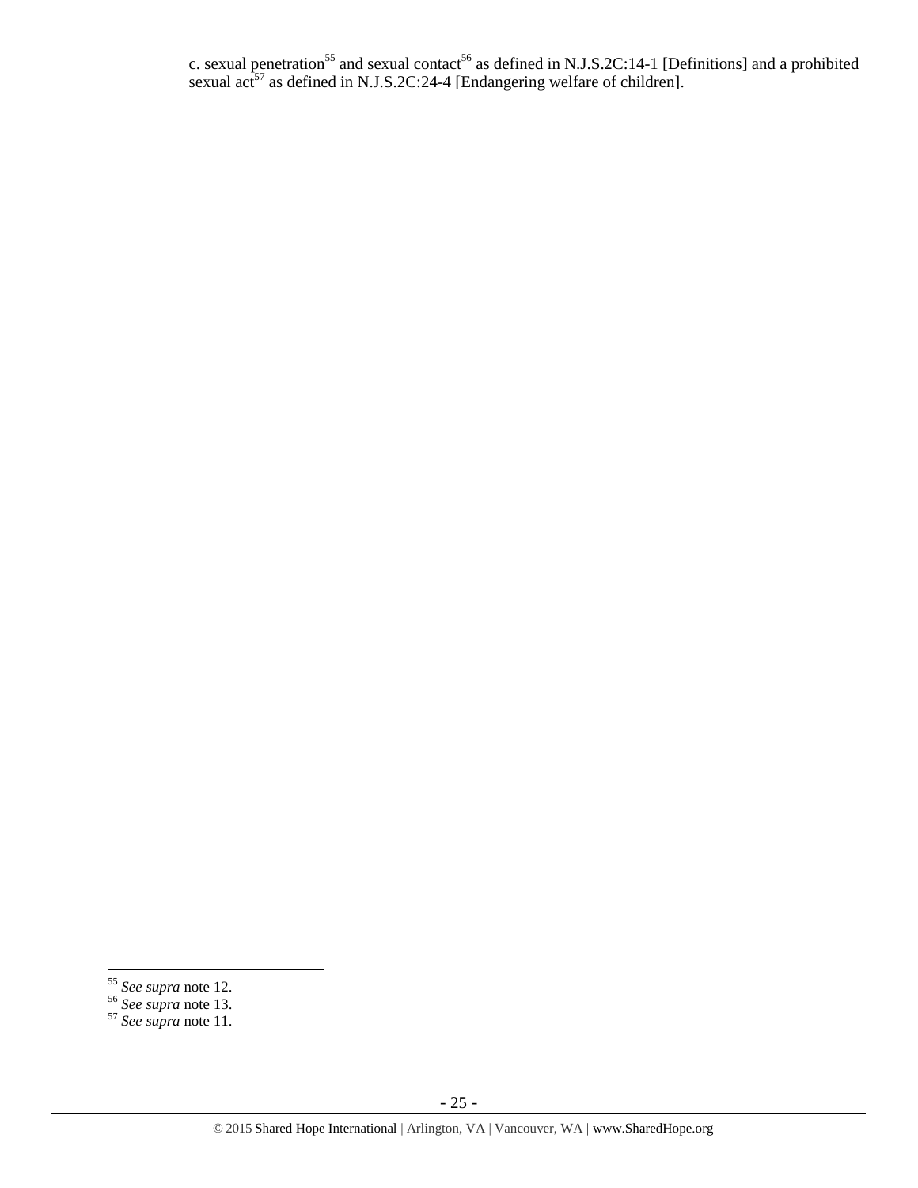c. sexual penetration[55] and sexual contact[56] as defined in N.J.S.2C:14-1 [Definitions] and a prohibited sexual act[57] as defined in N.J.S.2C:24-4 [Endangering welfare of children].

---

[55] *See supra* note 12.
[56] *See supra* note 13.
[57] *See supra* note 11.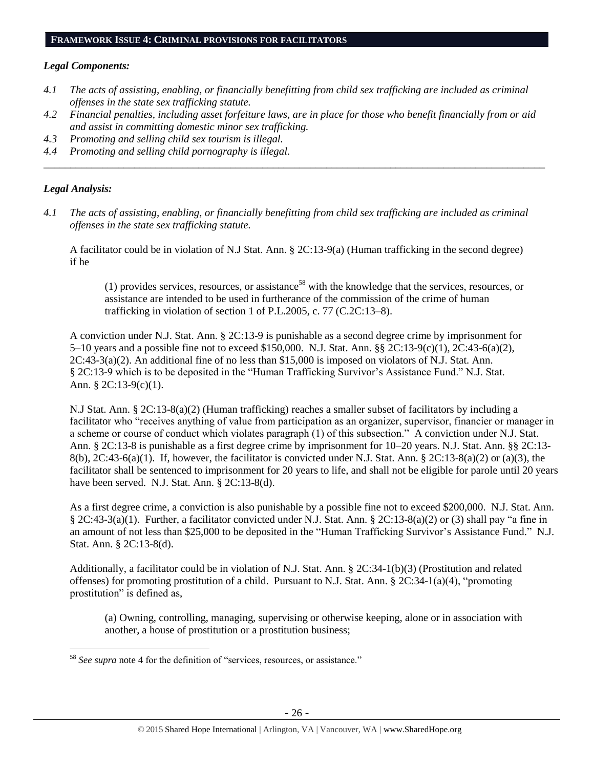## FRAMEWORK ISSUE 4: CRIMINAL PROVISIONS FOR FACILITATORS

### *Legal Components:*

- *4.1 The acts of assisting, enabling, or financially benefitting from child sex trafficking are included as criminal offenses in the state sex trafficking statute.*
- *4.2 Financial penalties, including asset forfeiture laws, are in place for those who benefit financially from or aid and assist in committing domestic minor sex trafficking.*
- *4.3 Promoting and selling child sex tourism is illegal.*
- *4.4 Promoting and selling child pornography is illegal.*

---

### *Legal Analysis:*

*4.1 The acts of assisting, enabling, or financially benefitting from child sex trafficking are included as criminal offenses in the state sex trafficking statute.*

A facilitator could be in violation of N.J Stat. Ann. § 2C:13-9(a) (Human trafficking in the second degree) if he

> (1) provides services, resources, or assistance[58] with the knowledge that the services, resources, or assistance are intended to be used in furtherance of the commission of the crime of human trafficking in violation of section 1 of P.L.2005, c. 77 (C.2C:13–8).

A conviction under N.J. Stat. Ann. § 2C:13-9 is punishable as a second degree crime by imprisonment for 5–10 years and a possible fine not to exceed $150,000. N.J. Stat. Ann. §§ 2C:13-9(c)(1), 2C:43-6(a)(2), 2C:43-3(a)(2). An additional fine of no less than $15,000 is imposed on violators of N.J. Stat. Ann. § 2C:13-9 which is to be deposited in the "Human Trafficking Survivor's Assistance Fund." N.J. Stat. Ann. § 2C:13-9(c)(1).

N.J Stat. Ann. § 2C:13-8(a)(2) (Human trafficking) reaches a smaller subset of facilitators by including a facilitator who "receives anything of value from participation as an organizer, supervisor, financier or manager in a scheme or course of conduct which violates paragraph (1) of this subsection." A conviction under N.J. Stat. Ann. § 2C:13-8 is punishable as a first degree crime by imprisonment for 10–20 years. N.J. Stat. Ann. §§ 2C:13-8(b), 2C:43-6(a)(1). If, however, the facilitator is convicted under N.J. Stat. Ann. § 2C:13-8(a)(2) or (a)(3), the facilitator shall be sentenced to imprisonment for 20 years to life, and shall not be eligible for parole until 20 years have been served. N.J. Stat. Ann. § 2C:13-8(d).

As a first degree crime, a conviction is also punishable by a possible fine not to exceed $200,000. N.J. Stat. Ann. § 2C:43-3(a)(1). Further, a facilitator convicted under N.J. Stat. Ann. § 2C:13-8(a)(2) or (3) shall pay "a fine in an amount of not less than $25,000 to be deposited in the "Human Trafficking Survivor's Assistance Fund." N.J. Stat. Ann. § 2C:13-8(d).

Additionally, a facilitator could be in violation of N.J. Stat. Ann. § 2C:34-1(b)(3) (Prostitution and related offenses) for promoting prostitution of a child. Pursuant to N.J. Stat. Ann. § 2C:34-1(a)(4), "promoting prostitution" is defined as,

> (a) Owning, controlling, managing, supervising or otherwise keeping, alone or in association with another, a house of prostitution or a prostitution business;

---

[58] *See supra* note 4 for the definition of "services, resources, or assistance."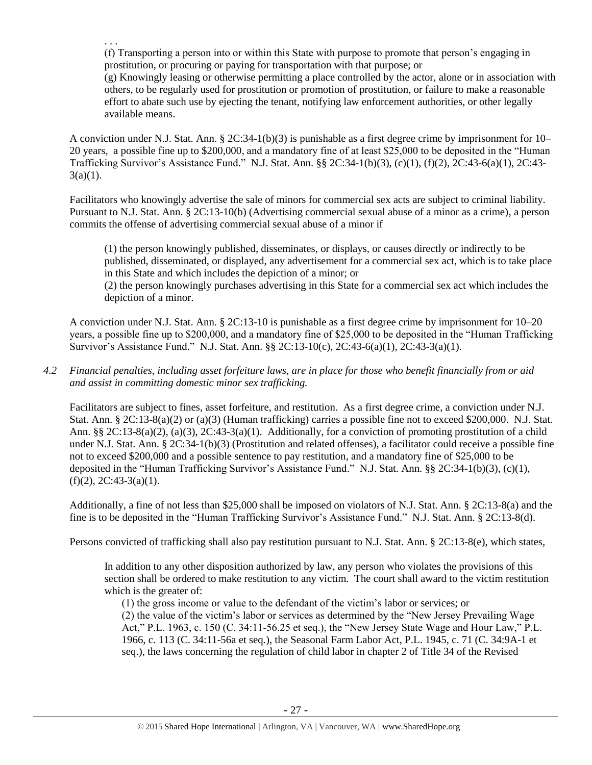. . .

(f) Transporting a person into or within this State with purpose to promote that person's engaging in prostitution, or procuring or paying for transportation with that purpose; or

(g) Knowingly leasing or otherwise permitting a place controlled by the actor, alone or in association with others, to be regularly used for prostitution or promotion of prostitution, or failure to make a reasonable effort to abate such use by ejecting the tenant, notifying law enforcement authorities, or other legally available means.

A conviction under N.J. Stat. Ann. § 2C:34-1(b)(3) is punishable as a first degree crime by imprisonment for 10–20 years, a possible fine up to $200,000, and a mandatory fine of at least $25,000 to be deposited in the "Human Trafficking Survivor's Assistance Fund." N.J. Stat. Ann. §§ 2C:34-1(b)(3), (c)(1), (f)(2), 2C:43-6(a)(1), 2C:43-3(a)(1).

Facilitators who knowingly advertise the sale of minors for commercial sex acts are subject to criminal liability. Pursuant to N.J. Stat. Ann. § 2C:13-10(b) (Advertising commercial sexual abuse of a minor as a crime), a person commits the offense of advertising commercial sexual abuse of a minor if

(1) the person knowingly published, disseminates, or displays, or causes directly or indirectly to be published, disseminated, or displayed, any advertisement for a commercial sex act, which is to take place in this State and which includes the depiction of a minor; or

(2) the person knowingly purchases advertising in this State for a commercial sex act which includes the depiction of a minor.

A conviction under N.J. Stat. Ann. § 2C:13-10 is punishable as a first degree crime by imprisonment for 10–20 years, a possible fine up to $200,000, and a mandatory fine of $25,000 to be deposited in the "Human Trafficking Survivor's Assistance Fund." N.J. Stat. Ann. §§ 2C:13-10(c), 2C:43-6(a)(1), 2C:43-3(a)(1).

*4.2 Financial penalties, including asset forfeiture laws, are in place for those who benefit financially from or aid and assist in committing domestic minor sex trafficking.*

Facilitators are subject to fines, asset forfeiture, and restitution. As a first degree crime, a conviction under N.J. Stat. Ann. § 2C:13-8(a)(2) or (a)(3) (Human trafficking) carries a possible fine not to exceed $200,000. N.J. Stat. Ann. §§ 2C:13-8(a)(2), (a)(3), 2C:43-3(a)(1). Additionally, for a conviction of promoting prostitution of a child under N.J. Stat. Ann. § 2C:34-1(b)(3) (Prostitution and related offenses), a facilitator could receive a possible fine not to exceed $200,000 and a possible sentence to pay restitution, and a mandatory fine of $25,000 to be deposited in the "Human Trafficking Survivor's Assistance Fund." N.J. Stat. Ann. §§ 2C:34-1(b)(3), (c)(1), (f)(2), 2C:43-3(a)(1).

Additionally, a fine of not less than $25,000 shall be imposed on violators of N.J. Stat. Ann. § 2C:13-8(a) and the fine is to be deposited in the "Human Trafficking Survivor's Assistance Fund." N.J. Stat. Ann. § 2C:13-8(d).

Persons convicted of trafficking shall also pay restitution pursuant to N.J. Stat. Ann. § 2C:13-8(e), which states,

In addition to any other disposition authorized by law, any person who violates the provisions of this section shall be ordered to make restitution to any victim. The court shall award to the victim restitution which is the greater of:

(1) the gross income or value to the defendant of the victim's labor or services; or

(2) the value of the victim's labor or services as determined by the "New Jersey Prevailing Wage Act," P.L. 1963, c. 150 (C. 34:11-56.25 et seq.), the "New Jersey State Wage and Hour Law," P.L. 1966, c. 113 (C. 34:11-56a et seq.), the Seasonal Farm Labor Act, P.L. 1945, c. 71 (C. 34:9A-1 et seq.), the laws concerning the regulation of child labor in chapter 2 of Title 34 of the Revised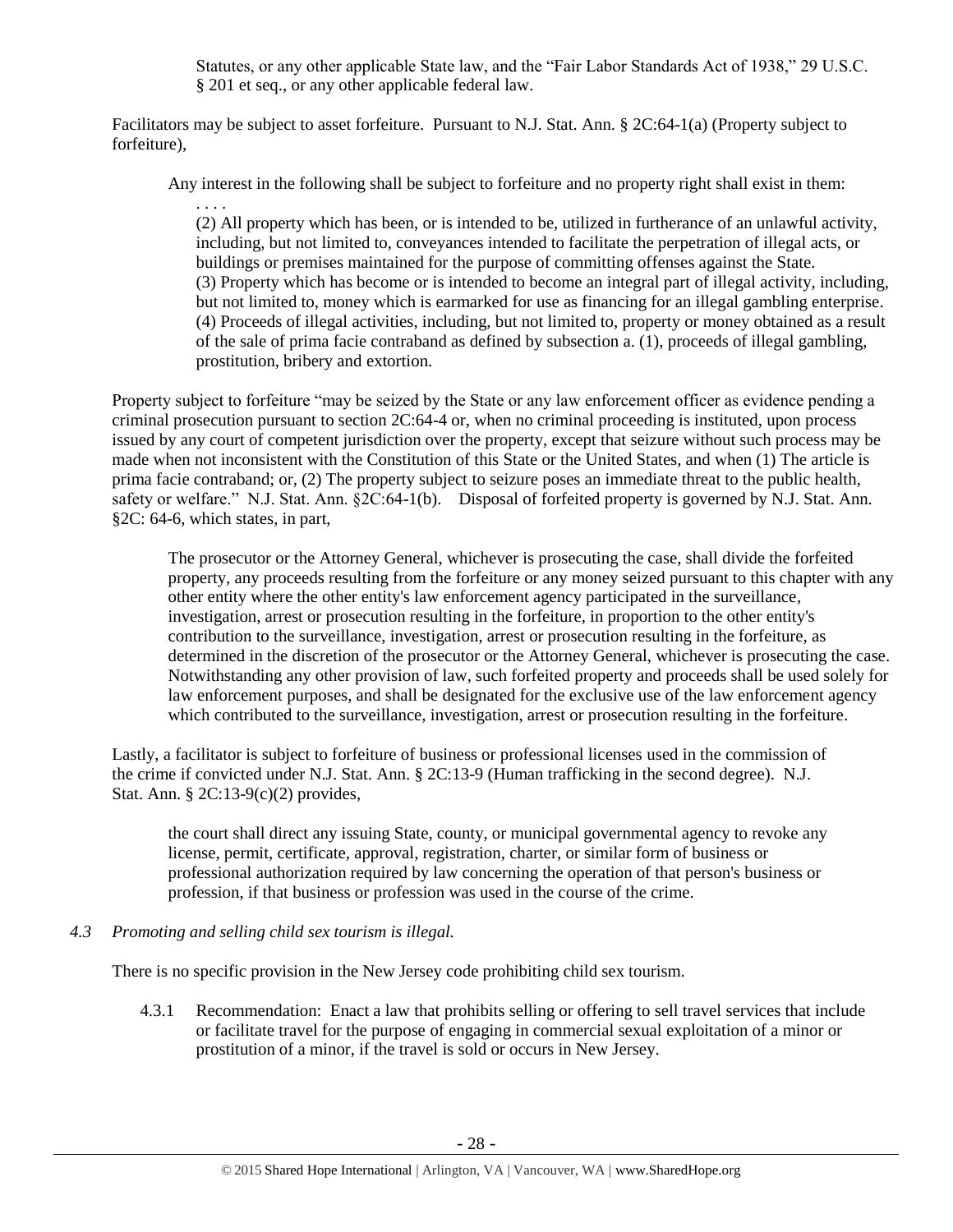> Statutes, or any other applicable State law, and the "Fair Labor Standards Act of 1938," 29 U.S.C. § 201 et seq., or any other applicable federal law.

Facilitators may be subject to asset forfeiture. Pursuant to N.J. Stat. Ann. § 2C:64-1(a) (Property subject to forfeiture),

> Any interest in the following shall be subject to forfeiture and no property right shall exist in them:
>
> . . . .
>
> (2) All property which has been, or is intended to be, utilized in furtherance of an unlawful activity, including, but not limited to, conveyances intended to facilitate the perpetration of illegal acts, or buildings or premises maintained for the purpose of committing offenses against the State.
> (3) Property which has become or is intended to become an integral part of illegal activity, including, but not limited to, money which is earmarked for use as financing for an illegal gambling enterprise.
> (4) Proceeds of illegal activities, including, but not limited to, property or money obtained as a result of the sale of prima facie contraband as defined by subsection a. (1), proceeds of illegal gambling, prostitution, bribery and extortion.

Property subject to forfeiture "may be seized by the State or any law enforcement officer as evidence pending a criminal prosecution pursuant to section 2C:64-4 or, when no criminal proceeding is instituted, upon process issued by any court of competent jurisdiction over the property, except that seizure without such process may be made when not inconsistent with the Constitution of this State or the United States, and when (1) The article is prima facie contraband; or, (2) The property subject to seizure poses an immediate threat to the public health, safety or welfare." N.J. Stat. Ann. §2C:64-1(b). Disposal of forfeited property is governed by N.J. Stat. Ann. §2C: 64-6, which states, in part,

> The prosecutor or the Attorney General, whichever is prosecuting the case, shall divide the forfeited property, any proceeds resulting from the forfeiture or any money seized pursuant to this chapter with any other entity where the other entity's law enforcement agency participated in the surveillance, investigation, arrest or prosecution resulting in the forfeiture, in proportion to the other entity's contribution to the surveillance, investigation, arrest or prosecution resulting in the forfeiture, as determined in the discretion of the prosecutor or the Attorney General, whichever is prosecuting the case. Notwithstanding any other provision of law, such forfeited property and proceeds shall be used solely for law enforcement purposes, and shall be designated for the exclusive use of the law enforcement agency which contributed to the surveillance, investigation, arrest or prosecution resulting in the forfeiture.

Lastly, a facilitator is subject to forfeiture of business or professional licenses used in the commission of the crime if convicted under N.J. Stat. Ann. § 2C:13-9 (Human trafficking in the second degree). N.J. Stat. Ann. § 2C:13-9(c)(2) provides,

> the court shall direct any issuing State, county, or municipal governmental agency to revoke any license, permit, certificate, approval, registration, charter, or similar form of business or professional authorization required by law concerning the operation of that person's business or profession, if that business or profession was used in the course of the crime.

*4.3 Promoting and selling child sex tourism is illegal.*

There is no specific provision in the New Jersey code prohibiting child sex tourism.

4.3.1 Recommendation: Enact a law that prohibits selling or offering to sell travel services that include or facilitate travel for the purpose of engaging in commercial sexual exploitation of a minor or prostitution of a minor, if the travel is sold or occurs in New Jersey.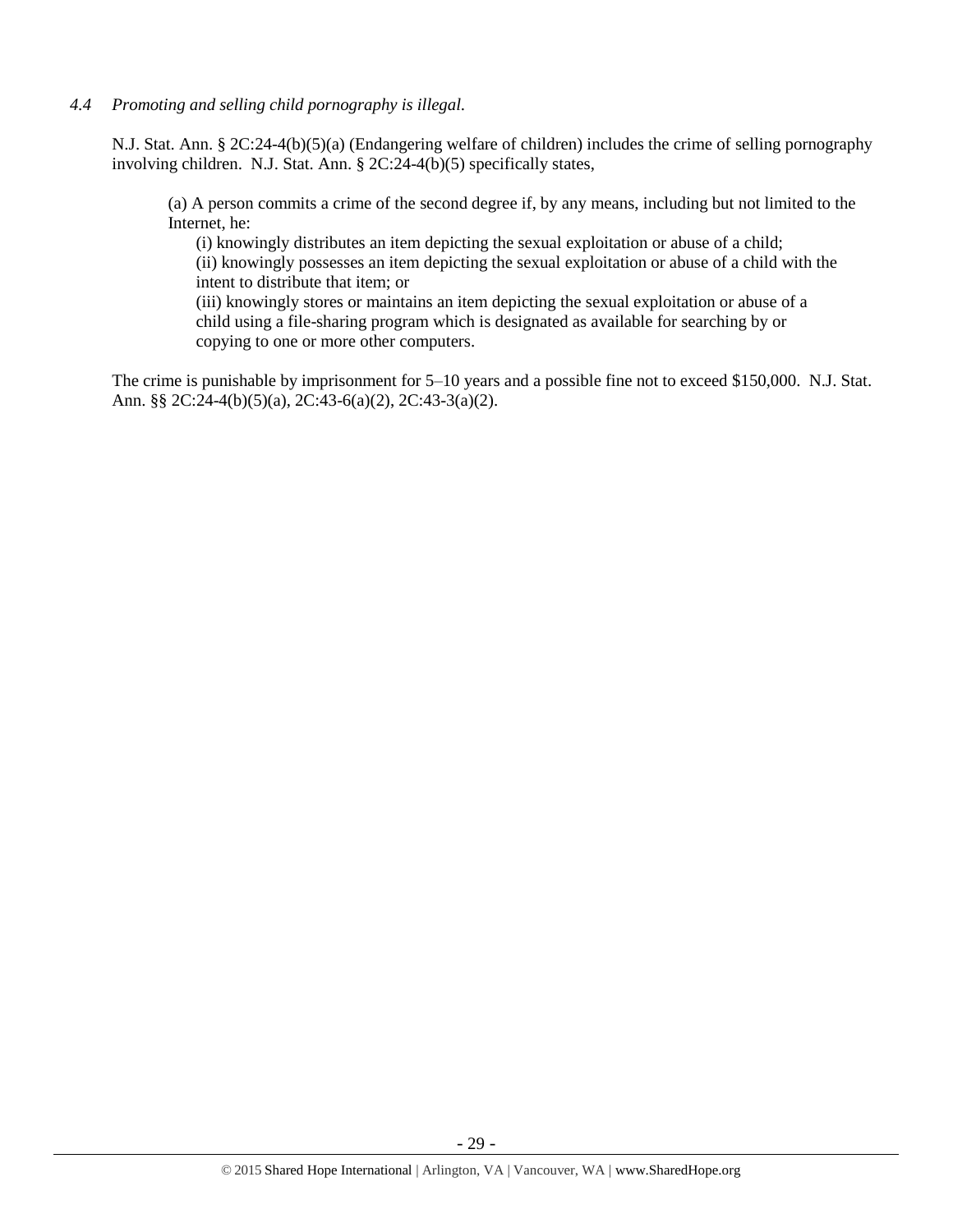*4.4 Promoting and selling child pornography is illegal.*

N.J. Stat. Ann. § 2C:24-4(b)(5)(a) (Endangering welfare of children) includes the crime of selling pornography involving children. N.J. Stat. Ann. § 2C:24-4(b)(5) specifically states,

> (a) A person commits a crime of the second degree if, by any means, including but not limited to the Internet, he:
>
> (i) knowingly distributes an item depicting the sexual exploitation or abuse of a child;
>
> (ii) knowingly possesses an item depicting the sexual exploitation or abuse of a child with the intent to distribute that item; or
>
> (iii) knowingly stores or maintains an item depicting the sexual exploitation or abuse of a child using a file-sharing program which is designated as available for searching by or copying to one or more other computers.

The crime is punishable by imprisonment for 5–10 years and a possible fine not to exceed $150,000. N.J. Stat. Ann. §§ 2C:24-4(b)(5)(a), 2C:43-6(a)(2), 2C:43-3(a)(2).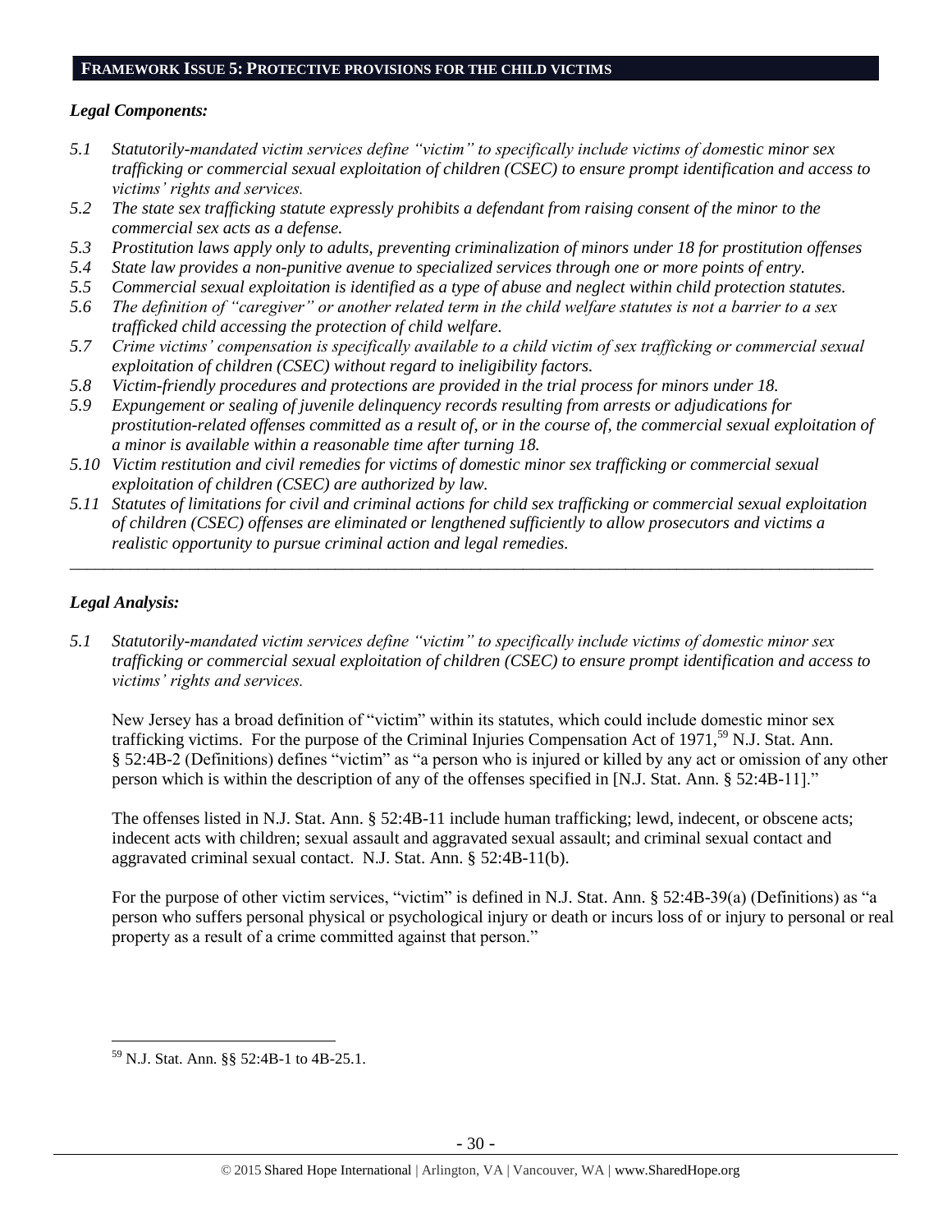## FRAMEWORK ISSUE 5: PROTECTIVE PROVISIONS FOR THE CHILD VICTIMS

### *Legal Components:*

*5.1 Statutorily-mandated victim services define "victim" to specifically include victims of domestic minor sex trafficking or commercial sexual exploitation of children (CSEC) to ensure prompt identification and access to victims' rights and services.*

*5.2 The state sex trafficking statute expressly prohibits a defendant from raising consent of the minor to the commercial sex acts as a defense.*

*5.3 Prostitution laws apply only to adults, preventing criminalization of minors under 18 for prostitution offenses*

*5.4 State law provides a non-punitive avenue to specialized services through one or more points of entry.*

*5.5 Commercial sexual exploitation is identified as a type of abuse and neglect within child protection statutes.*

*5.6 The definition of "caregiver" or another related term in the child welfare statutes is not a barrier to a sex trafficked child accessing the protection of child welfare.*

*5.7 Crime victims' compensation is specifically available to a child victim of sex trafficking or commercial sexual exploitation of children (CSEC) without regard to ineligibility factors.*

*5.8 Victim-friendly procedures and protections are provided in the trial process for minors under 18.*

*5.9 Expungement or sealing of juvenile delinquency records resulting from arrests or adjudications for prostitution-related offenses committed as a result of, or in the course of, the commercial sexual exploitation of a minor is available within a reasonable time after turning 18.*

*5.10 Victim restitution and civil remedies for victims of domestic minor sex trafficking or commercial sexual exploitation of children (CSEC) are authorized by law.*

*5.11 Statutes of limitations for civil and criminal actions for child sex trafficking or commercial sexual exploitation of children (CSEC) offenses are eliminated or lengthened sufficiently to allow prosecutors and victims a realistic opportunity to pursue criminal action and legal remedies.*

---

### *Legal Analysis:*

*5.1 Statutorily-mandated victim services define "victim" to specifically include victims of domestic minor sex trafficking or commercial sexual exploitation of children (CSEC) to ensure prompt identification and access to victims' rights and services.*

New Jersey has a broad definition of "victim" within its statutes, which could include domestic minor sex trafficking victims. For the purpose of the Criminal Injuries Compensation Act of 1971,[59] N.J. Stat. Ann. § 52:4B-2 (Definitions) defines "victim" as "a person who is injured or killed by any act or omission of any other person which is within the description of any of the offenses specified in [N.J. Stat. Ann. § 52:4B-11]."

The offenses listed in N.J. Stat. Ann. § 52:4B-11 include human trafficking; lewd, indecent, or obscene acts; indecent acts with children; sexual assault and aggravated sexual assault; and criminal sexual contact and aggravated criminal sexual contact. N.J. Stat. Ann. § 52:4B-11(b).

For the purpose of other victim services, "victim" is defined in N.J. Stat. Ann. § 52:4B-39(a) (Definitions) as "a person who suffers personal physical or psychological injury or death or incurs loss of or injury to personal or real property as a result of a crime committed against that person."

---

[59] N.J. Stat. Ann. §§ 52:4B-1 to 4B-25.1.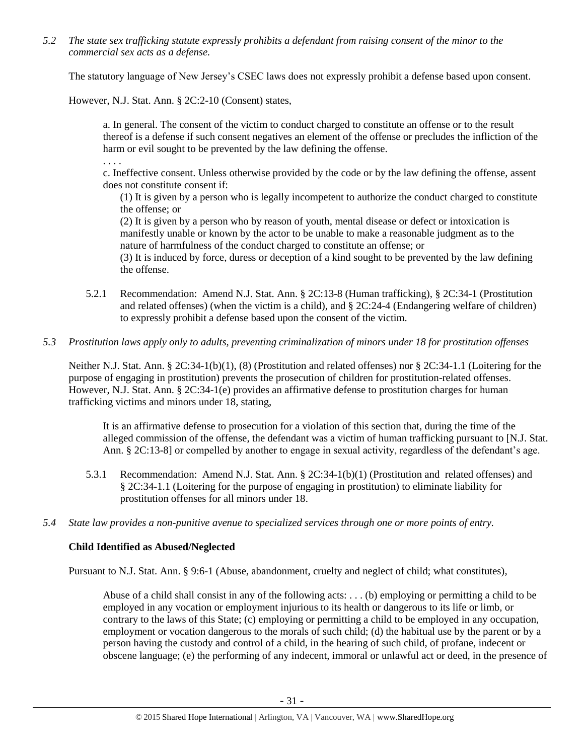*5.2 The state sex trafficking statute expressly prohibits a defendant from raising consent of the minor to the commercial sex acts as a defense.*

The statutory language of New Jersey's CSEC laws does not expressly prohibit a defense based upon consent.

However, N.J. Stat. Ann. § 2C:2-10 (Consent) states,

> a. In general. The consent of the victim to conduct charged to constitute an offense or to the result thereof is a defense if such consent negatives an element of the offense or precludes the infliction of the harm or evil sought to be prevented by the law defining the offense.
>
> . . . .
>
> c. Ineffective consent. Unless otherwise provided by the code or by the law defining the offense, assent does not constitute consent if:
>
> (1) It is given by a person who is legally incompetent to authorize the conduct charged to constitute the offense; or
>
> (2) It is given by a person who by reason of youth, mental disease or defect or intoxication is manifestly unable or known by the actor to be unable to make a reasonable judgment as to the nature of harmfulness of the conduct charged to constitute an offense; or
>
> (3) It is induced by force, duress or deception of a kind sought to be prevented by the law defining the offense.

5.2.1 Recommendation: Amend N.J. Stat. Ann. § 2C:13-8 (Human trafficking), § 2C:34-1 (Prostitution and related offenses) (when the victim is a child), and § 2C:24-4 (Endangering welfare of children) to expressly prohibit a defense based upon the consent of the victim.

*5.3 Prostitution laws apply only to adults, preventing criminalization of minors under 18 for prostitution offenses*

Neither N.J. Stat. Ann. § 2C:34-1(b)(1), (8) (Prostitution and related offenses) nor § 2C:34-1.1 (Loitering for the purpose of engaging in prostitution) prevents the prosecution of children for prostitution-related offenses. However, N.J. Stat. Ann. § 2C:34-1(e) provides an affirmative defense to prostitution charges for human trafficking victims and minors under 18, stating,

> It is an affirmative defense to prosecution for a violation of this section that, during the time of the alleged commission of the offense, the defendant was a victim of human trafficking pursuant to [N.J. Stat. Ann. § 2C:13-8] or compelled by another to engage in sexual activity, regardless of the defendant's age.

5.3.1 Recommendation: Amend N.J. Stat. Ann. § 2C:34-1(b)(1) (Prostitution and related offenses) and § 2C:34-1.1 (Loitering for the purpose of engaging in prostitution) to eliminate liability for prostitution offenses for all minors under 18.

*5.4 State law provides a non-punitive avenue to specialized services through one or more points of entry.*

**Child Identified as Abused/Neglected**

Pursuant to N.J. Stat. Ann. § 9:6-1 (Abuse, abandonment, cruelty and neglect of child; what constitutes),

> Abuse of a child shall consist in any of the following acts: . . . (b) employing or permitting a child to be employed in any vocation or employment injurious to its health or dangerous to its life or limb, or contrary to the laws of this State; (c) employing or permitting a child to be employed in any occupation, employment or vocation dangerous to the morals of such child; (d) the habitual use by the parent or by a person having the custody and control of a child, in the hearing of such child, of profane, indecent or obscene language; (e) the performing of any indecent, immoral or unlawful act or deed, in the presence of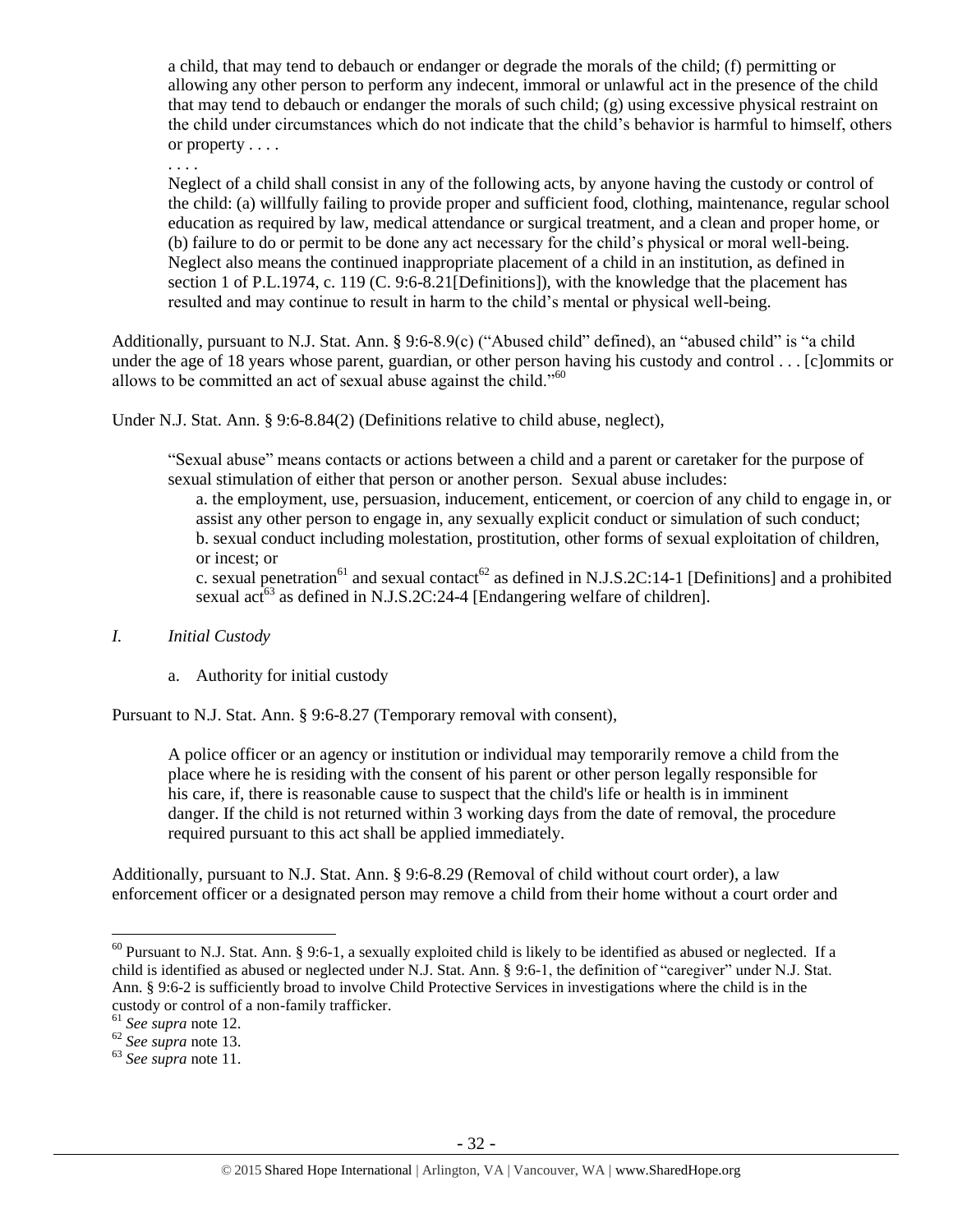> a child, that may tend to debauch or endanger or degrade the morals of the child; (f) permitting or allowing any other person to perform any indecent, immoral or unlawful act in the presence of the child that may tend to debauch or endanger the morals of such child; (g) using excessive physical restraint on the child under circumstances which do not indicate that the child's behavior is harmful to himself, others or property . . . .
>
> . . . .
>
> Neglect of a child shall consist in any of the following acts, by anyone having the custody or control of the child: (a) willfully failing to provide proper and sufficient food, clothing, maintenance, regular school education as required by law, medical attendance or surgical treatment, and a clean and proper home, or (b) failure to do or permit to be done any act necessary for the child's physical or moral well-being. Neglect also means the continued inappropriate placement of a child in an institution, as defined in section 1 of P.L.1974, c. 119 (C. 9:6-8.21[Definitions]), with the knowledge that the placement has resulted and may continue to result in harm to the child's mental or physical well-being.

Additionally, pursuant to N.J. Stat. Ann. § 9:6-8.9(c) ("Abused child" defined), an "abused child" is "a child under the age of 18 years whose parent, guardian, or other person having his custody and control . . . [c]ommits or allows to be committed an act of sexual abuse against the child."[60]

Under N.J. Stat. Ann. § 9:6-8.84(2) (Definitions relative to child abuse, neglect),

> "Sexual abuse" means contacts or actions between a child and a parent or caretaker for the purpose of sexual stimulation of either that person or another person. Sexual abuse includes:
>
> a. the employment, use, persuasion, inducement, enticement, or coercion of any child to engage in, or assist any other person to engage in, any sexually explicit conduct or simulation of such conduct;
>
> b. sexual conduct including molestation, prostitution, other forms of sexual exploitation of children, or incest; or
>
> c. sexual penetration[61] and sexual contact[62] as defined in N.J.S.2C:14-1 [Definitions] and a prohibited sexual act[63] as defined in N.J.S.2C:24-4 [Endangering welfare of children].

*I. Initial Custody*

a. Authority for initial custody

Pursuant to N.J. Stat. Ann. § 9:6-8.27 (Temporary removal with consent),

> A police officer or an agency or institution or individual may temporarily remove a child from the place where he is residing with the consent of his parent or other person legally responsible for his care, if, there is reasonable cause to suspect that the child's life or health is in imminent danger. If the child is not returned within 3 working days from the date of removal, the procedure required pursuant to this act shall be applied immediately.

Additionally, pursuant to N.J. Stat. Ann. § 9:6-8.29 (Removal of child without court order), a law enforcement officer or a designated person may remove a child from their home without a court order and

---

[60] Pursuant to N.J. Stat. Ann. § 9:6-1, a sexually exploited child is likely to be identified as abused or neglected. If a child is identified as abused or neglected under N.J. Stat. Ann. § 9:6-1, the definition of "caregiver" under N.J. Stat. Ann. § 9:6-2 is sufficiently broad to involve Child Protective Services in investigations where the child is in the custody or control of a non-family trafficker.

[61] *See supra* note 12.

[62] *See supra* note 13.

[63] *See supra* note 11.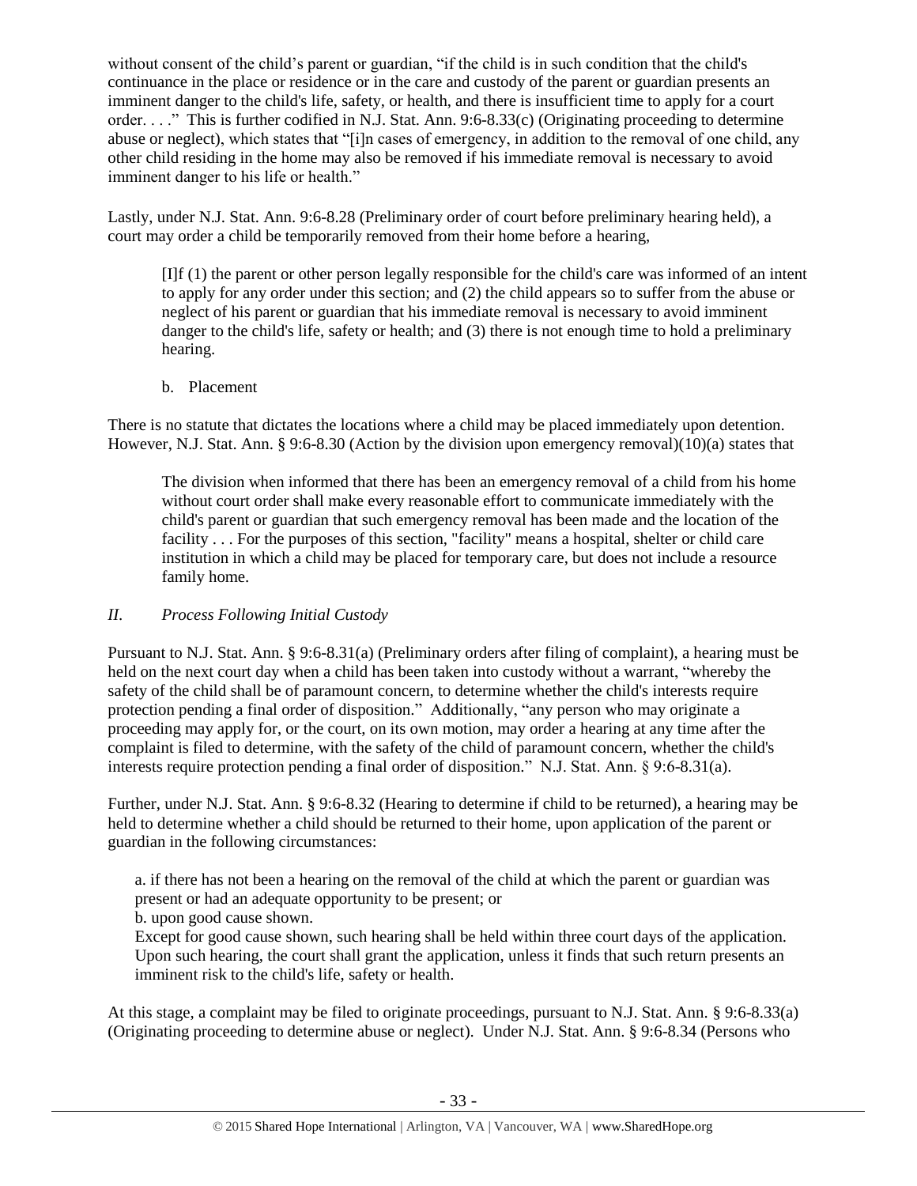without consent of the child's parent or guardian, "if the child is in such condition that the child's continuance in the place or residence or in the care and custody of the parent or guardian presents an imminent danger to the child's life, safety, or health, and there is insufficient time to apply for a court order. . . ." This is further codified in N.J. Stat. Ann. 9:6-8.33(c) (Originating proceeding to determine abuse or neglect), which states that "[i]n cases of emergency, in addition to the removal of one child, any other child residing in the home may also be removed if his immediate removal is necessary to avoid imminent danger to his life or health."

Lastly, under N.J. Stat. Ann. 9:6-8.28 (Preliminary order of court before preliminary hearing held), a court may order a child be temporarily removed from their home before a hearing,

> [I]f (1) the parent or other person legally responsible for the child's care was informed of an intent to apply for any order under this section; and (2) the child appears so to suffer from the abuse or neglect of his parent or guardian that his immediate removal is necessary to avoid imminent danger to the child's life, safety or health; and (3) there is not enough time to hold a preliminary hearing.

b. Placement

There is no statute that dictates the locations where a child may be placed immediately upon detention. However, N.J. Stat. Ann. § 9:6-8.30 (Action by the division upon emergency removal)(10)(a) states that

> The division when informed that there has been an emergency removal of a child from his home without court order shall make every reasonable effort to communicate immediately with the child's parent or guardian that such emergency removal has been made and the location of the facility . . . For the purposes of this section, "facility" means a hospital, shelter or child care institution in which a child may be placed for temporary care, but does not include a resource family home.

### *II. Process Following Initial Custody*

Pursuant to N.J. Stat. Ann. § 9:6-8.31(a) (Preliminary orders after filing of complaint), a hearing must be held on the next court day when a child has been taken into custody without a warrant, "whereby the safety of the child shall be of paramount concern, to determine whether the child's interests require protection pending a final order of disposition." Additionally, "any person who may originate a proceeding may apply for, or the court, on its own motion, may order a hearing at any time after the complaint is filed to determine, with the safety of the child of paramount concern, whether the child's interests require protection pending a final order of disposition." N.J. Stat. Ann. § 9:6-8.31(a).

Further, under N.J. Stat. Ann. § 9:6-8.32 (Hearing to determine if child to be returned), a hearing may be held to determine whether a child should be returned to their home, upon application of the parent or guardian in the following circumstances:

> a. if there has not been a hearing on the removal of the child at which the parent or guardian was present or had an adequate opportunity to be present; or
> b. upon good cause shown.
> Except for good cause shown, such hearing shall be held within three court days of the application. Upon such hearing, the court shall grant the application, unless it finds that such return presents an imminent risk to the child's life, safety or health.

At this stage, a complaint may be filed to originate proceedings, pursuant to N.J. Stat. Ann. § 9:6-8.33(a) (Originating proceeding to determine abuse or neglect). Under N.J. Stat. Ann. § 9:6-8.34 (Persons who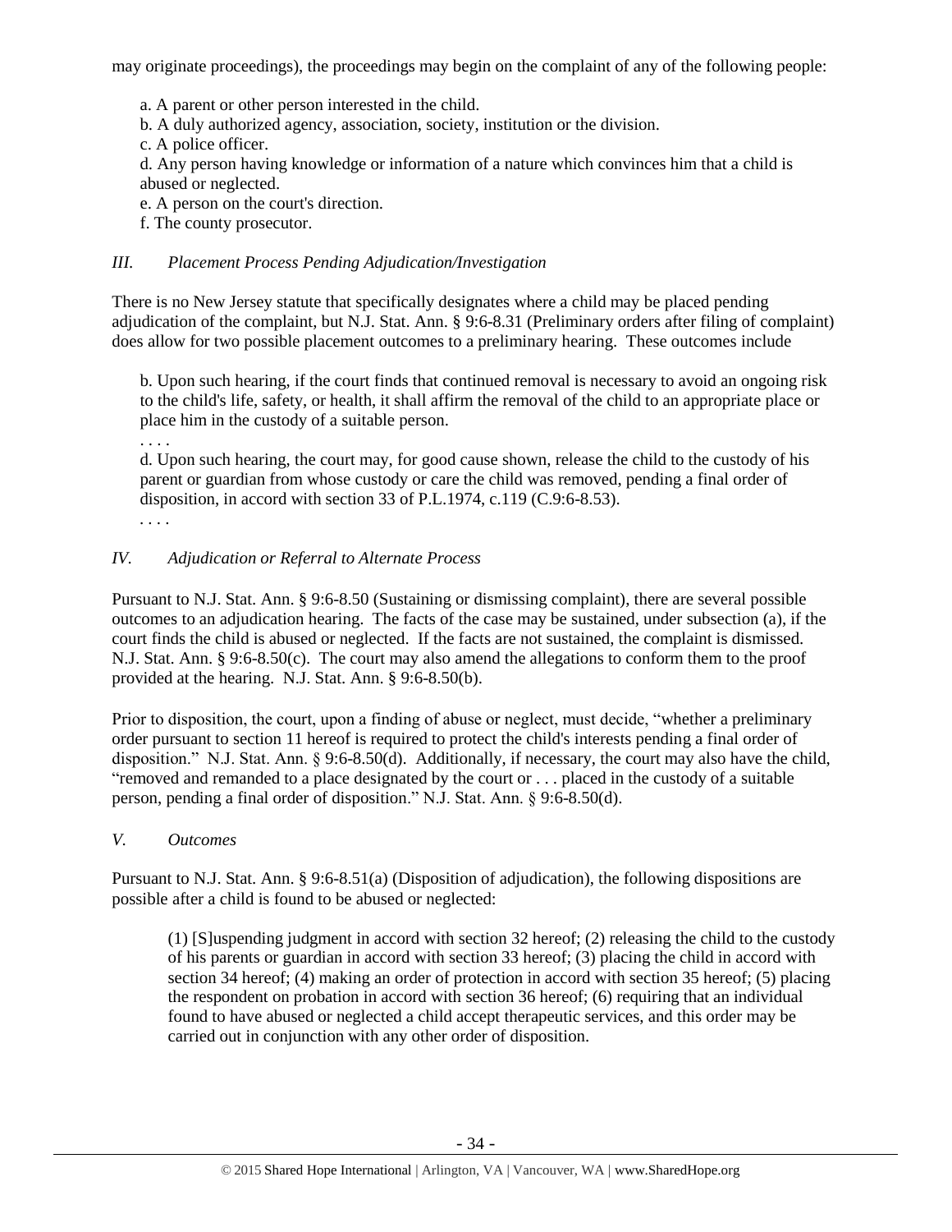may originate proceedings), the proceedings may begin on the complaint of any of the following people:

> a. A parent or other person interested in the child.
> b. A duly authorized agency, association, society, institution or the division.
> c. A police officer.
> d. Any person having knowledge or information of a nature which convinces him that a child is abused or neglected.
> e. A person on the court's direction.
> f. The county prosecutor.

### *III. Placement Process Pending Adjudication/Investigation*

There is no New Jersey statute that specifically designates where a child may be placed pending adjudication of the complaint, but N.J. Stat. Ann. § 9:6-8.31 (Preliminary orders after filing of complaint) does allow for two possible placement outcomes to a preliminary hearing. These outcomes include

> b. Upon such hearing, if the court finds that continued removal is necessary to avoid an ongoing risk to the child's life, safety, or health, it shall affirm the removal of the child to an appropriate place or place him in the custody of a suitable person.
> . . . .
> d. Upon such hearing, the court may, for good cause shown, release the child to the custody of his parent or guardian from whose custody or care the child was removed, pending a final order of disposition, in accord with section 33 of P.L.1974, c.119 (C.9:6-8.53).
> . . . .

### *IV. Adjudication or Referral to Alternate Process*

Pursuant to N.J. Stat. Ann. § 9:6-8.50 (Sustaining or dismissing complaint), there are several possible outcomes to an adjudication hearing. The facts of the case may be sustained, under subsection (a), if the court finds the child is abused or neglected. If the facts are not sustained, the complaint is dismissed. N.J. Stat. Ann. § 9:6-8.50(c). The court may also amend the allegations to conform them to the proof provided at the hearing. N.J. Stat. Ann. § 9:6-8.50(b).

Prior to disposition, the court, upon a finding of abuse or neglect, must decide, "whether a preliminary order pursuant to section 11 hereof is required to protect the child's interests pending a final order of disposition." N.J. Stat. Ann. § 9:6-8.50(d). Additionally, if necessary, the court may also have the child, "removed and remanded to a place designated by the court or . . . placed in the custody of a suitable person, pending a final order of disposition." N.J. Stat. Ann. § 9:6-8.50(d).

### *V. Outcomes*

Pursuant to N.J. Stat. Ann. § 9:6-8.51(a) (Disposition of adjudication), the following dispositions are possible after a child is found to be abused or neglected:

> (1) [S]uspending judgment in accord with section 32 hereof; (2) releasing the child to the custody of his parents or guardian in accord with section 33 hereof; (3) placing the child in accord with section 34 hereof; (4) making an order of protection in accord with section 35 hereof; (5) placing the respondent on probation in accord with section 36 hereof; (6) requiring that an individual found to have abused or neglected a child accept therapeutic services, and this order may be carried out in conjunction with any other order of disposition.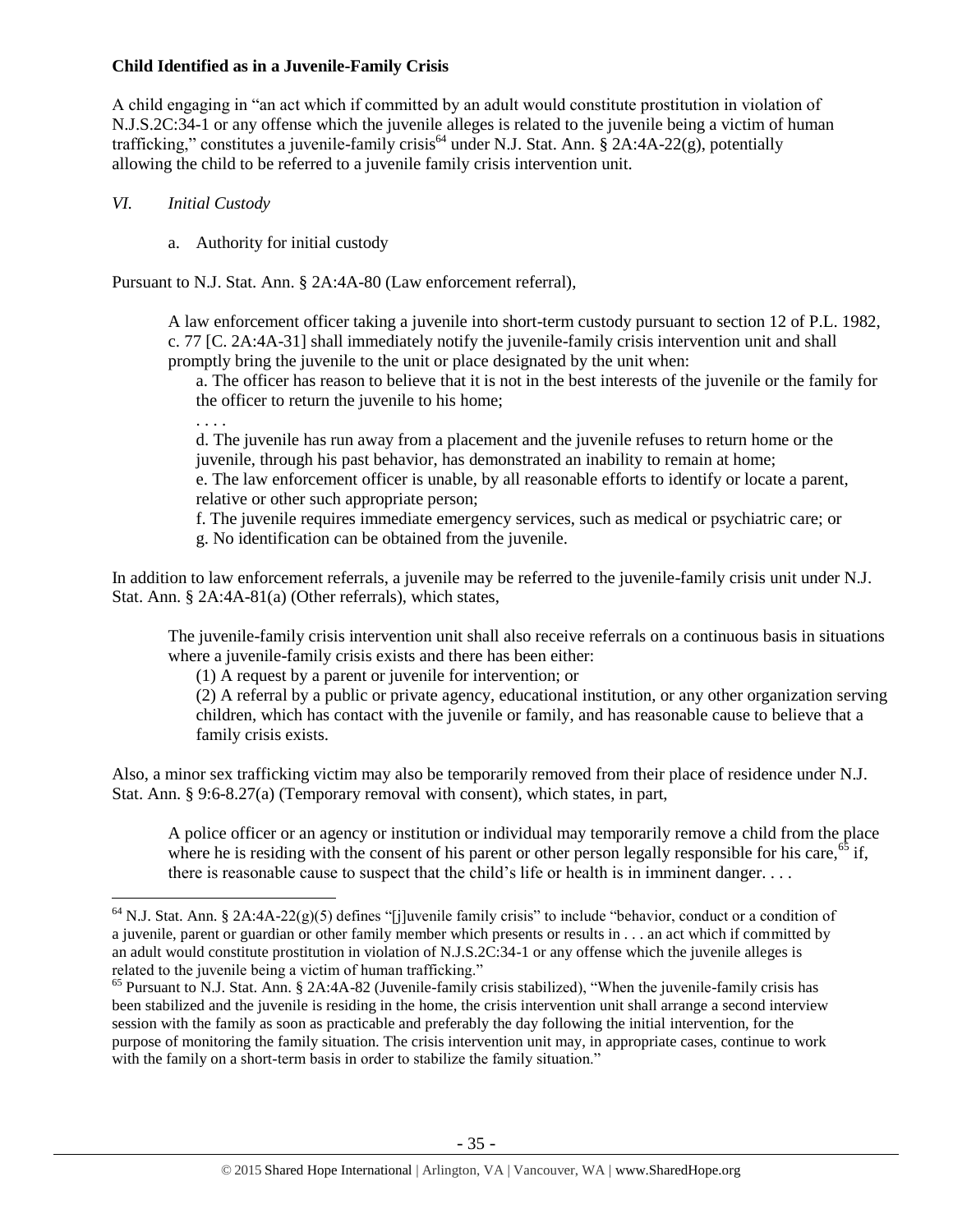**Child Identified as in a Juvenile-Family Crisis**

A child engaging in "an act which if committed by an adult would constitute prostitution in violation of N.J.S.2C:34-1 or any offense which the juvenile alleges is related to the juvenile being a victim of human trafficking," constitutes a juvenile-family crisis[64] under N.J. Stat. Ann. § 2A:4A-22(g), potentially allowing the child to be referred to a juvenile family crisis intervention unit.

*VI. Initial Custody*

a. Authority for initial custody

Pursuant to N.J. Stat. Ann. § 2A:4A-80 (Law enforcement referral),

> A law enforcement officer taking a juvenile into short-term custody pursuant to section 12 of P.L. 1982, c. 77 [C. 2A:4A-31] shall immediately notify the juvenile-family crisis intervention unit and shall promptly bring the juvenile to the unit or place designated by the unit when:
>
> a. The officer has reason to believe that it is not in the best interests of the juvenile or the family for the officer to return the juvenile to his home;
>
> . . . .
>
> d. The juvenile has run away from a placement and the juvenile refuses to return home or the juvenile, through his past behavior, has demonstrated an inability to remain at home;
>
> e. The law enforcement officer is unable, by all reasonable efforts to identify or locate a parent, relative or other such appropriate person;
>
> f. The juvenile requires immediate emergency services, such as medical or psychiatric care; or
>
> g. No identification can be obtained from the juvenile.

In addition to law enforcement referrals, a juvenile may be referred to the juvenile-family crisis unit under N.J. Stat. Ann. § 2A:4A-81(a) (Other referrals), which states,

> The juvenile-family crisis intervention unit shall also receive referrals on a continuous basis in situations where a juvenile-family crisis exists and there has been either:
>
> (1) A request by a parent or juvenile for intervention; or
>
> (2) A referral by a public or private agency, educational institution, or any other organization serving children, which has contact with the juvenile or family, and has reasonable cause to believe that a family crisis exists.

Also, a minor sex trafficking victim may also be temporarily removed from their place of residence under N.J. Stat. Ann. § 9:6-8.27(a) (Temporary removal with consent), which states, in part,

> A police officer or an agency or institution or individual may temporarily remove a child from the place where he is residing with the consent of his parent or other person legally responsible for his care,[65] if, there is reasonable cause to suspect that the child's life or health is in imminent danger. . . .

---

[64] N.J. Stat. Ann. § 2A:4A-22(g)(5) defines "[j]uvenile family crisis" to include "behavior, conduct or a condition of a juvenile, parent or guardian or other family member which presents or results in . . . an act which if committed by an adult would constitute prostitution in violation of N.J.S.2C:34-1 or any offense which the juvenile alleges is related to the juvenile being a victim of human trafficking."

[65] Pursuant to N.J. Stat. Ann. § 2A:4A-82 (Juvenile-family crisis stabilized), "When the juvenile-family crisis has been stabilized and the juvenile is residing in the home, the crisis intervention unit shall arrange a second interview session with the family as soon as practicable and preferably the day following the initial intervention, for the purpose of monitoring the family situation. The crisis intervention unit may, in appropriate cases, continue to work with the family on a short-term basis in order to stabilize the family situation."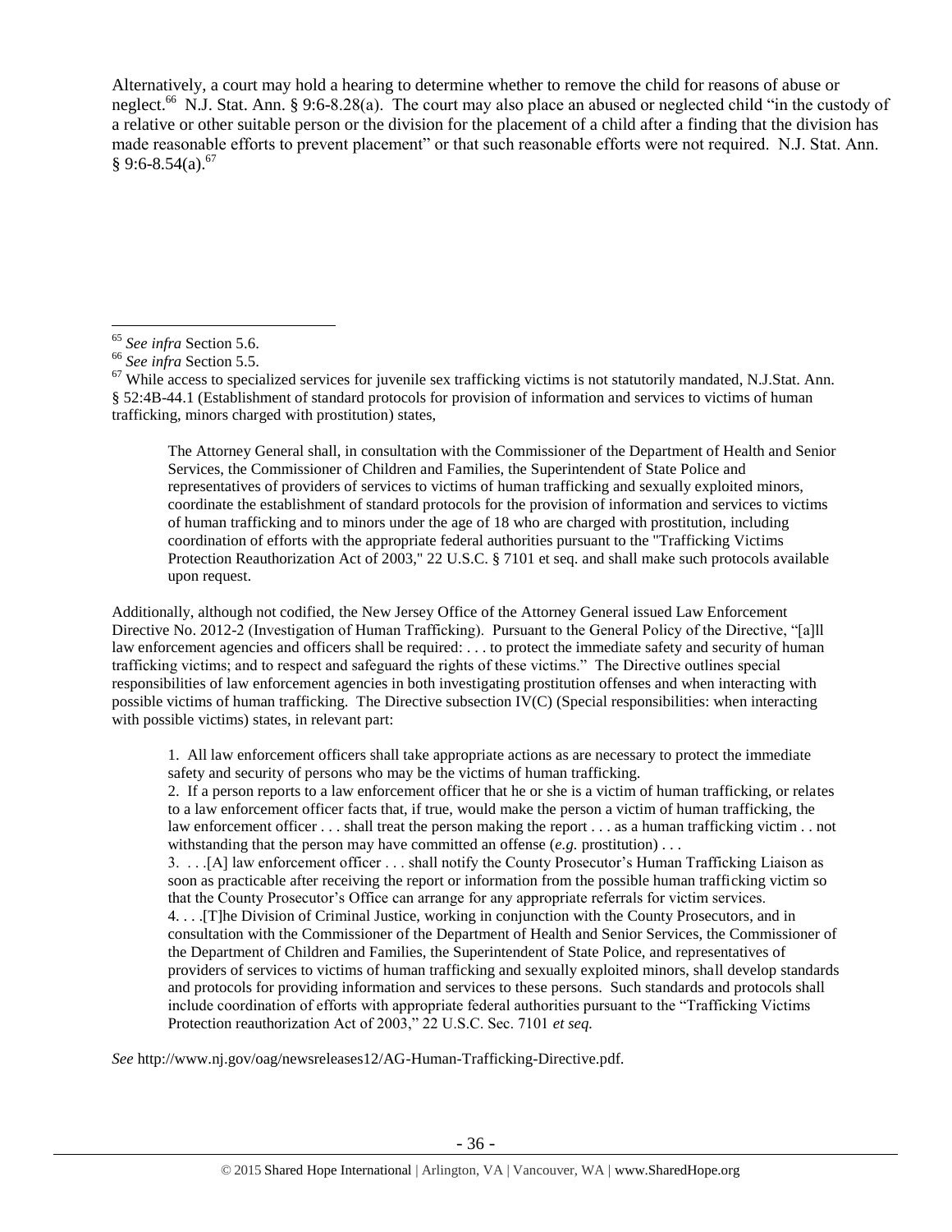Alternatively, a court may hold a hearing to determine whether to remove the child for reasons of abuse or neglect.[66] N.J. Stat. Ann. § 9:6-8.28(a). The court may also place an abused or neglected child "in the custody of a relative or other suitable person or the division for the placement of a child after a finding that the division has made reasonable efforts to prevent placement" or that such reasonable efforts were not required. N.J. Stat. Ann. § 9:6-8.54(a).[67]

---

[65] *See infra* Section 5.6.

[66] *See infra* Section 5.5.

[67] While access to specialized services for juvenile sex trafficking victims is not statutorily mandated, N.J.Stat. Ann. § 52:4B-44.1 (Establishment of standard protocols for provision of information and services to victims of human trafficking, minors charged with prostitution) states,

> The Attorney General shall, in consultation with the Commissioner of the Department of Health and Senior Services, the Commissioner of Children and Families, the Superintendent of State Police and representatives of providers of services to victims of human trafficking and sexually exploited minors, coordinate the establishment of standard protocols for the provision of information and services to victims of human trafficking and to minors under the age of 18 who are charged with prostitution, including coordination of efforts with the appropriate federal authorities pursuant to the "Trafficking Victims Protection Reauthorization Act of 2003," 22 U.S.C. § 7101 et seq. and shall make such protocols available upon request.

Additionally, although not codified, the New Jersey Office of the Attorney General issued Law Enforcement Directive No. 2012-2 (Investigation of Human Trafficking). Pursuant to the General Policy of the Directive, "[a]ll law enforcement agencies and officers shall be required: . . . to protect the immediate safety and security of human trafficking victims; and to respect and safeguard the rights of these victims." The Directive outlines special responsibilities of law enforcement agencies in both investigating prostitution offenses and when interacting with possible victims of human trafficking. The Directive subsection IV(C) (Special responsibilities: when interacting with possible victims) states, in relevant part:

> 1. All law enforcement officers shall take appropriate actions as are necessary to protect the immediate safety and security of persons who may be the victims of human trafficking.
> 2. If a person reports to a law enforcement officer that he or she is a victim of human trafficking, or relates to a law enforcement officer facts that, if true, would make the person a victim of human trafficking, the law enforcement officer . . . shall treat the person making the report . . . as a human trafficking victim . . not withstanding that the person may have committed an offense (*e.g.* prostitution) . . .
> 3. . . .[A] law enforcement officer . . . shall notify the County Prosecutor's Human Trafficking Liaison as soon as practicable after receiving the report or information from the possible human trafficking victim so that the County Prosecutor's Office can arrange for any appropriate referrals for victim services.
> 4. . . .[T]he Division of Criminal Justice, working in conjunction with the County Prosecutors, and in consultation with the Commissioner of the Department of Health and Senior Services, the Commissioner of the Department of Children and Families, the Superintendent of State Police, and representatives of providers of services to victims of human trafficking and sexually exploited minors, shall develop standards and protocols for providing information and services to these persons. Such standards and protocols shall include coordination of efforts with appropriate federal authorities pursuant to the "Trafficking Victims Protection reauthorization Act of 2003," 22 U.S.C. Sec. 7101 *et seq.*

*See* http://www.nj.gov/oag/newsreleases12/AG-Human-Trafficking-Directive.pdf.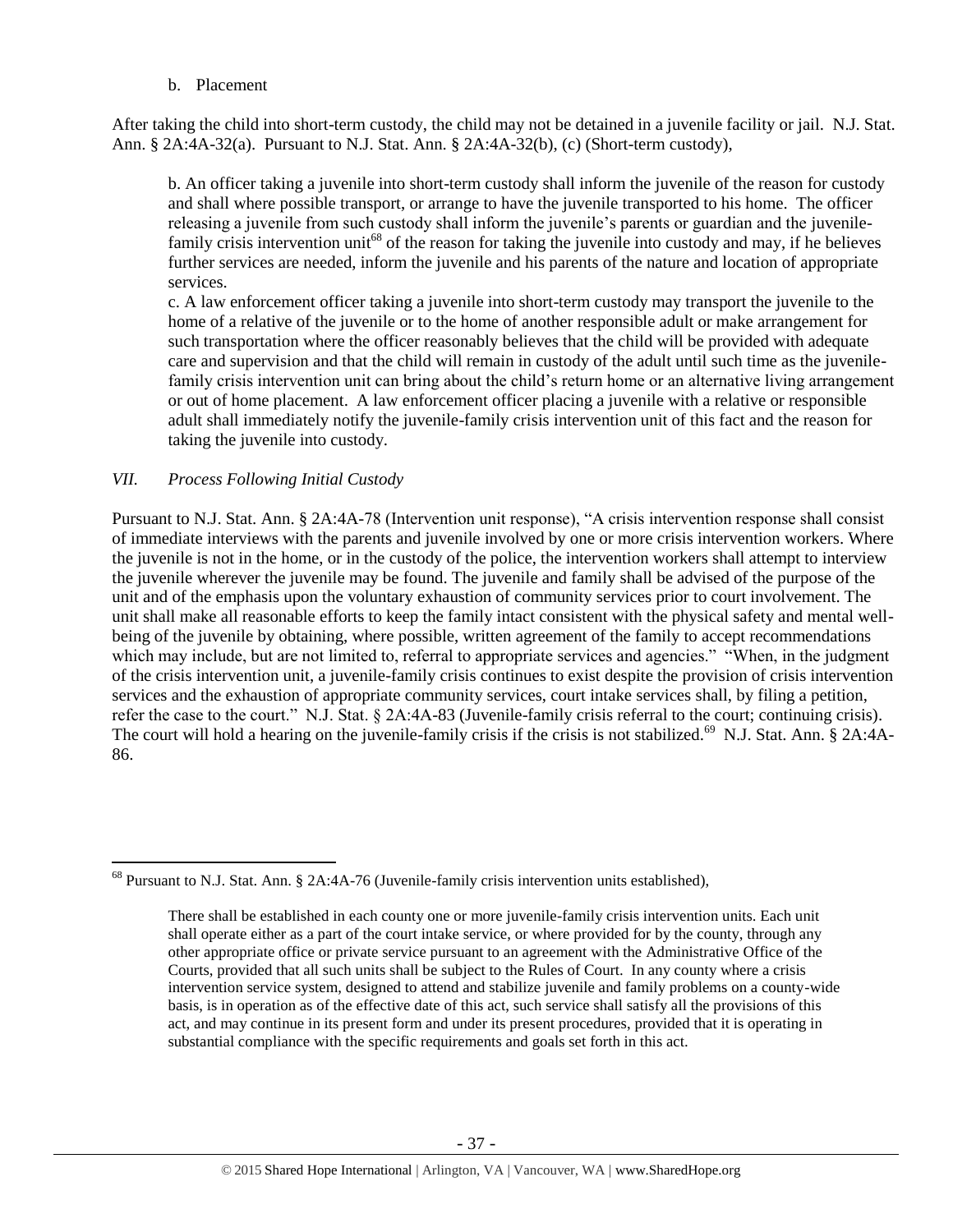b. Placement

After taking the child into short-term custody, the child may not be detained in a juvenile facility or jail. N.J. Stat. Ann. § 2A:4A-32(a). Pursuant to N.J. Stat. Ann. § 2A:4A-32(b), (c) (Short-term custody),

> b. An officer taking a juvenile into short-term custody shall inform the juvenile of the reason for custody and shall where possible transport, or arrange to have the juvenile transported to his home. The officer releasing a juvenile from such custody shall inform the juvenile's parents or guardian and the juvenile-family crisis intervention unit[68] of the reason for taking the juvenile into custody and may, if he believes further services are needed, inform the juvenile and his parents of the nature and location of appropriate services.
>
> c. A law enforcement officer taking a juvenile into short-term custody may transport the juvenile to the home of a relative of the juvenile or to the home of another responsible adult or make arrangement for such transportation where the officer reasonably believes that the child will be provided with adequate care and supervision and that the child will remain in custody of the adult until such time as the juvenile-family crisis intervention unit can bring about the child's return home or an alternative living arrangement or out of home placement. A law enforcement officer placing a juvenile with a relative or responsible adult shall immediately notify the juvenile-family crisis intervention unit of this fact and the reason for taking the juvenile into custody.

## *VII. Process Following Initial Custody*

Pursuant to N.J. Stat. Ann. § 2A:4A-78 (Intervention unit response), "A crisis intervention response shall consist of immediate interviews with the parents and juvenile involved by one or more crisis intervention workers. Where the juvenile is not in the home, or in the custody of the police, the intervention workers shall attempt to interview the juvenile wherever the juvenile may be found. The juvenile and family shall be advised of the purpose of the unit and of the emphasis upon the voluntary exhaustion of community services prior to court involvement. The unit shall make all reasonable efforts to keep the family intact consistent with the physical safety and mental well-being of the juvenile by obtaining, where possible, written agreement of the family to accept recommendations which may include, but are not limited to, referral to appropriate services and agencies." "When, in the judgment of the crisis intervention unit, a juvenile-family crisis continues to exist despite the provision of crisis intervention services and the exhaustion of appropriate community services, court intake services shall, by filing a petition, refer the case to the court." N.J. Stat. § 2A:4A-83 (Juvenile-family crisis referral to the court; continuing crisis). The court will hold a hearing on the juvenile-family crisis if the crisis is not stabilized.[69] N.J. Stat. Ann. § 2A:4A-86.

---

[68] Pursuant to N.J. Stat. Ann. § 2A:4A-76 (Juvenile-family crisis intervention units established),

> There shall be established in each county one or more juvenile-family crisis intervention units. Each unit shall operate either as a part of the court intake service, or where provided for by the county, through any other appropriate office or private service pursuant to an agreement with the Administrative Office of the Courts, provided that all such units shall be subject to the Rules of Court. In any county where a crisis intervention service system, designed to attend and stabilize juvenile and family problems on a county-wide basis, is in operation as of the effective date of this act, such service shall satisfy all the provisions of this act, and may continue in its present form and under its present procedures, provided that it is operating in substantial compliance with the specific requirements and goals set forth in this act.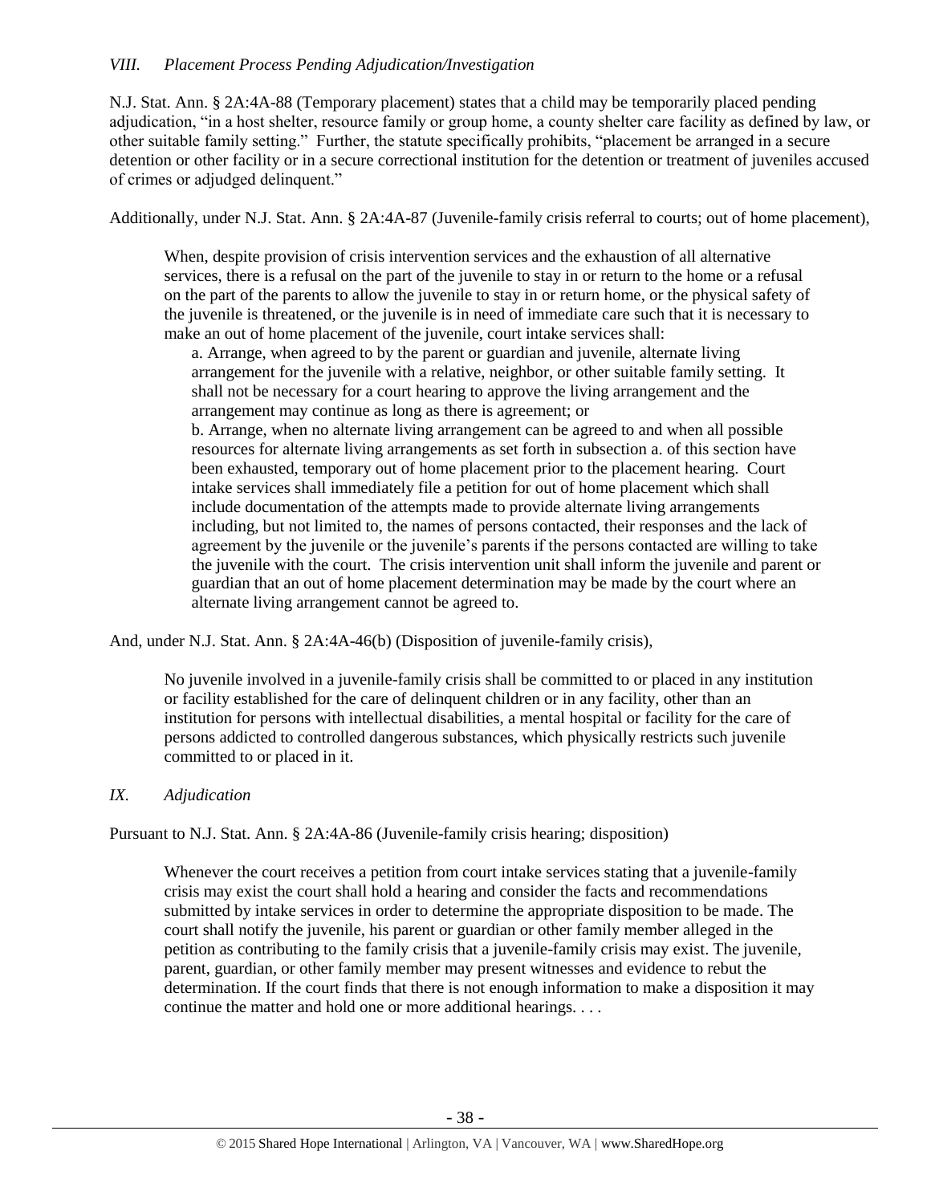*VIII. Placement Process Pending Adjudication/Investigation*

N.J. Stat. Ann. § 2A:4A-88 (Temporary placement) states that a child may be temporarily placed pending adjudication, "in a host shelter, resource family or group home, a county shelter care facility as defined by law, or other suitable family setting." Further, the statute specifically prohibits, "placement be arranged in a secure detention or other facility or in a secure correctional institution for the detention or treatment of juveniles accused of crimes or adjudged delinquent."

Additionally, under N.J. Stat. Ann. § 2A:4A-87 (Juvenile-family crisis referral to courts; out of home placement),

> When, despite provision of crisis intervention services and the exhaustion of all alternative services, there is a refusal on the part of the juvenile to stay in or return to the home or a refusal on the part of the parents to allow the juvenile to stay in or return home, or the physical safety of the juvenile is threatened, or the juvenile is in need of immediate care such that it is necessary to make an out of home placement of the juvenile, court intake services shall:
>
> a. Arrange, when agreed to by the parent or guardian and juvenile, alternate living arrangement for the juvenile with a relative, neighbor, or other suitable family setting. It shall not be necessary for a court hearing to approve the living arrangement and the arrangement may continue as long as there is agreement; or
>
> b. Arrange, when no alternate living arrangement can be agreed to and when all possible resources for alternate living arrangements as set forth in subsection a. of this section have been exhausted, temporary out of home placement prior to the placement hearing. Court intake services shall immediately file a petition for out of home placement which shall include documentation of the attempts made to provide alternate living arrangements including, but not limited to, the names of persons contacted, their responses and the lack of agreement by the juvenile or the juvenile's parents if the persons contacted are willing to take the juvenile with the court. The crisis intervention unit shall inform the juvenile and parent or guardian that an out of home placement determination may be made by the court where an alternate living arrangement cannot be agreed to.

And, under N.J. Stat. Ann. § 2A:4A-46(b) (Disposition of juvenile-family crisis),

> No juvenile involved in a juvenile-family crisis shall be committed to or placed in any institution or facility established for the care of delinquent children or in any facility, other than an institution for persons with intellectual disabilities, a mental hospital or facility for the care of persons addicted to controlled dangerous substances, which physically restricts such juvenile committed to or placed in it.

*IX. Adjudication*

Pursuant to N.J. Stat. Ann. § 2A:4A-86 (Juvenile-family crisis hearing; disposition)

> Whenever the court receives a petition from court intake services stating that a juvenile-family crisis may exist the court shall hold a hearing and consider the facts and recommendations submitted by intake services in order to determine the appropriate disposition to be made. The court shall notify the juvenile, his parent or guardian or other family member alleged in the petition as contributing to the family crisis that a juvenile-family crisis may exist. The juvenile, parent, guardian, or other family member may present witnesses and evidence to rebut the determination. If the court finds that there is not enough information to make a disposition it may continue the matter and hold one or more additional hearings. . . .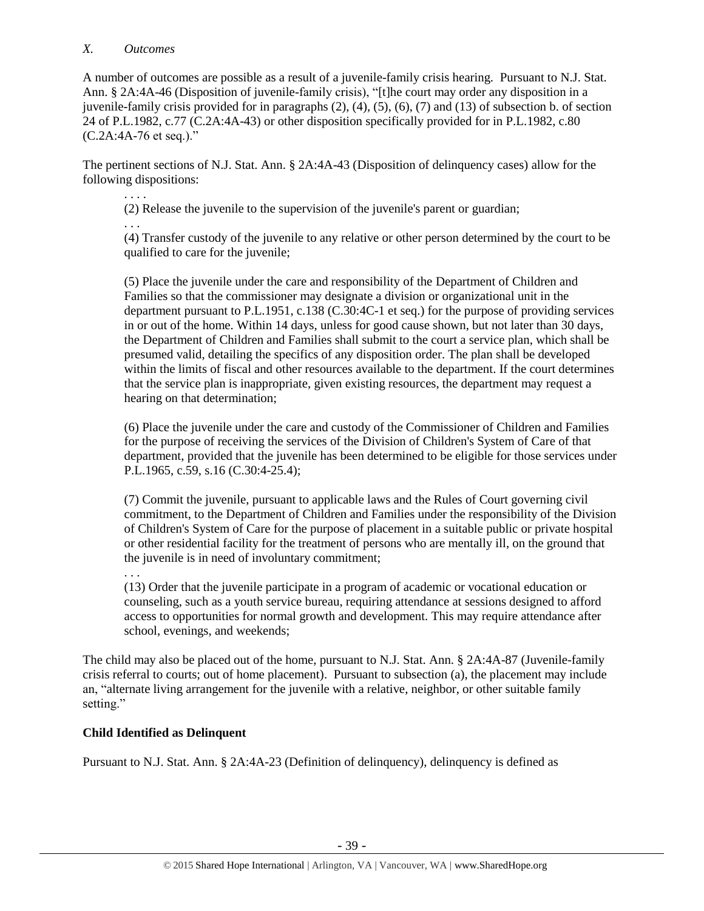*X. Outcomes*

A number of outcomes are possible as a result of a juvenile-family crisis hearing. Pursuant to N.J. Stat. Ann. § 2A:4A-46 (Disposition of juvenile-family crisis), "[t]he court may order any disposition in a juvenile-family crisis provided for in paragraphs (2), (4), (5), (6), (7) and (13) of subsection b. of section 24 of P.L.1982, c.77 (C.2A:4A-43) or other disposition specifically provided for in P.L.1982, c.80 (C.2A:4A-76 et seq.)."

The pertinent sections of N.J. Stat. Ann. § 2A:4A-43 (Disposition of delinquency cases) allow for the following dispositions:

> . . . .
>
> (2) Release the juvenile to the supervision of the juvenile's parent or guardian;
>
> . . .
>
> (4) Transfer custody of the juvenile to any relative or other person determined by the court to be qualified to care for the juvenile;
>
> (5) Place the juvenile under the care and responsibility of the Department of Children and Families so that the commissioner may designate a division or organizational unit in the department pursuant to P.L.1951, c.138 (C.30:4C-1 et seq.) for the purpose of providing services in or out of the home. Within 14 days, unless for good cause shown, but not later than 30 days, the Department of Children and Families shall submit to the court a service plan, which shall be presumed valid, detailing the specifics of any disposition order. The plan shall be developed within the limits of fiscal and other resources available to the department. If the court determines that the service plan is inappropriate, given existing resources, the department may request a hearing on that determination;
>
> (6) Place the juvenile under the care and custody of the Commissioner of Children and Families for the purpose of receiving the services of the Division of Children's System of Care of that department, provided that the juvenile has been determined to be eligible for those services under P.L.1965, c.59, s.16 (C.30:4-25.4);
>
> (7) Commit the juvenile, pursuant to applicable laws and the Rules of Court governing civil commitment, to the Department of Children and Families under the responsibility of the Division of Children's System of Care for the purpose of placement in a suitable public or private hospital or other residential facility for the treatment of persons who are mentally ill, on the ground that the juvenile is in need of involuntary commitment;
>
> . . .
>
> (13) Order that the juvenile participate in a program of academic or vocational education or counseling, such as a youth service bureau, requiring attendance at sessions designed to afford access to opportunities for normal growth and development. This may require attendance after school, evenings, and weekends;

The child may also be placed out of the home, pursuant to N.J. Stat. Ann. § 2A:4A-87 (Juvenile-family crisis referral to courts; out of home placement). Pursuant to subsection (a), the placement may include an, "alternate living arrangement for the juvenile with a relative, neighbor, or other suitable family setting."

**Child Identified as Delinquent**

Pursuant to N.J. Stat. Ann. § 2A:4A-23 (Definition of delinquency), delinquency is defined as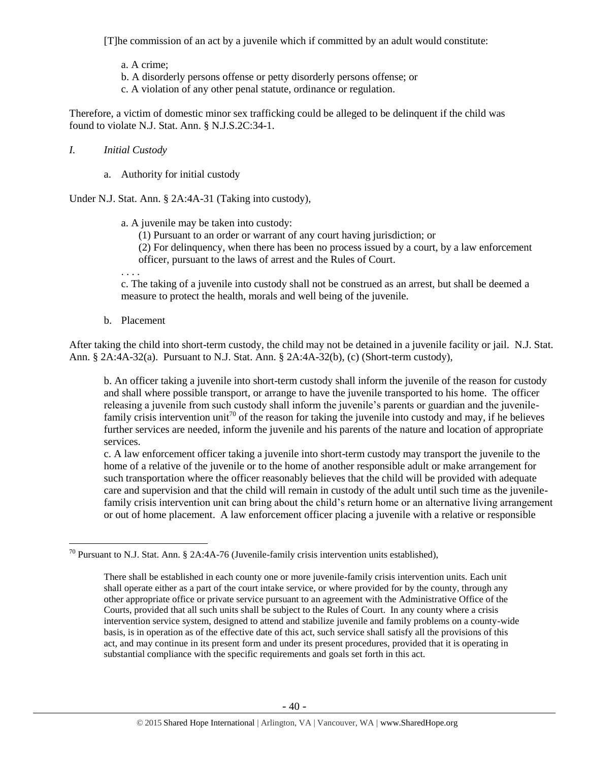> [T]he commission of an act by a juvenile which if committed by an adult would constitute:
>
> a. A crime;
> b. A disorderly persons offense or petty disorderly persons offense; or
> c. A violation of any other penal statute, ordinance or regulation.

Therefore, a victim of domestic minor sex trafficking could be alleged to be delinquent if the child was found to violate N.J. Stat. Ann. § N.J.S.2C:34-1.

*I. Initial Custody*

a. Authority for initial custody

Under N.J. Stat. Ann. § 2A:4A-31 (Taking into custody),

> a. A juvenile may be taken into custody:
> (1) Pursuant to an order or warrant of any court having jurisdiction; or
> (2) For delinquency, when there has been no process issued by a court, by a law enforcement officer, pursuant to the laws of arrest and the Rules of Court.
>
> . . . .
>
> c. The taking of a juvenile into custody shall not be construed as an arrest, but shall be deemed a measure to protect the health, morals and well being of the juvenile.

b. Placement

After taking the child into short-term custody, the child may not be detained in a juvenile facility or jail. N.J. Stat. Ann. § 2A:4A-32(a). Pursuant to N.J. Stat. Ann. § 2A:4A-32(b), (c) (Short-term custody),

> b. An officer taking a juvenile into short-term custody shall inform the juvenile of the reason for custody and shall where possible transport, or arrange to have the juvenile transported to his home. The officer releasing a juvenile from such custody shall inform the juvenile's parents or guardian and the juvenile-family crisis intervention unit[70] of the reason for taking the juvenile into custody and may, if he believes further services are needed, inform the juvenile and his parents of the nature and location of appropriate services.
>
> c. A law enforcement officer taking a juvenile into short-term custody may transport the juvenile to the home of a relative of the juvenile or to the home of another responsible adult or make arrangement for such transportation where the officer reasonably believes that the child will be provided with adequate care and supervision and that the child will remain in custody of the adult until such time as the juvenile-family crisis intervention unit can bring about the child's return home or an alternative living arrangement or out of home placement. A law enforcement officer placing a juvenile with a relative or responsible

---

[70] Pursuant to N.J. Stat. Ann. § 2A:4A-76 (Juvenile-family crisis intervention units established),

> There shall be established in each county one or more juvenile-family crisis intervention units. Each unit shall operate either as a part of the court intake service, or where provided for by the county, through any other appropriate office or private service pursuant to an agreement with the Administrative Office of the Courts, provided that all such units shall be subject to the Rules of Court. In any county where a crisis intervention service system, designed to attend and stabilize juvenile and family problems on a county-wide basis, is in operation as of the effective date of this act, such service shall satisfy all the provisions of this act, and may continue in its present form and under its present procedures, provided that it is operating in substantial compliance with the specific requirements and goals set forth in this act.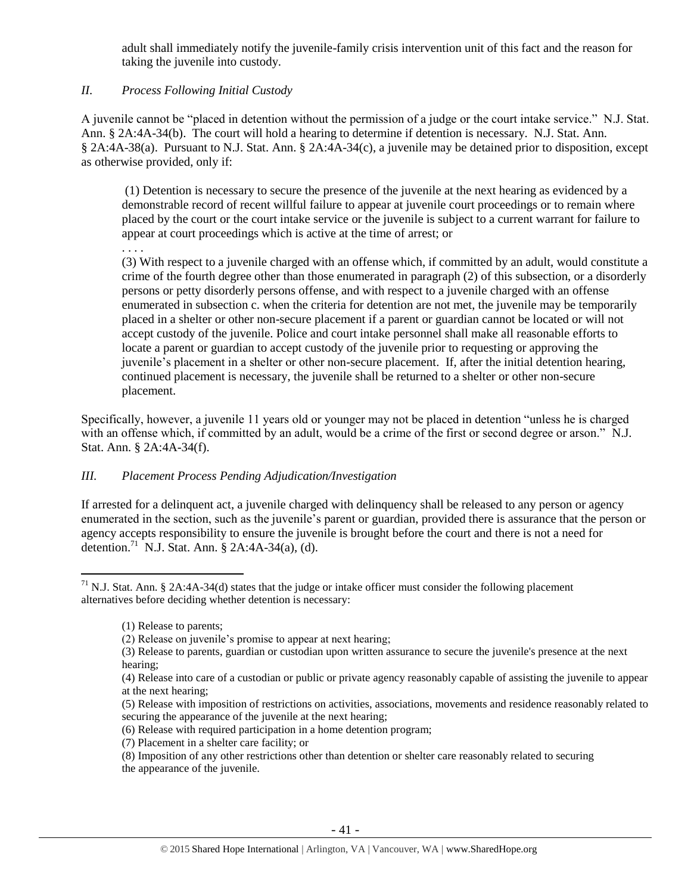adult shall immediately notify the juvenile-family crisis intervention unit of this fact and the reason for taking the juvenile into custody.

### *II. Process Following Initial Custody*

A juvenile cannot be "placed in detention without the permission of a judge or the court intake service." N.J. Stat. Ann. § 2A:4A-34(b). The court will hold a hearing to determine if detention is necessary. N.J. Stat. Ann. § 2A:4A-38(a). Pursuant to N.J. Stat. Ann. § 2A:4A-34(c), a juvenile may be detained prior to disposition, except as otherwise provided, only if:

> (1) Detention is necessary to secure the presence of the juvenile at the next hearing as evidenced by a demonstrable record of recent willful failure to appear at juvenile court proceedings or to remain where placed by the court or the court intake service or the juvenile is subject to a current warrant for failure to appear at court proceedings which is active at the time of arrest; or
>
> . . . .
>
> (3) With respect to a juvenile charged with an offense which, if committed by an adult, would constitute a crime of the fourth degree other than those enumerated in paragraph (2) of this subsection, or a disorderly persons or petty disorderly persons offense, and with respect to a juvenile charged with an offense enumerated in subsection c. when the criteria for detention are not met, the juvenile may be temporarily placed in a shelter or other non-secure placement if a parent or guardian cannot be located or will not accept custody of the juvenile. Police and court intake personnel shall make all reasonable efforts to locate a parent or guardian to accept custody of the juvenile prior to requesting or approving the juvenile's placement in a shelter or other non-secure placement. If, after the initial detention hearing, continued placement is necessary, the juvenile shall be returned to a shelter or other non-secure placement.

Specifically, however, a juvenile 11 years old or younger may not be placed in detention "unless he is charged with an offense which, if committed by an adult, would be a crime of the first or second degree or arson." N.J. Stat. Ann. § 2A:4A-34(f).

### *III. Placement Process Pending Adjudication/Investigation*

If arrested for a delinquent act, a juvenile charged with delinquency shall be released to any person or agency enumerated in the section, such as the juvenile's parent or guardian, provided there is assurance that the person or agency accepts responsibility to ensure the juvenile is brought before the court and there is not a need for detention.[71] N.J. Stat. Ann. § 2A:4A-34(a), (d).

---

[71] N.J. Stat. Ann. § 2A:4A-34(d) states that the judge or intake officer must consider the following placement alternatives before deciding whether detention is necessary:

> (1) Release to parents;
> (2) Release on juvenile's promise to appear at next hearing;
> (3) Release to parents, guardian or custodian upon written assurance to secure the juvenile's presence at the next hearing;
> (4) Release into care of a custodian or public or private agency reasonably capable of assisting the juvenile to appear at the next hearing;
> (5) Release with imposition of restrictions on activities, associations, movements and residence reasonably related to securing the appearance of the juvenile at the next hearing;
> (6) Release with required participation in a home detention program;
> (7) Placement in a shelter care facility; or
> (8) Imposition of any other restrictions other than detention or shelter care reasonably related to securing the appearance of the juvenile.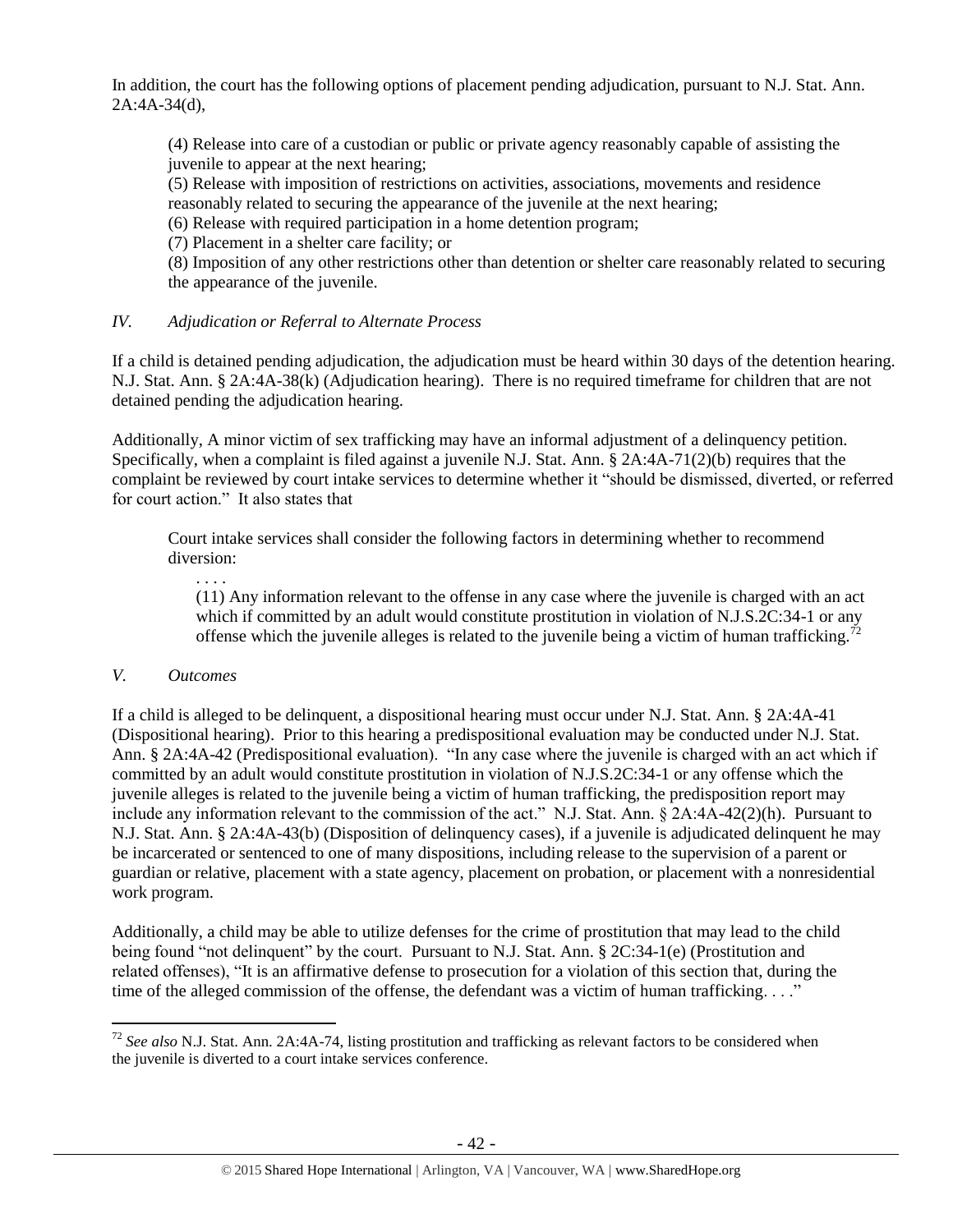In addition, the court has the following options of placement pending adjudication, pursuant to N.J. Stat. Ann. 2A:4A-34(d),

> (4) Release into care of a custodian or public or private agency reasonably capable of assisting the juvenile to appear at the next hearing;
> (5) Release with imposition of restrictions on activities, associations, movements and residence reasonably related to securing the appearance of the juvenile at the next hearing;
> (6) Release with required participation in a home detention program;
> (7) Placement in a shelter care facility; or
> (8) Imposition of any other restrictions other than detention or shelter care reasonably related to securing the appearance of the juvenile.

### *IV. Adjudication or Referral to Alternate Process*

If a child is detained pending adjudication, the adjudication must be heard within 30 days of the detention hearing. N.J. Stat. Ann. § 2A:4A-38(k) (Adjudication hearing). There is no required timeframe for children that are not detained pending the adjudication hearing.

Additionally, A minor victim of sex trafficking may have an informal adjustment of a delinquency petition. Specifically, when a complaint is filed against a juvenile N.J. Stat. Ann. § 2A:4A-71(2)(b) requires that the complaint be reviewed by court intake services to determine whether it "should be dismissed, diverted, or referred for court action." It also states that

> Court intake services shall consider the following factors in determining whether to recommend diversion:
>
> . . . .
>
> (11) Any information relevant to the offense in any case where the juvenile is charged with an act which if committed by an adult would constitute prostitution in violation of N.J.S.2C:34-1 or any offense which the juvenile alleges is related to the juvenile being a victim of human trafficking.[72]

### *V. Outcomes*

If a child is alleged to be delinquent, a dispositional hearing must occur under N.J. Stat. Ann. § 2A:4A-41 (Dispositional hearing). Prior to this hearing a predispositional evaluation may be conducted under N.J. Stat. Ann. § 2A:4A-42 (Predispositional evaluation). "In any case where the juvenile is charged with an act which if committed by an adult would constitute prostitution in violation of N.J.S.2C:34-1 or any offense which the juvenile alleges is related to the juvenile being a victim of human trafficking, the predisposition report may include any information relevant to the commission of the act." N.J. Stat. Ann. § 2A:4A-42(2)(h). Pursuant to N.J. Stat. Ann. § 2A:4A-43(b) (Disposition of delinquency cases), if a juvenile is adjudicated delinquent he may be incarcerated or sentenced to one of many dispositions, including release to the supervision of a parent or guardian or relative, placement with a state agency, placement on probation, or placement with a nonresidential work program.

Additionally, a child may be able to utilize defenses for the crime of prostitution that may lead to the child being found "not delinquent" by the court. Pursuant to N.J. Stat. Ann. § 2C:34-1(e) (Prostitution and related offenses), "It is an affirmative defense to prosecution for a violation of this section that, during the time of the alleged commission of the offense, the defendant was a victim of human trafficking. . . ."

---

[72] *See also* N.J. Stat. Ann. 2A:4A-74, listing prostitution and trafficking as relevant factors to be considered when the juvenile is diverted to a court intake services conference.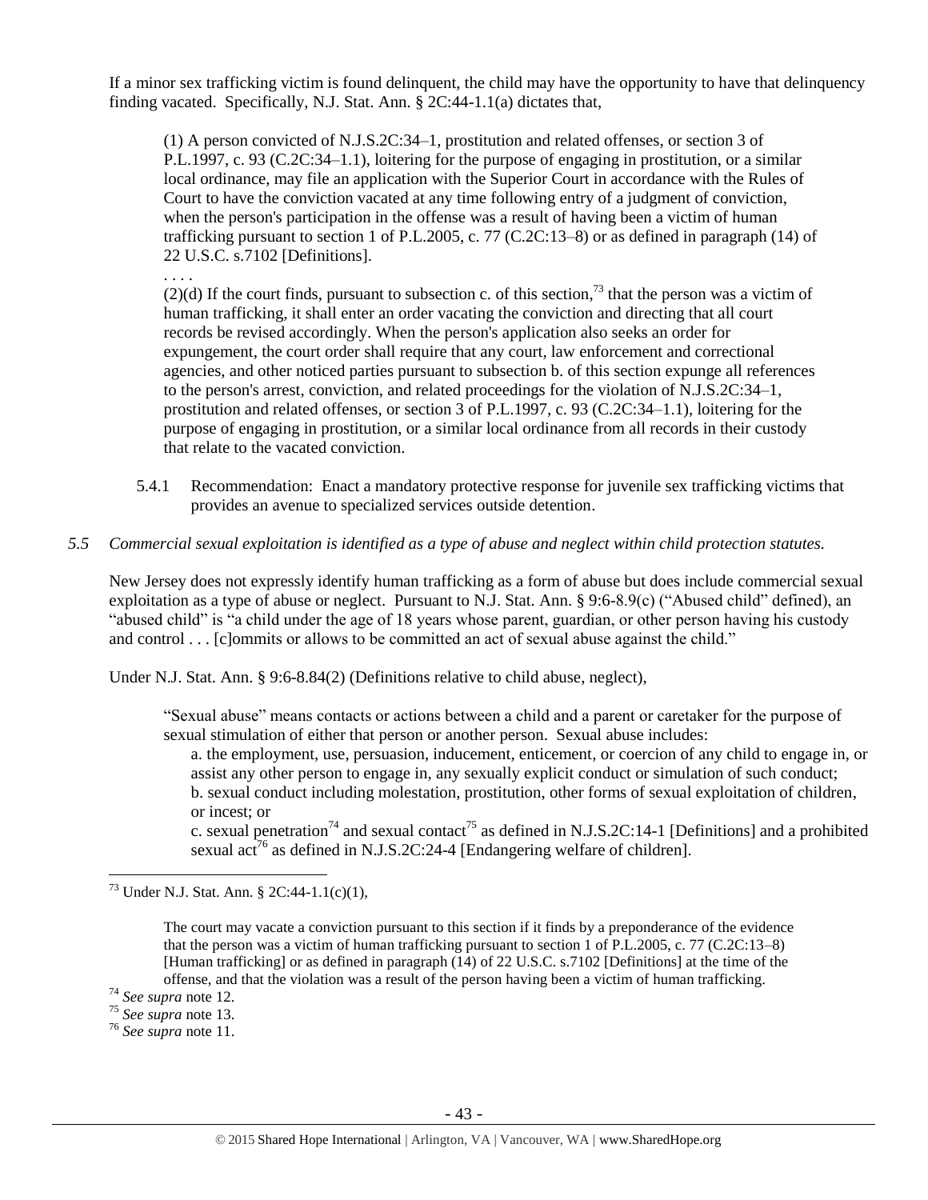If a minor sex trafficking victim is found delinquent, the child may have the opportunity to have that delinquency finding vacated. Specifically, N.J. Stat. Ann. § 2C:44-1.1(a) dictates that,

> (1) A person convicted of N.J.S.2C:34–1, prostitution and related offenses, or section 3 of P.L.1997, c. 93 (C.2C:34–1.1), loitering for the purpose of engaging in prostitution, or a similar local ordinance, may file an application with the Superior Court in accordance with the Rules of Court to have the conviction vacated at any time following entry of a judgment of conviction, when the person's participation in the offense was a result of having been a victim of human trafficking pursuant to section 1 of P.L.2005, c. 77 (C.2C:13–8) or as defined in paragraph (14) of 22 U.S.C. s.7102 [Definitions].
>
> . . . .
>
> (2)(d) If the court finds, pursuant to subsection c. of this section,[73] that the person was a victim of human trafficking, it shall enter an order vacating the conviction and directing that all court records be revised accordingly. When the person's application also seeks an order for expungement, the court order shall require that any court, law enforcement and correctional agencies, and other noticed parties pursuant to subsection b. of this section expunge all references to the person's arrest, conviction, and related proceedings for the violation of N.J.S.2C:34–1, prostitution and related offenses, or section 3 of P.L.1997, c. 93 (C.2C:34–1.1), loitering for the purpose of engaging in prostitution, or a similar local ordinance from all records in their custody that relate to the vacated conviction.

5.4.1 Recommendation: Enact a mandatory protective response for juvenile sex trafficking victims that provides an avenue to specialized services outside detention.

*5.5 Commercial sexual exploitation is identified as a type of abuse and neglect within child protection statutes.*

New Jersey does not expressly identify human trafficking as a form of abuse but does include commercial sexual exploitation as a type of abuse or neglect. Pursuant to N.J. Stat. Ann. § 9:6-8.9(c) ("Abused child" defined), an "abused child" is "a child under the age of 18 years whose parent, guardian, or other person having his custody and control . . . [c]ommits or allows to be committed an act of sexual abuse against the child."

Under N.J. Stat. Ann. § 9:6-8.84(2) (Definitions relative to child abuse, neglect),

> "Sexual abuse" means contacts or actions between a child and a parent or caretaker for the purpose of sexual stimulation of either that person or another person. Sexual abuse includes:
>
> a. the employment, use, persuasion, inducement, enticement, or coercion of any child to engage in, or assist any other person to engage in, any sexually explicit conduct or simulation of such conduct;
> b. sexual conduct including molestation, prostitution, other forms of sexual exploitation of children, or incest; or
> c. sexual penetration[74] and sexual contact[75] as defined in N.J.S.2C:14-1 [Definitions] and a prohibited sexual act[76] as defined in N.J.S.2C:24-4 [Endangering welfare of children].

---

[73] Under N.J. Stat. Ann. § 2C:44-1.1(c)(1),

> The court may vacate a conviction pursuant to this section if it finds by a preponderance of the evidence that the person was a victim of human trafficking pursuant to section 1 of P.L.2005, c. 77 (C.2C:13–8) [Human trafficking] or as defined in paragraph (14) of 22 U.S.C. s.7102 [Definitions] at the time of the offense, and that the violation was a result of the person having been a victim of human trafficking.

[74] *See supra* note 12.

[75] *See supra* note 13.

[76] *See supra* note 11.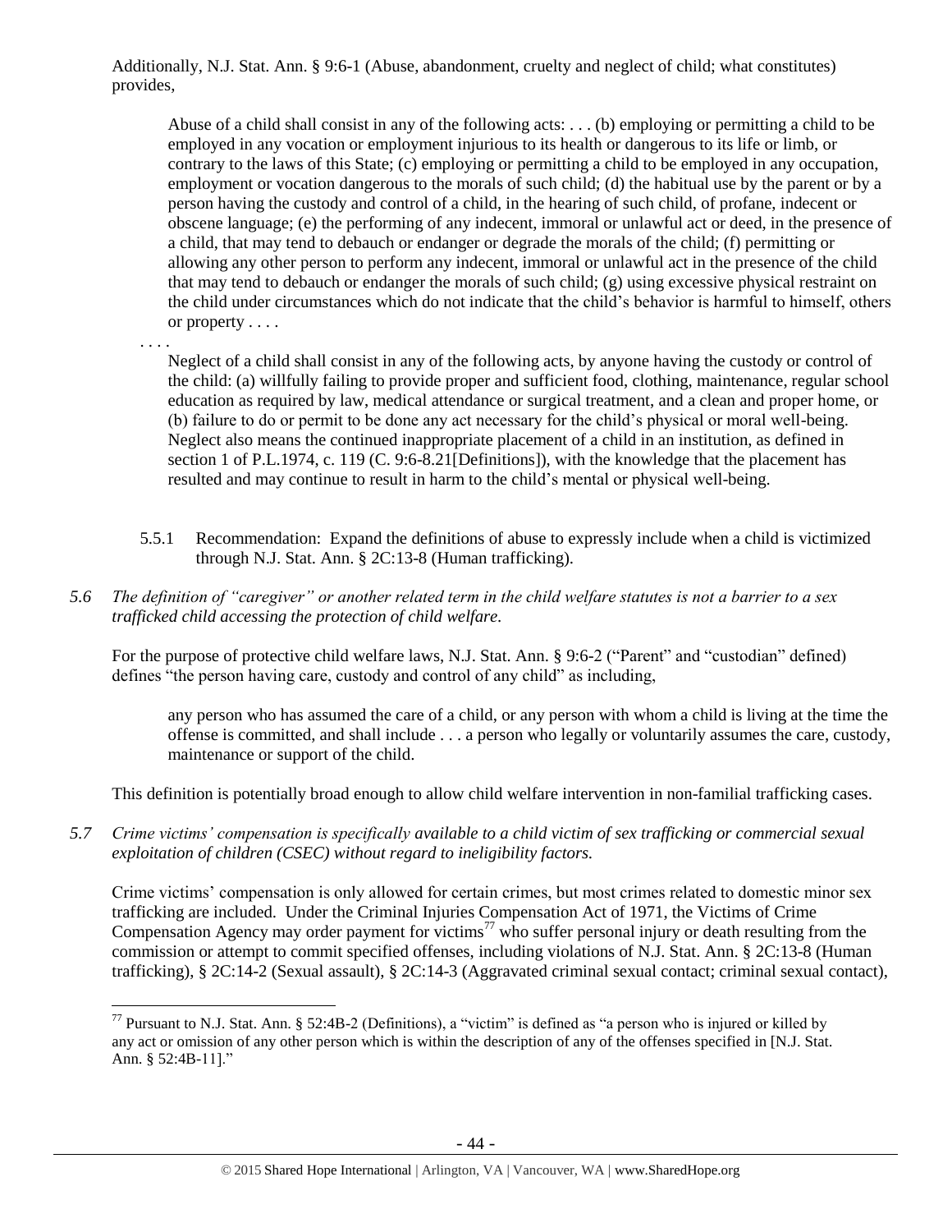Additionally, N.J. Stat. Ann. § 9:6-1 (Abuse, abandonment, cruelty and neglect of child; what constitutes) provides,

> Abuse of a child shall consist in any of the following acts: . . . (b) employing or permitting a child to be employed in any vocation or employment injurious to its health or dangerous to its life or limb, or contrary to the laws of this State; (c) employing or permitting a child to be employed in any occupation, employment or vocation dangerous to the morals of such child; (d) the habitual use by the parent or by a person having the custody and control of a child, in the hearing of such child, of profane, indecent or obscene language; (e) the performing of any indecent, immoral or unlawful act or deed, in the presence of a child, that may tend to debauch or endanger or degrade the morals of the child; (f) permitting or allowing any other person to perform any indecent, immoral or unlawful act in the presence of the child that may tend to debauch or endanger the morals of such child; (g) using excessive physical restraint on the child under circumstances which do not indicate that the child's behavior is harmful to himself, others or property . . . .
>
> . . . .
>
> Neglect of a child shall consist in any of the following acts, by anyone having the custody or control of the child: (a) willfully failing to provide proper and sufficient food, clothing, maintenance, regular school education as required by law, medical attendance or surgical treatment, and a clean and proper home, or (b) failure to do or permit to be done any act necessary for the child's physical or moral well-being. Neglect also means the continued inappropriate placement of a child in an institution, as defined in section 1 of P.L.1974, c. 119 (C. 9:6-8.21[Definitions]), with the knowledge that the placement has resulted and may continue to result in harm to the child's mental or physical well-being.

5.5.1 Recommendation: Expand the definitions of abuse to expressly include when a child is victimized through N.J. Stat. Ann. § 2C:13-8 (Human trafficking).

*5.6 The definition of "caregiver" or another related term in the child welfare statutes is not a barrier to a sex trafficked child accessing the protection of child welfare.*

For the purpose of protective child welfare laws, N.J. Stat. Ann. § 9:6-2 ("Parent" and "custodian" defined) defines "the person having care, custody and control of any child" as including,

> any person who has assumed the care of a child, or any person with whom a child is living at the time the offense is committed, and shall include . . . a person who legally or voluntarily assumes the care, custody, maintenance or support of the child.

This definition is potentially broad enough to allow child welfare intervention in non-familial trafficking cases.

*5.7 Crime victims' compensation is specifically available to a child victim of sex trafficking or commercial sexual exploitation of children (CSEC) without regard to ineligibility factors.*

Crime victims' compensation is only allowed for certain crimes, but most crimes related to domestic minor sex trafficking are included. Under the Criminal Injuries Compensation Act of 1971, the Victims of Crime Compensation Agency may order payment for victims[77] who suffer personal injury or death resulting from the commission or attempt to commit specified offenses, including violations of N.J. Stat. Ann. § 2C:13-8 (Human trafficking), § 2C:14-2 (Sexual assault), § 2C:14-3 (Aggravated criminal sexual contact; criminal sexual contact),

---

[77] Pursuant to N.J. Stat. Ann. § 52:4B-2 (Definitions), a "victim" is defined as "a person who is injured or killed by any act or omission of any other person which is within the description of any of the offenses specified in [N.J. Stat. Ann. § 52:4B-11]."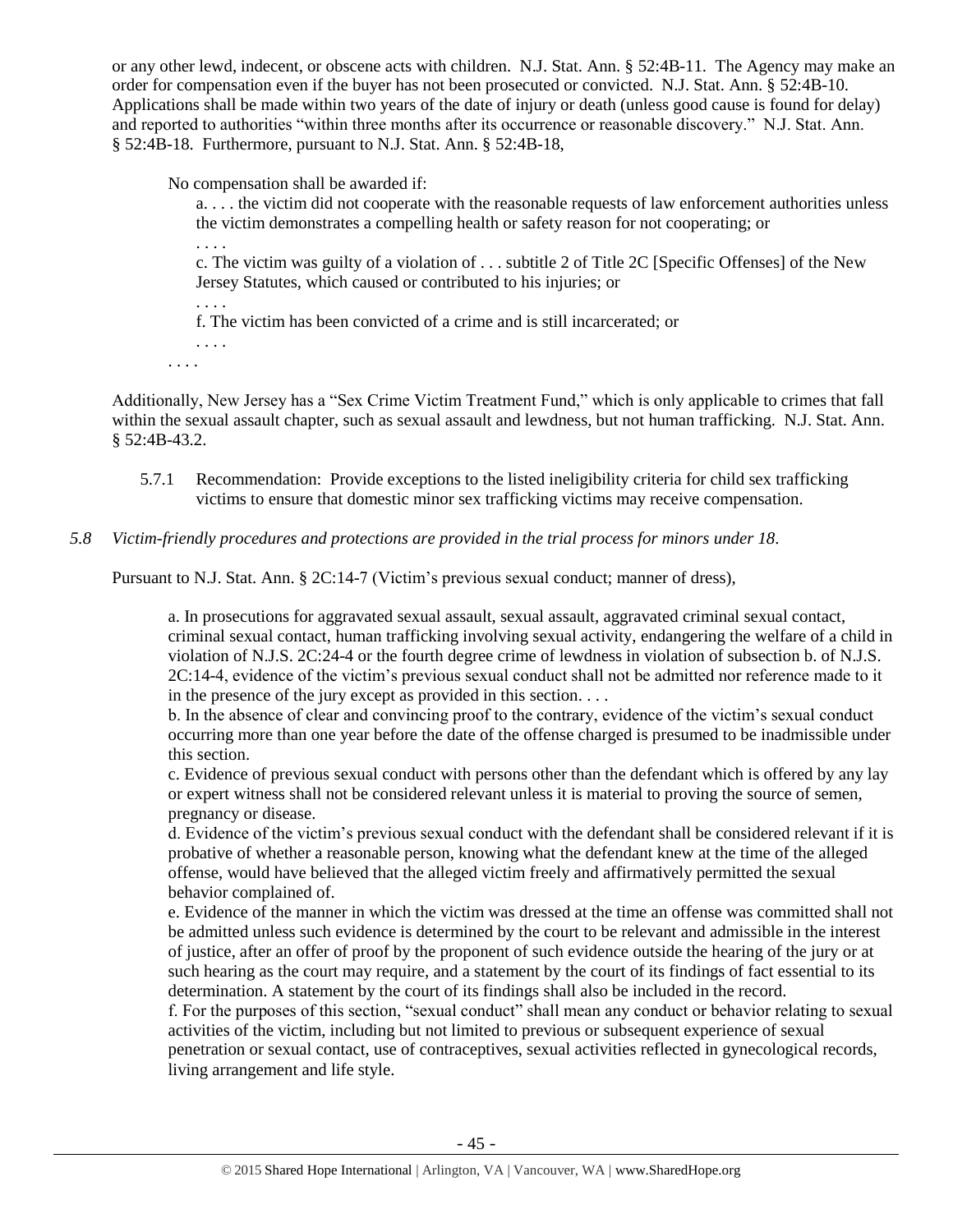or any other lewd, indecent, or obscene acts with children. N.J. Stat. Ann. § 52:4B-11. The Agency may make an order for compensation even if the buyer has not been prosecuted or convicted. N.J. Stat. Ann. § 52:4B-10. Applications shall be made within two years of the date of injury or death (unless good cause is found for delay) and reported to authorities "within three months after its occurrence or reasonable discovery." N.J. Stat. Ann. § 52:4B-18. Furthermore, pursuant to N.J. Stat. Ann. § 52:4B-18,

> No compensation shall be awarded if:
>
> a. . . . the victim did not cooperate with the reasonable requests of law enforcement authorities unless the victim demonstrates a compelling health or safety reason for not cooperating; or
>
> . . . .
>
> c. The victim was guilty of a violation of . . . subtitle 2 of Title 2C [Specific Offenses] of the New Jersey Statutes, which caused or contributed to his injuries; or
>
> . . . .
>
> f. The victim has been convicted of a crime and is still incarcerated; or
>
> . . . .
>
> . . . .

Additionally, New Jersey has a "Sex Crime Victim Treatment Fund," which is only applicable to crimes that fall within the sexual assault chapter, such as sexual assault and lewdness, but not human trafficking. N.J. Stat. Ann. § 52:4B-43.2.

5.7.1 Recommendation: Provide exceptions to the listed ineligibility criteria for child sex trafficking victims to ensure that domestic minor sex trafficking victims may receive compensation.

*5.8 Victim-friendly procedures and protections are provided in the trial process for minors under 18.*

Pursuant to N.J. Stat. Ann. § 2C:14-7 (Victim's previous sexual conduct; manner of dress),

> a. In prosecutions for aggravated sexual assault, sexual assault, aggravated criminal sexual contact, criminal sexual contact, human trafficking involving sexual activity, endangering the welfare of a child in violation of N.J.S. 2C:24-4 or the fourth degree crime of lewdness in violation of subsection b. of N.J.S. 2C:14-4, evidence of the victim's previous sexual conduct shall not be admitted nor reference made to it in the presence of the jury except as provided in this section. . . .
>
> b. In the absence of clear and convincing proof to the contrary, evidence of the victim's sexual conduct occurring more than one year before the date of the offense charged is presumed to be inadmissible under this section.
>
> c. Evidence of previous sexual conduct with persons other than the defendant which is offered by any lay or expert witness shall not be considered relevant unless it is material to proving the source of semen, pregnancy or disease.
>
> d. Evidence of the victim's previous sexual conduct with the defendant shall be considered relevant if it is probative of whether a reasonable person, knowing what the defendant knew at the time of the alleged offense, would have believed that the alleged victim freely and affirmatively permitted the sexual behavior complained of.
>
> e. Evidence of the manner in which the victim was dressed at the time an offense was committed shall not be admitted unless such evidence is determined by the court to be relevant and admissible in the interest of justice, after an offer of proof by the proponent of such evidence outside the hearing of the jury or at such hearing as the court may require, and a statement by the court of its findings of fact essential to its determination. A statement by the court of its findings shall also be included in the record.
>
> f. For the purposes of this section, "sexual conduct" shall mean any conduct or behavior relating to sexual activities of the victim, including but not limited to previous or subsequent experience of sexual penetration or sexual contact, use of contraceptives, sexual activities reflected in gynecological records, living arrangement and life style.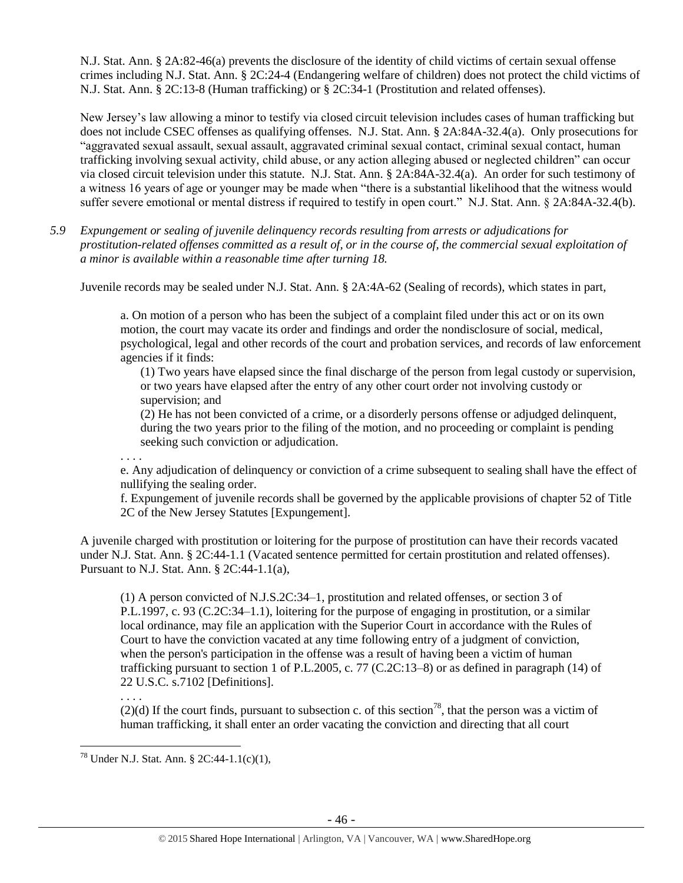N.J. Stat. Ann. § 2A:82-46(a) prevents the disclosure of the identity of child victims of certain sexual offense crimes including N.J. Stat. Ann. § 2C:24-4 (Endangering welfare of children) does not protect the child victims of N.J. Stat. Ann. § 2C:13-8 (Human trafficking) or § 2C:34-1 (Prostitution and related offenses).

New Jersey's law allowing a minor to testify via closed circuit television includes cases of human trafficking but does not include CSEC offenses as qualifying offenses. N.J. Stat. Ann. § 2A:84A-32.4(a). Only prosecutions for "aggravated sexual assault, sexual assault, aggravated criminal sexual contact, criminal sexual contact, human trafficking involving sexual activity, child abuse, or any action alleging abused or neglected children" can occur via closed circuit television under this statute. N.J. Stat. Ann. § 2A:84A-32.4(a). An order for such testimony of a witness 16 years of age or younger may be made when "there is a substantial likelihood that the witness would suffer severe emotional or mental distress if required to testify in open court." N.J. Stat. Ann. § 2A:84A-32.4(b).

*5.9 Expungement or sealing of juvenile delinquency records resulting from arrests or adjudications for prostitution-related offenses committed as a result of, or in the course of, the commercial sexual exploitation of a minor is available within a reasonable time after turning 18.*

Juvenile records may be sealed under N.J. Stat. Ann. § 2A:4A-62 (Sealing of records), which states in part,

> a. On motion of a person who has been the subject of a complaint filed under this act or on its own motion, the court may vacate its order and findings and order the nondisclosure of social, medical, psychological, legal and other records of the court and probation services, and records of law enforcement agencies if it finds:
>
> (1) Two years have elapsed since the final discharge of the person from legal custody or supervision, or two years have elapsed after the entry of any other court order not involving custody or supervision; and
>
> (2) He has not been convicted of a crime, or a disorderly persons offense or adjudged delinquent, during the two years prior to the filing of the motion, and no proceeding or complaint is pending seeking such conviction or adjudication.
>
> . . . .
>
> e. Any adjudication of delinquency or conviction of a crime subsequent to sealing shall have the effect of nullifying the sealing order.
>
> f. Expungement of juvenile records shall be governed by the applicable provisions of chapter 52 of Title 2C of the New Jersey Statutes [Expungement].

A juvenile charged with prostitution or loitering for the purpose of prostitution can have their records vacated under N.J. Stat. Ann. § 2C:44-1.1 (Vacated sentence permitted for certain prostitution and related offenses). Pursuant to N.J. Stat. Ann. § 2C:44-1.1(a),

> (1) A person convicted of N.J.S.2C:34–1, prostitution and related offenses, or section 3 of P.L.1997, c. 93 (C.2C:34–1.1), loitering for the purpose of engaging in prostitution, or a similar local ordinance, may file an application with the Superior Court in accordance with the Rules of Court to have the conviction vacated at any time following entry of a judgment of conviction, when the person's participation in the offense was a result of having been a victim of human trafficking pursuant to section 1 of P.L.2005, c. 77 (C.2C:13–8) or as defined in paragraph (14) of 22 U.S.C. s.7102 [Definitions].
>
> . . . .
>
> (2)(d) If the court finds, pursuant to subsection c. of this section[78], that the person was a victim of human trafficking, it shall enter an order vacating the conviction and directing that all court

[78] Under N.J. Stat. Ann. § 2C:44-1.1(c)(1),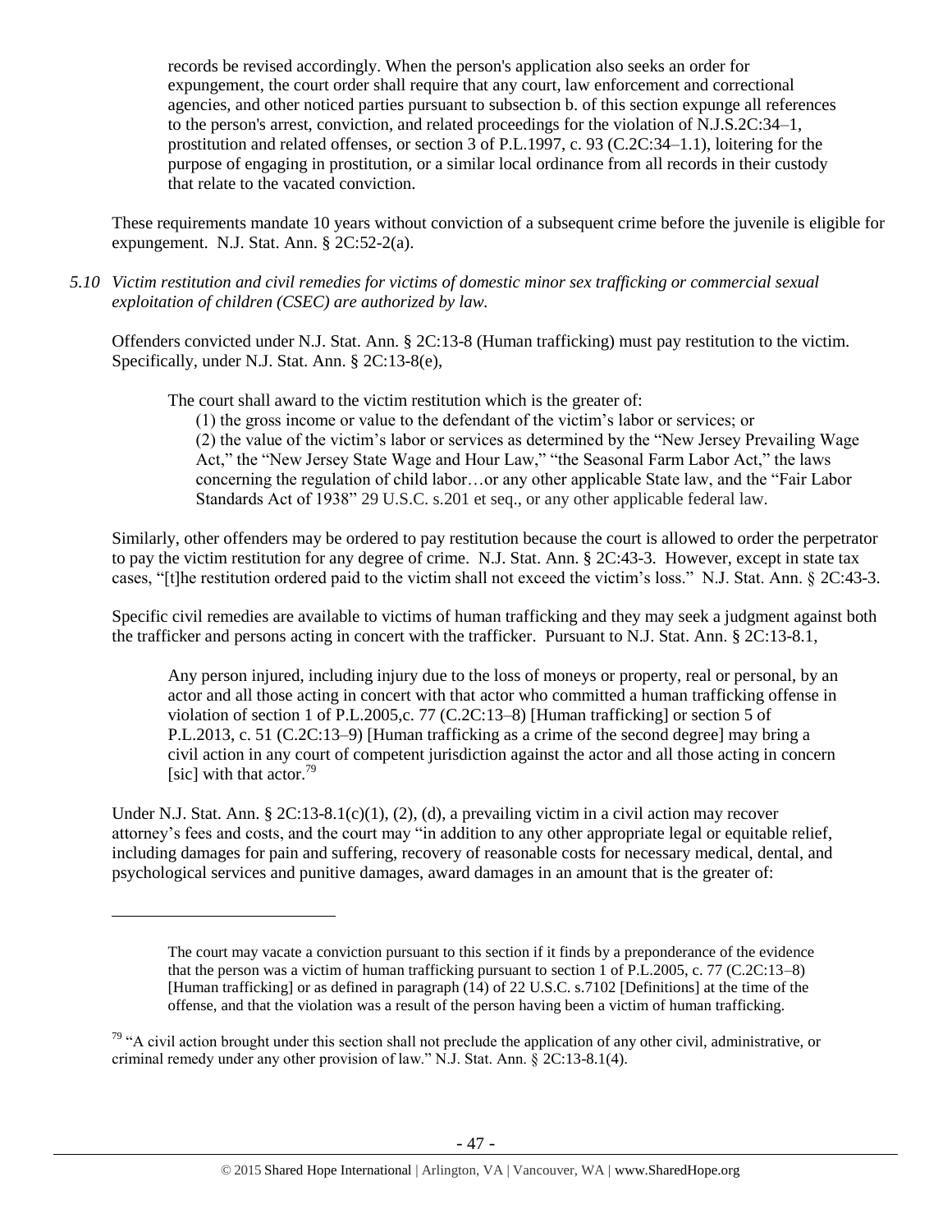> records be revised accordingly. When the person's application also seeks an order for expungement, the court order shall require that any court, law enforcement and correctional agencies, and other noticed parties pursuant to subsection b. of this section expunge all references to the person's arrest, conviction, and related proceedings for the violation of N.J.S.2C:34–1, prostitution and related offenses, or section 3 of P.L.1997, c. 93 (C.2C:34–1.1), loitering for the purpose of engaging in prostitution, or a similar local ordinance from all records in their custody that relate to the vacated conviction.

These requirements mandate 10 years without conviction of a subsequent crime before the juvenile is eligible for expungement. N.J. Stat. Ann. § 2C:52-2(a).

*5.10 Victim restitution and civil remedies for victims of domestic minor sex trafficking or commercial sexual exploitation of children (CSEC) are authorized by law.*

Offenders convicted under N.J. Stat. Ann. § 2C:13-8 (Human trafficking) must pay restitution to the victim. Specifically, under N.J. Stat. Ann. § 2C:13-8(e),

> The court shall award to the victim restitution which is the greater of:
>
> (1) the gross income or value to the defendant of the victim's labor or services; or
>
> (2) the value of the victim's labor or services as determined by the "New Jersey Prevailing Wage Act," the "New Jersey State Wage and Hour Law," "the Seasonal Farm Labor Act," the laws concerning the regulation of child labor…or any other applicable State law, and the "Fair Labor Standards Act of 1938" 29 U.S.C. s.201 et seq., or any other applicable federal law.

Similarly, other offenders may be ordered to pay restitution because the court is allowed to order the perpetrator to pay the victim restitution for any degree of crime. N.J. Stat. Ann. § 2C:43-3. However, except in state tax cases, "[t]he restitution ordered paid to the victim shall not exceed the victim's loss." N.J. Stat. Ann. § 2C:43-3.

Specific civil remedies are available to victims of human trafficking and they may seek a judgment against both the trafficker and persons acting in concert with the trafficker. Pursuant to N.J. Stat. Ann. § 2C:13-8.1,

> Any person injured, including injury due to the loss of moneys or property, real or personal, by an actor and all those acting in concert with that actor who committed a human trafficking offense in violation of section 1 of P.L.2005,c. 77 (C.2C:13–8) [Human trafficking] or section 5 of P.L.2013, c. 51 (C.2C:13–9) [Human trafficking as a crime of the second degree] may bring a civil action in any court of competent jurisdiction against the actor and all those acting in concern [sic] with that actor.[79]

Under N.J. Stat. Ann. § 2C:13-8.1(c)(1), (2), (d), a prevailing victim in a civil action may recover attorney's fees and costs, and the court may "in addition to any other appropriate legal or equitable relief, including damages for pain and suffering, recovery of reasonable costs for necessary medical, dental, and psychological services and punitive damages, award damages in an amount that is the greater of:

---

> The court may vacate a conviction pursuant to this section if it finds by a preponderance of the evidence that the person was a victim of human trafficking pursuant to section 1 of P.L.2005, c. 77 (C.2C:13–8) [Human trafficking] or as defined in paragraph (14) of 22 U.S.C. s.7102 [Definitions] at the time of the offense, and that the violation was a result of the person having been a victim of human trafficking.

[79] "A civil action brought under this section shall not preclude the application of any other civil, administrative, or criminal remedy under any other provision of law." N.J. Stat. Ann. § 2C:13-8.1(4).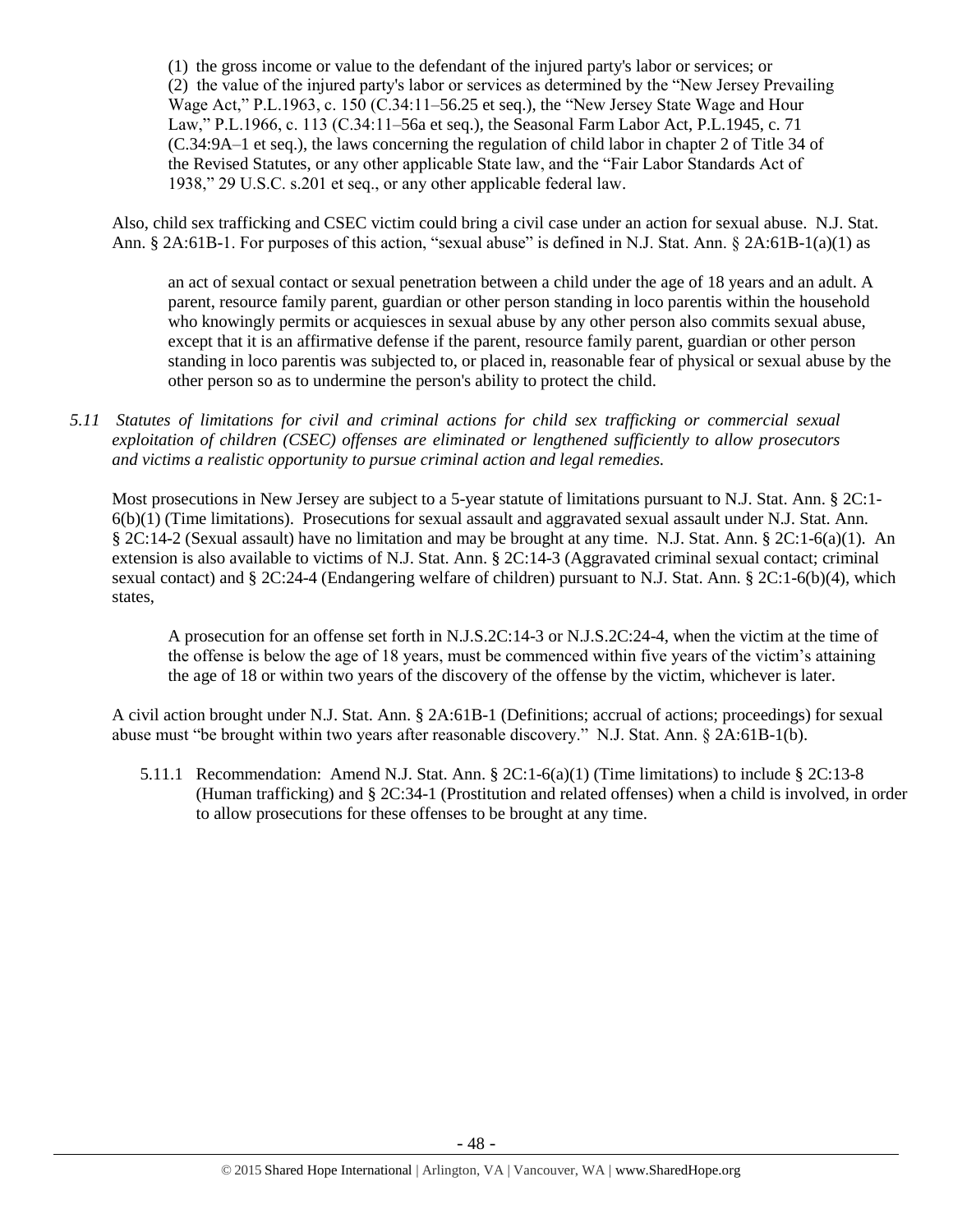> (1) the gross income or value to the defendant of the injured party's labor or services; or
> (2) the value of the injured party's labor or services as determined by the "New Jersey Prevailing Wage Act," P.L.1963, c. 150 (C.34:11–56.25 et seq.), the "New Jersey State Wage and Hour Law," P.L.1966, c. 113 (C.34:11–56a et seq.), the Seasonal Farm Labor Act, P.L.1945, c. 71 (C.34:9A–1 et seq.), the laws concerning the regulation of child labor in chapter 2 of Title 34 of the Revised Statutes, or any other applicable State law, and the "Fair Labor Standards Act of 1938," 29 U.S.C. s.201 et seq., or any other applicable federal law.

Also, child sex trafficking and CSEC victim could bring a civil case under an action for sexual abuse. N.J. Stat. Ann. § 2A:61B-1. For purposes of this action, "sexual abuse" is defined in N.J. Stat. Ann. § 2A:61B-1(a)(1) as

> an act of sexual contact or sexual penetration between a child under the age of 18 years and an adult. A parent, resource family parent, guardian or other person standing in loco parentis within the household who knowingly permits or acquiesces in sexual abuse by any other person also commits sexual abuse, except that it is an affirmative defense if the parent, resource family parent, guardian or other person standing in loco parentis was subjected to, or placed in, reasonable fear of physical or sexual abuse by the other person so as to undermine the person's ability to protect the child.

*5.11 Statutes of limitations for civil and criminal actions for child sex trafficking or commercial sexual exploitation of children (CSEC) offenses are eliminated or lengthened sufficiently to allow prosecutors and victims a realistic opportunity to pursue criminal action and legal remedies.*

Most prosecutions in New Jersey are subject to a 5-year statute of limitations pursuant to N.J. Stat. Ann. § 2C:1-6(b)(1) (Time limitations). Prosecutions for sexual assault and aggravated sexual assault under N.J. Stat. Ann. § 2C:14-2 (Sexual assault) have no limitation and may be brought at any time. N.J. Stat. Ann. § 2C:1-6(a)(1). An extension is also available to victims of N.J. Stat. Ann. § 2C:14-3 (Aggravated criminal sexual contact; criminal sexual contact) and § 2C:24-4 (Endangering welfare of children) pursuant to N.J. Stat. Ann. § 2C:1-6(b)(4), which states,

> A prosecution for an offense set forth in N.J.S.2C:14-3 or N.J.S.2C:24-4, when the victim at the time of the offense is below the age of 18 years, must be commenced within five years of the victim's attaining the age of 18 or within two years of the discovery of the offense by the victim, whichever is later.

A civil action brought under N.J. Stat. Ann. § 2A:61B-1 (Definitions; accrual of actions; proceedings) for sexual abuse must "be brought within two years after reasonable discovery." N.J. Stat. Ann. § 2A:61B-1(b).

5.11.1 Recommendation: Amend N.J. Stat. Ann. § 2C:1-6(a)(1) (Time limitations) to include § 2C:13-8 (Human trafficking) and § 2C:34-1 (Prostitution and related offenses) when a child is involved, in order to allow prosecutions for these offenses to be brought at any time.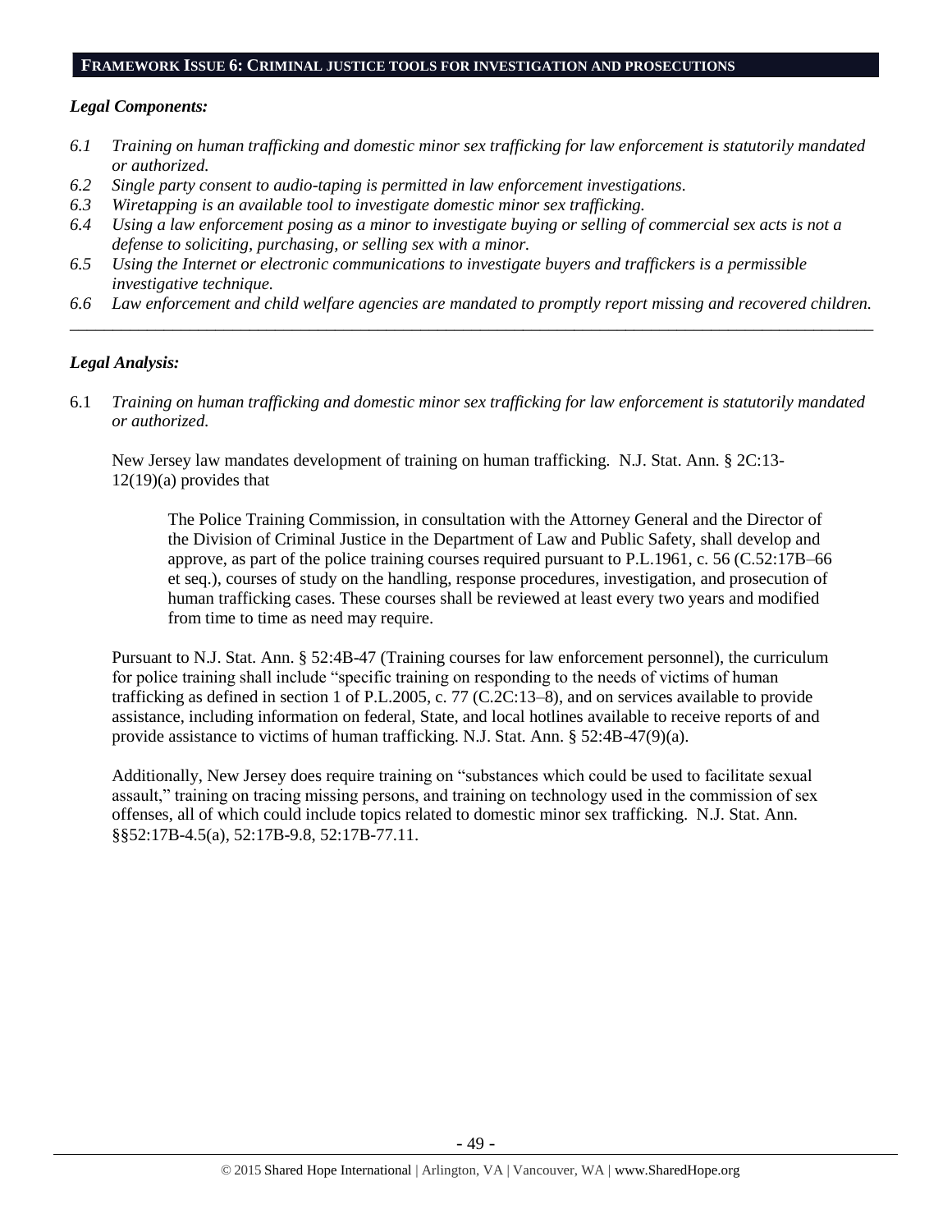## FRAMEWORK ISSUE 6: CRIMINAL JUSTICE TOOLS FOR INVESTIGATION AND PROSECUTIONS

***Legal Components:***

*6.1 Training on human trafficking and domestic minor sex trafficking for law enforcement is statutorily mandated or authorized.*

*6.2 Single party consent to audio-taping is permitted in law enforcement investigations.*

*6.3 Wiretapping is an available tool to investigate domestic minor sex trafficking.*

*6.4 Using a law enforcement posing as a minor to investigate buying or selling of commercial sex acts is not a defense to soliciting, purchasing, or selling sex with a minor.*

*6.5 Using the Internet or electronic communications to investigate buyers and traffickers is a permissible investigative technique.*

*6.6 Law enforcement and child welfare agencies are mandated to promptly report missing and recovered children.*

---

***Legal Analysis:***

6.1 *Training on human trafficking and domestic minor sex trafficking for law enforcement is statutorily mandated or authorized.*

New Jersey law mandates development of training on human trafficking. N.J. Stat. Ann. § 2C:13-12(19)(a) provides that

> The Police Training Commission, in consultation with the Attorney General and the Director of the Division of Criminal Justice in the Department of Law and Public Safety, shall develop and approve, as part of the police training courses required pursuant to P.L.1961, c. 56 (C.52:17B–66 et seq.), courses of study on the handling, response procedures, investigation, and prosecution of human trafficking cases. These courses shall be reviewed at least every two years and modified from time to time as need may require.

Pursuant to N.J. Stat. Ann. § 52:4B-47 (Training courses for law enforcement personnel), the curriculum for police training shall include "specific training on responding to the needs of victims of human trafficking as defined in section 1 of P.L.2005, c. 77 (C.2C:13–8), and on services available to provide assistance, including information on federal, State, and local hotlines available to receive reports of and provide assistance to victims of human trafficking. N.J. Stat. Ann. § 52:4B-47(9)(a).

Additionally, New Jersey does require training on "substances which could be used to facilitate sexual assault," training on tracing missing persons, and training on technology used in the commission of sex offenses, all of which could include topics related to domestic minor sex trafficking. N.J. Stat. Ann. §§52:17B-4.5(a), 52:17B-9.8, 52:17B-77.11.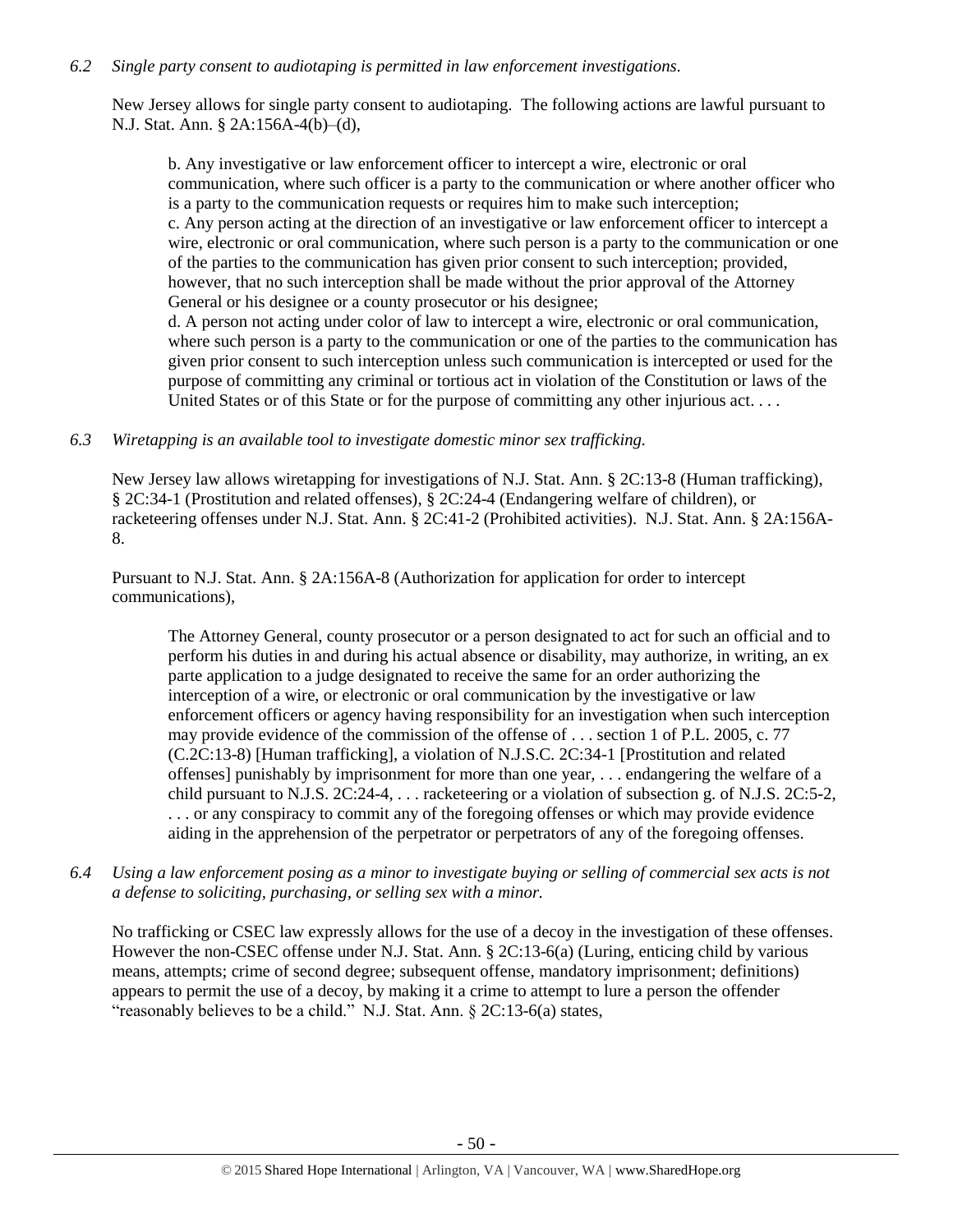*6.2 Single party consent to audiotaping is permitted in law enforcement investigations.*

New Jersey allows for single party consent to audiotaping. The following actions are lawful pursuant to N.J. Stat. Ann. § 2A:156A-4(b)–(d),

> b. Any investigative or law enforcement officer to intercept a wire, electronic or oral communication, where such officer is a party to the communication or where another officer who is a party to the communication requests or requires him to make such interception;
> c. Any person acting at the direction of an investigative or law enforcement officer to intercept a wire, electronic or oral communication, where such person is a party to the communication or one of the parties to the communication has given prior consent to such interception; provided, however, that no such interception shall be made without the prior approval of the Attorney General or his designee or a county prosecutor or his designee;
> d. A person not acting under color of law to intercept a wire, electronic or oral communication, where such person is a party to the communication or one of the parties to the communication has given prior consent to such interception unless such communication is intercepted or used for the purpose of committing any criminal or tortious act in violation of the Constitution or laws of the United States or of this State or for the purpose of committing any other injurious act. . . .

*6.3 Wiretapping is an available tool to investigate domestic minor sex trafficking.*

New Jersey law allows wiretapping for investigations of N.J. Stat. Ann. § 2C:13-8 (Human trafficking), § 2C:34-1 (Prostitution and related offenses), § 2C:24-4 (Endangering welfare of children), or racketeering offenses under N.J. Stat. Ann. § 2C:41-2 (Prohibited activities). N.J. Stat. Ann. § 2A:156A-8.

Pursuant to N.J. Stat. Ann. § 2A:156A-8 (Authorization for application for order to intercept communications),

> The Attorney General, county prosecutor or a person designated to act for such an official and to perform his duties in and during his actual absence or disability, may authorize, in writing, an ex parte application to a judge designated to receive the same for an order authorizing the interception of a wire, or electronic or oral communication by the investigative or law enforcement officers or agency having responsibility for an investigation when such interception may provide evidence of the commission of the offense of . . . section 1 of P.L. 2005, c. 77 (C.2C:13-8) [Human trafficking], a violation of N.J.S.C. 2C:34-1 [Prostitution and related offenses] punishably by imprisonment for more than one year, . . . endangering the welfare of a child pursuant to N.J.S. 2C:24-4, . . . racketeering or a violation of subsection g. of N.J.S. 2C:5-2, . . . or any conspiracy to commit any of the foregoing offenses or which may provide evidence aiding in the apprehension of the perpetrator or perpetrators of any of the foregoing offenses.

*6.4 Using a law enforcement posing as a minor to investigate buying or selling of commercial sex acts is not a defense to soliciting, purchasing, or selling sex with a minor.*

No trafficking or CSEC law expressly allows for the use of a decoy in the investigation of these offenses. However the non-CSEC offense under N.J. Stat. Ann. § 2C:13-6(a) (Luring, enticing child by various means, attempts; crime of second degree; subsequent offense, mandatory imprisonment; definitions) appears to permit the use of a decoy, by making it a crime to attempt to lure a person the offender "reasonably believes to be a child." N.J. Stat. Ann. § 2C:13-6(a) states,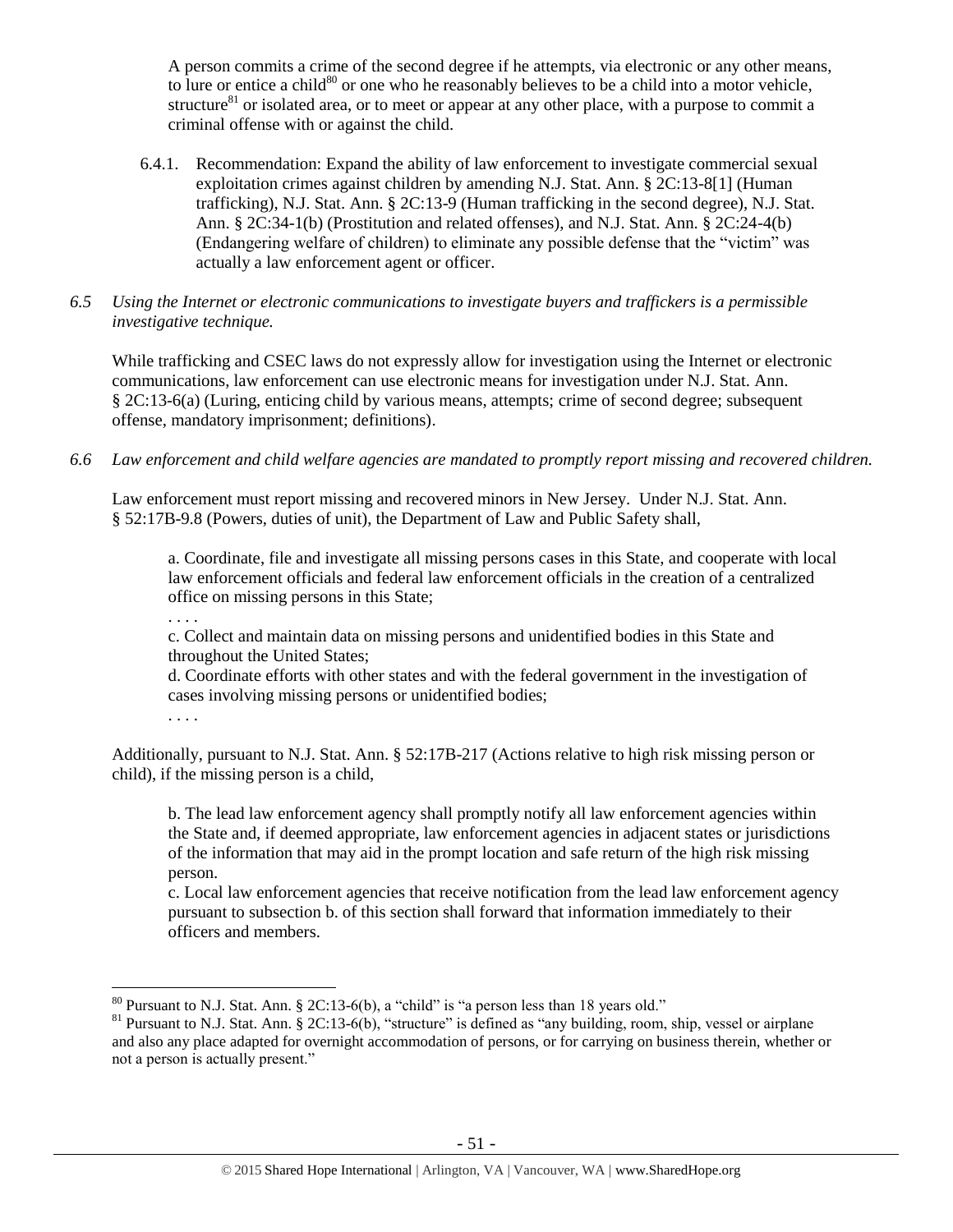A person commits a crime of the second degree if he attempts, via electronic or any other means, to lure or entice a child[80] or one who he reasonably believes to be a child into a motor vehicle, structure[81] or isolated area, or to meet or appear at any other place, with a purpose to commit a criminal offense with or against the child.

6.4.1. Recommendation: Expand the ability of law enforcement to investigate commercial sexual exploitation crimes against children by amending N.J. Stat. Ann. § 2C:13-8[1] (Human trafficking), N.J. Stat. Ann. § 2C:13-9 (Human trafficking in the second degree), N.J. Stat. Ann. § 2C:34-1(b) (Prostitution and related offenses), and N.J. Stat. Ann. § 2C:24-4(b) (Endangering welfare of children) to eliminate any possible defense that the "victim" was actually a law enforcement agent or officer.

*6.5 Using the Internet or electronic communications to investigate buyers and traffickers is a permissible investigative technique.*

While trafficking and CSEC laws do not expressly allow for investigation using the Internet or electronic communications, law enforcement can use electronic means for investigation under N.J. Stat. Ann. § 2C:13-6(a) (Luring, enticing child by various means, attempts; crime of second degree; subsequent offense, mandatory imprisonment; definitions).

*6.6 Law enforcement and child welfare agencies are mandated to promptly report missing and recovered children.*

Law enforcement must report missing and recovered minors in New Jersey. Under N.J. Stat. Ann. § 52:17B-9.8 (Powers, duties of unit), the Department of Law and Public Safety shall,

> a. Coordinate, file and investigate all missing persons cases in this State, and cooperate with local law enforcement officials and federal law enforcement officials in the creation of a centralized office on missing persons in this State;
>
> . . . .
>
> c. Collect and maintain data on missing persons and unidentified bodies in this State and throughout the United States;
>
> d. Coordinate efforts with other states and with the federal government in the investigation of cases involving missing persons or unidentified bodies;
>
> . . . .

Additionally, pursuant to N.J. Stat. Ann. § 52:17B-217 (Actions relative to high risk missing person or child), if the missing person is a child,

> b. The lead law enforcement agency shall promptly notify all law enforcement agencies within the State and, if deemed appropriate, law enforcement agencies in adjacent states or jurisdictions of the information that may aid in the prompt location and safe return of the high risk missing person.
>
> c. Local law enforcement agencies that receive notification from the lead law enforcement agency pursuant to subsection b. of this section shall forward that information immediately to their officers and members.

---

[80] Pursuant to N.J. Stat. Ann. § 2C:13-6(b), a "child" is "a person less than 18 years old."

[81] Pursuant to N.J. Stat. Ann. § 2C:13-6(b), "structure" is defined as "any building, room, ship, vessel or airplane and also any place adapted for overnight accommodation of persons, or for carrying on business therein, whether or not a person is actually present."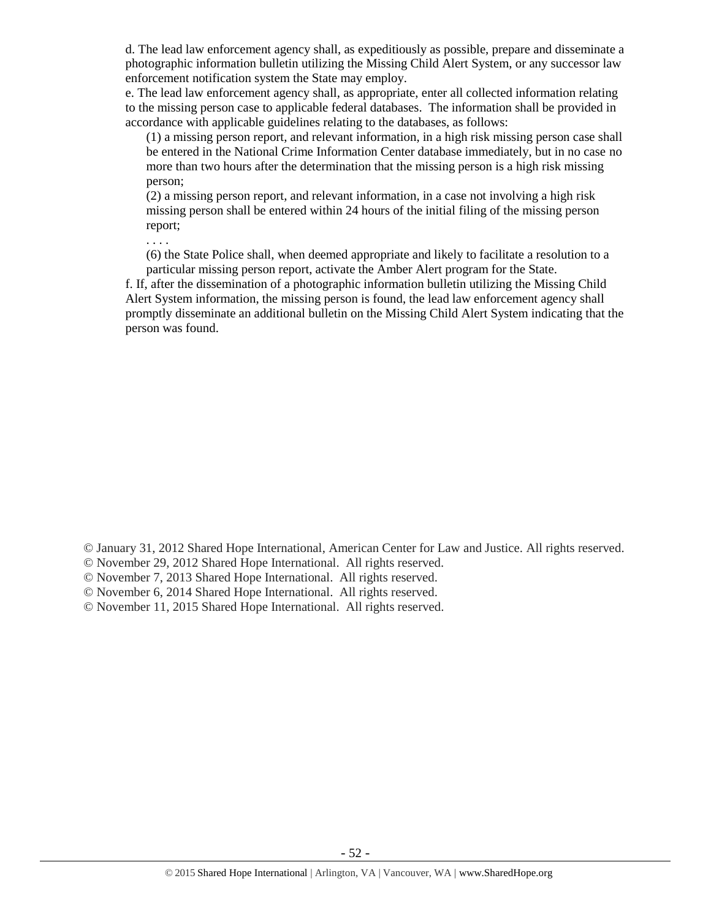d. The lead law enforcement agency shall, as expeditiously as possible, prepare and disseminate a photographic information bulletin utilizing the Missing Child Alert System, or any successor law enforcement notification system the State may employ.

e. The lead law enforcement agency shall, as appropriate, enter all collected information relating to the missing person case to applicable federal databases. The information shall be provided in accordance with applicable guidelines relating to the databases, as follows:

(1) a missing person report, and relevant information, in a high risk missing person case shall be entered in the National Crime Information Center database immediately, but in no case no more than two hours after the determination that the missing person is a high risk missing person;

(2) a missing person report, and relevant information, in a case not involving a high risk missing person shall be entered within 24 hours of the initial filing of the missing person report;

. . . .

(6) the State Police shall, when deemed appropriate and likely to facilitate a resolution to a particular missing person report, activate the Amber Alert program for the State.

f. If, after the dissemination of a photographic information bulletin utilizing the Missing Child Alert System information, the missing person is found, the lead law enforcement agency shall promptly disseminate an additional bulletin on the Missing Child Alert System indicating that the person was found.

© January 31, 2012 Shared Hope International, American Center for Law and Justice. All rights reserved.
© November 29, 2012 Shared Hope International. All rights reserved.
© November 7, 2013 Shared Hope International. All rights reserved.
© November 6, 2014 Shared Hope International. All rights reserved.
© November 11, 2015 Shared Hope International. All rights reserved.